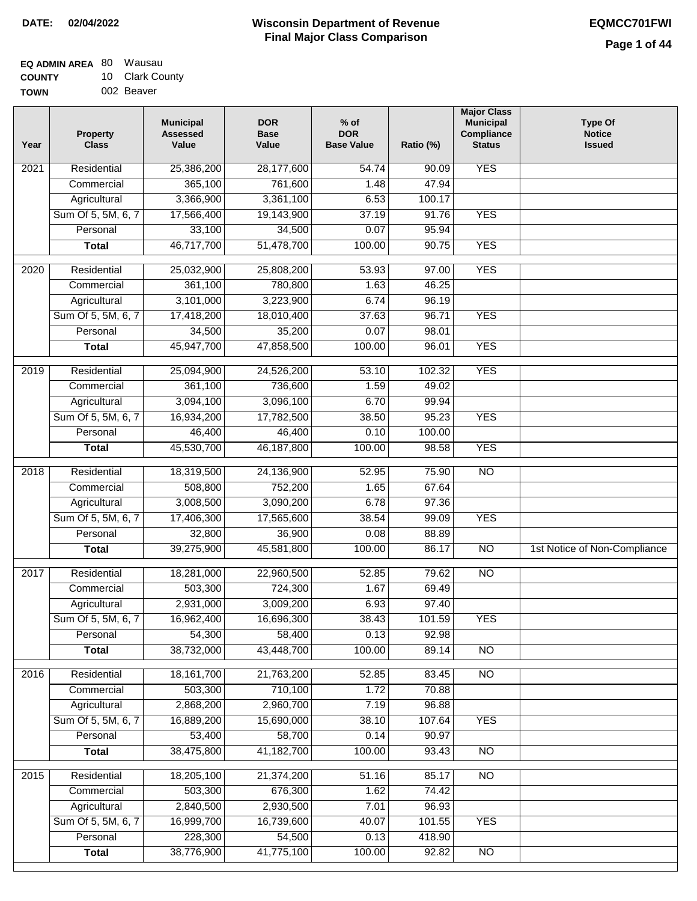**DATE: 02/04/2022**

# Wisconsin Department of Revenue
## Final Major Class Comparison

**EQMCC701FWI**

**EQ ADMIN AREA** 80 Wausau
**COUNTY** 10 Clark County
**TOWN** 002 Beaver

| Year | Property Class | Municipal Assessed Value | DOR Base Value | % of DOR Base Value | Ratio (%) | Major Class Municipal Compliance Status | Type Of Notice Issued |
|---|---|---|---|---|---|---|---|
| 2021 | Residential | 25,386,200 | 28,177,600 | 54.74 | 90.09 | YES | |
| | Commercial | 365,100 | 761,600 | 1.48 | 47.94 | | |
| | Agricultural | 3,366,900 | 3,361,100 | 6.53 | 100.17 | | |
| | Sum Of 5, 5M, 6, 7 | 17,566,400 | 19,143,900 | 37.19 | 91.76 | YES | |
| | Personal | 33,100 | 34,500 | 0.07 | 95.94 | | |
| | **Total** | 46,717,700 | 51,478,700 | 100.00 | 90.75 | YES | |
| 2020 | Residential | 25,032,900 | 25,808,200 | 53.93 | 97.00 | YES | |
| | Commercial | 361,100 | 780,800 | 1.63 | 46.25 | | |
| | Agricultural | 3,101,000 | 3,223,900 | 6.74 | 96.19 | | |
| | Sum Of 5, 5M, 6, 7 | 17,418,200 | 18,010,400 | 37.63 | 96.71 | YES | |
| | Personal | 34,500 | 35,200 | 0.07 | 98.01 | | |
| | **Total** | 45,947,700 | 47,858,500 | 100.00 | 96.01 | YES | |
| 2019 | Residential | 25,094,900 | 24,526,200 | 53.10 | 102.32 | YES | |
| | Commercial | 361,100 | 736,600 | 1.59 | 49.02 | | |
| | Agricultural | 3,094,100 | 3,096,100 | 6.70 | 99.94 | | |
| | Sum Of 5, 5M, 6, 7 | 16,934,200 | 17,782,500 | 38.50 | 95.23 | YES | |
| | Personal | 46,400 | 46,400 | 0.10 | 100.00 | | |
| | **Total** | 45,530,700 | 46,187,800 | 100.00 | 98.58 | YES | |
| 2018 | Residential | 18,319,500 | 24,136,900 | 52.95 | 75.90 | NO | |
| | Commercial | 508,800 | 752,200 | 1.65 | 67.64 | | |
| | Agricultural | 3,008,500 | 3,090,200 | 6.78 | 97.36 | | |
| | Sum Of 5, 5M, 6, 7 | 17,406,300 | 17,565,600 | 38.54 | 99.09 | YES | |
| | Personal | 32,800 | 36,900 | 0.08 | 88.89 | | |
| | **Total** | 39,275,900 | 45,581,800 | 100.00 | 86.17 | NO | 1st Notice of Non-Compliance |
| 2017 | Residential | 18,281,000 | 22,960,500 | 52.85 | 79.62 | NO | |
| | Commercial | 503,300 | 724,300 | 1.67 | 69.49 | | |
| | Agricultural | 2,931,000 | 3,009,200 | 6.93 | 97.40 | | |
| | Sum Of 5, 5M, 6, 7 | 16,962,400 | 16,696,300 | 38.43 | 101.59 | YES | |
| | Personal | 54,300 | 58,400 | 0.13 | 92.98 | | |
| | **Total** | 38,732,000 | 43,448,700 | 100.00 | 89.14 | NO | |
| 2016 | Residential | 18,161,700 | 21,763,200 | 52.85 | 83.45 | NO | |
| | Commercial | 503,300 | 710,100 | 1.72 | 70.88 | | |
| | Agricultural | 2,868,200 | 2,960,700 | 7.19 | 96.88 | | |
| | Sum Of 5, 5M, 6, 7 | 16,889,200 | 15,690,000 | 38.10 | 107.64 | YES | |
| | Personal | 53,400 | 58,700 | 0.14 | 90.97 | | |
| | **Total** | 38,475,800 | 41,182,700 | 100.00 | 93.43 | NO | |
| 2015 | Residential | 18,205,100 | 21,374,200 | 51.16 | 85.17 | NO | |
| | Commercial | 503,300 | 676,300 | 1.62 | 74.42 | | |
| | Agricultural | 2,840,500 | 2,930,500 | 7.01 | 96.93 | | |
| | Sum Of 5, 5M, 6, 7 | 16,999,700 | 16,739,600 | 40.07 | 101.55 | YES | |
| | Personal | 228,300 | 54,500 | 0.13 | 418.90 | | |
| | **Total** | 38,776,900 | 41,775,100 | 100.00 | 92.82 | NO | |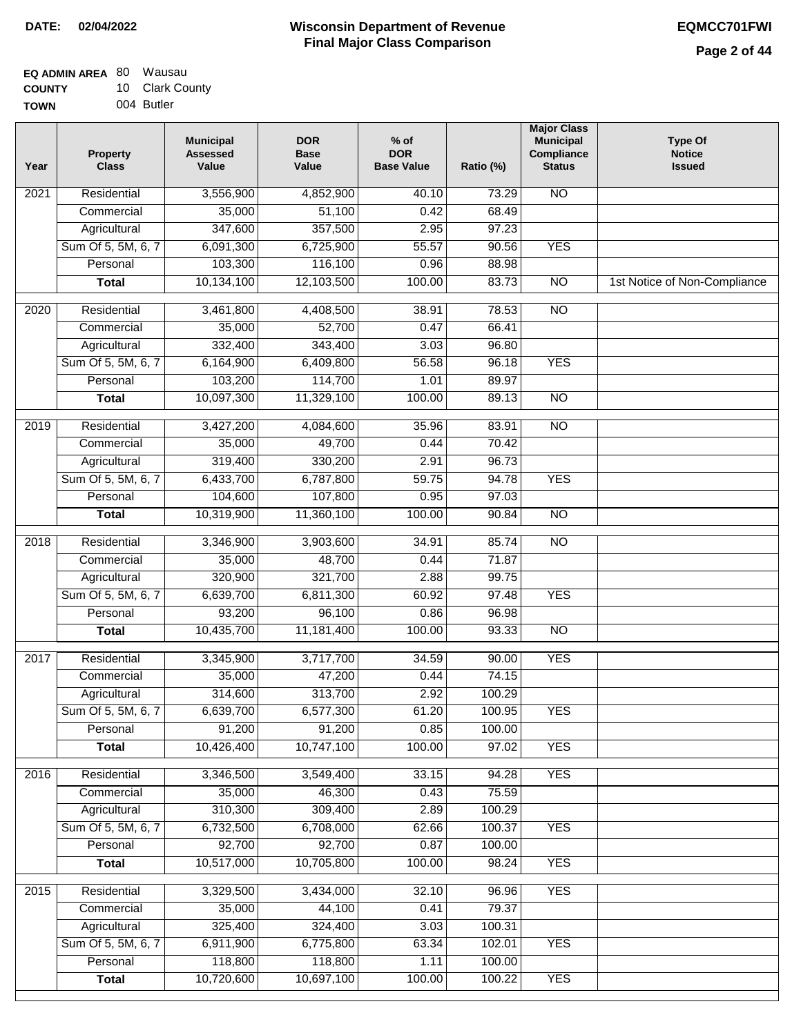# Wisconsin Department of Revenue Final Major Class Comparison

**DATE:** 02/04/2022

**EQMCC701FWI**

**EQ ADMIN AREA** 80 Wausau
**COUNTY** 10 Clark County
**TOWN** 004 Butler

| Year | Property Class | Municipal Assessed Value | DOR Base Value | % of DOR Base Value | Ratio (%) | Major Class Municipal Compliance Status | Type Of Notice Issued |
|---|---|---|---|---|---|---|---|
| 2021 | Residential | 3,556,900 | 4,852,900 | 40.10 | 73.29 | NO | |
| | Commercial | 35,000 | 51,100 | 0.42 | 68.49 | | |
| | Agricultural | 347,600 | 357,500 | 2.95 | 97.23 | | |
| | Sum Of 5, 5M, 6, 7 | 6,091,300 | 6,725,900 | 55.57 | 90.56 | YES | |
| | Personal | 103,300 | 116,100 | 0.96 | 88.98 | | |
| | **Total** | 10,134,100 | 12,103,500 | 100.00 | 83.73 | NO | 1st Notice of Non-Compliance |
| 2020 | Residential | 3,461,800 | 4,408,500 | 38.91 | 78.53 | NO | |
| | Commercial | 35,000 | 52,700 | 0.47 | 66.41 | | |
| | Agricultural | 332,400 | 343,400 | 3.03 | 96.80 | | |
| | Sum Of 5, 5M, 6, 7 | 6,164,900 | 6,409,800 | 56.58 | 96.18 | YES | |
| | Personal | 103,200 | 114,700 | 1.01 | 89.97 | | |
| | **Total** | 10,097,300 | 11,329,100 | 100.00 | 89.13 | NO | |
| 2019 | Residential | 3,427,200 | 4,084,600 | 35.96 | 83.91 | NO | |
| | Commercial | 35,000 | 49,700 | 0.44 | 70.42 | | |
| | Agricultural | 319,400 | 330,200 | 2.91 | 96.73 | | |
| | Sum Of 5, 5M, 6, 7 | 6,433,700 | 6,787,800 | 59.75 | 94.78 | YES | |
| | Personal | 104,600 | 107,800 | 0.95 | 97.03 | | |
| | **Total** | 10,319,900 | 11,360,100 | 100.00 | 90.84 | NO | |
| 2018 | Residential | 3,346,900 | 3,903,600 | 34.91 | 85.74 | NO | |
| | Commercial | 35,000 | 48,700 | 0.44 | 71.87 | | |
| | Agricultural | 320,900 | 321,700 | 2.88 | 99.75 | | |
| | Sum Of 5, 5M, 6, 7 | 6,639,700 | 6,811,300 | 60.92 | 97.48 | YES | |
| | Personal | 93,200 | 96,100 | 0.86 | 96.98 | | |
| | **Total** | 10,435,700 | 11,181,400 | 100.00 | 93.33 | NO | |
| 2017 | Residential | 3,345,900 | 3,717,700 | 34.59 | 90.00 | YES | |
| | Commercial | 35,000 | 47,200 | 0.44 | 74.15 | | |
| | Agricultural | 314,600 | 313,700 | 2.92 | 100.29 | | |
| | Sum Of 5, 5M, 6, 7 | 6,639,700 | 6,577,300 | 61.20 | 100.95 | YES | |
| | Personal | 91,200 | 91,200 | 0.85 | 100.00 | | |
| | **Total** | 10,426,400 | 10,747,100 | 100.00 | 97.02 | YES | |
| 2016 | Residential | 3,346,500 | 3,549,400 | 33.15 | 94.28 | YES | |
| | Commercial | 35,000 | 46,300 | 0.43 | 75.59 | | |
| | Agricultural | 310,300 | 309,400 | 2.89 | 100.29 | | |
| | Sum Of 5, 5M, 6, 7 | 6,732,500 | 6,708,000 | 62.66 | 100.37 | YES | |
| | Personal | 92,700 | 92,700 | 0.87 | 100.00 | | |
| | **Total** | 10,517,000 | 10,705,800 | 100.00 | 98.24 | YES | |
| 2015 | Residential | 3,329,500 | 3,434,000 | 32.10 | 96.96 | YES | |
| | Commercial | 35,000 | 44,100 | 0.41 | 79.37 | | |
| | Agricultural | 325,400 | 324,400 | 3.03 | 100.31 | | |
| | Sum Of 5, 5M, 6, 7 | 6,911,900 | 6,775,800 | 63.34 | 102.01 | YES | |
| | Personal | 118,800 | 118,800 | 1.11 | 100.00 | | |
| | **Total** | 10,720,600 | 10,697,100 | 100.00 | 100.22 | YES | |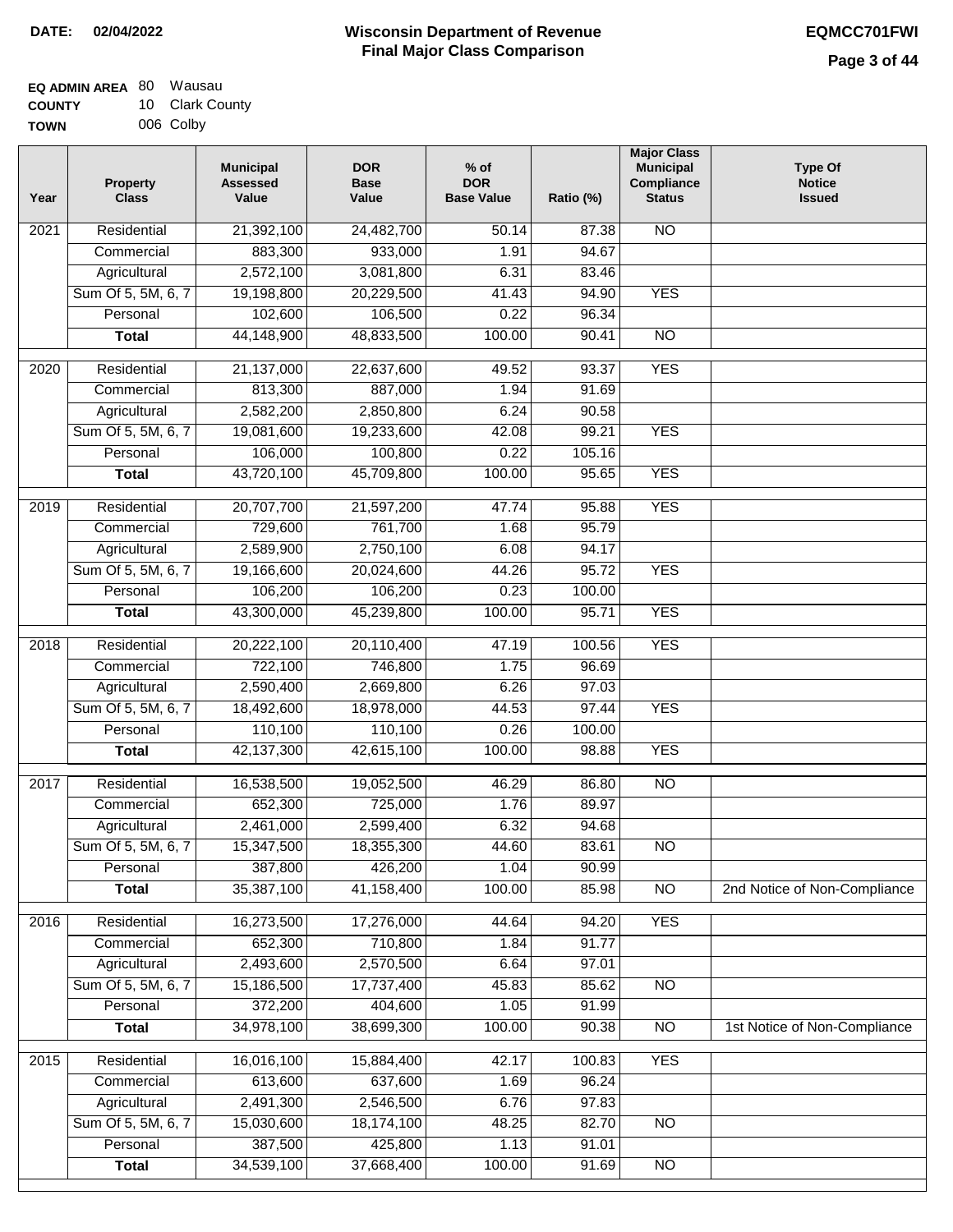**DATE:** 02/04/2022

# Wisconsin Department of Revenue
## Final Major Class Comparison

**EQMCC701FWI**

**EQ ADMIN AREA** 80 Wausau
**COUNTY** 10 Clark County
**TOWN** 006 Colby

| Year | Property Class | Municipal Assessed Value | DOR Base Value | % of DOR Base Value | Ratio (%) | Major Class Municipal Compliance Status | Type Of Notice Issued |
|---|---|---|---|---|---|---|---|
| 2021 | Residential | 21,392,100 | 24,482,700 | 50.14 | 87.38 | NO | |
| | Commercial | 883,300 | 933,000 | 1.91 | 94.67 | | |
| | Agricultural | 2,572,100 | 3,081,800 | 6.31 | 83.46 | | |
| | Sum Of 5, 5M, 6, 7 | 19,198,800 | 20,229,500 | 41.43 | 94.90 | YES | |
| | Personal | 102,600 | 106,500 | 0.22 | 96.34 | | |
| | **Total** | 44,148,900 | 48,833,500 | 100.00 | 90.41 | NO | |
| 2020 | Residential | 21,137,000 | 22,637,600 | 49.52 | 93.37 | YES | |
| | Commercial | 813,300 | 887,000 | 1.94 | 91.69 | | |
| | Agricultural | 2,582,200 | 2,850,800 | 6.24 | 90.58 | | |
| | Sum Of 5, 5M, 6, 7 | 19,081,600 | 19,233,600 | 42.08 | 99.21 | YES | |
| | Personal | 106,000 | 100,800 | 0.22 | 105.16 | | |
| | **Total** | 43,720,100 | 45,709,800 | 100.00 | 95.65 | YES | |
| 2019 | Residential | 20,707,700 | 21,597,200 | 47.74 | 95.88 | YES | |
| | Commercial | 729,600 | 761,700 | 1.68 | 95.79 | | |
| | Agricultural | 2,589,900 | 2,750,100 | 6.08 | 94.17 | | |
| | Sum Of 5, 5M, 6, 7 | 19,166,600 | 20,024,600 | 44.26 | 95.72 | YES | |
| | Personal | 106,200 | 106,200 | 0.23 | 100.00 | | |
| | **Total** | 43,300,000 | 45,239,800 | 100.00 | 95.71 | YES | |
| 2018 | Residential | 20,222,100 | 20,110,400 | 47.19 | 100.56 | YES | |
| | Commercial | 722,100 | 746,800 | 1.75 | 96.69 | | |
| | Agricultural | 2,590,400 | 2,669,800 | 6.26 | 97.03 | | |
| | Sum Of 5, 5M, 6, 7 | 18,492,600 | 18,978,000 | 44.53 | 97.44 | YES | |
| | Personal | 110,100 | 110,100 | 0.26 | 100.00 | | |
| | **Total** | 42,137,300 | 42,615,100 | 100.00 | 98.88 | YES | |
| 2017 | Residential | 16,538,500 | 19,052,500 | 46.29 | 86.80 | NO | |
| | Commercial | 652,300 | 725,000 | 1.76 | 89.97 | | |
| | Agricultural | 2,461,000 | 2,599,400 | 6.32 | 94.68 | | |
| | Sum Of 5, 5M, 6, 7 | 15,347,500 | 18,355,300 | 44.60 | 83.61 | NO | |
| | Personal | 387,800 | 426,200 | 1.04 | 90.99 | | |
| | **Total** | 35,387,100 | 41,158,400 | 100.00 | 85.98 | NO | 2nd Notice of Non-Compliance |
| 2016 | Residential | 16,273,500 | 17,276,000 | 44.64 | 94.20 | YES | |
| | Commercial | 652,300 | 710,800 | 1.84 | 91.77 | | |
| | Agricultural | 2,493,600 | 2,570,500 | 6.64 | 97.01 | | |
| | Sum Of 5, 5M, 6, 7 | 15,186,500 | 17,737,400 | 45.83 | 85.62 | NO | |
| | Personal | 372,200 | 404,600 | 1.05 | 91.99 | | |
| | **Total** | 34,978,100 | 38,699,300 | 100.00 | 90.38 | NO | 1st Notice of Non-Compliance |
| 2015 | Residential | 16,016,100 | 15,884,400 | 42.17 | 100.83 | YES | |
| | Commercial | 613,600 | 637,600 | 1.69 | 96.24 | | |
| | Agricultural | 2,491,300 | 2,546,500 | 6.76 | 97.83 | | |
| | Sum Of 5, 5M, 6, 7 | 15,030,600 | 18,174,100 | 48.25 | 82.70 | NO | |
| | Personal | 387,500 | 425,800 | 1.13 | 91.01 | | |
| | **Total** | 34,539,100 | 37,668,400 | 100.00 | 91.69 | NO | |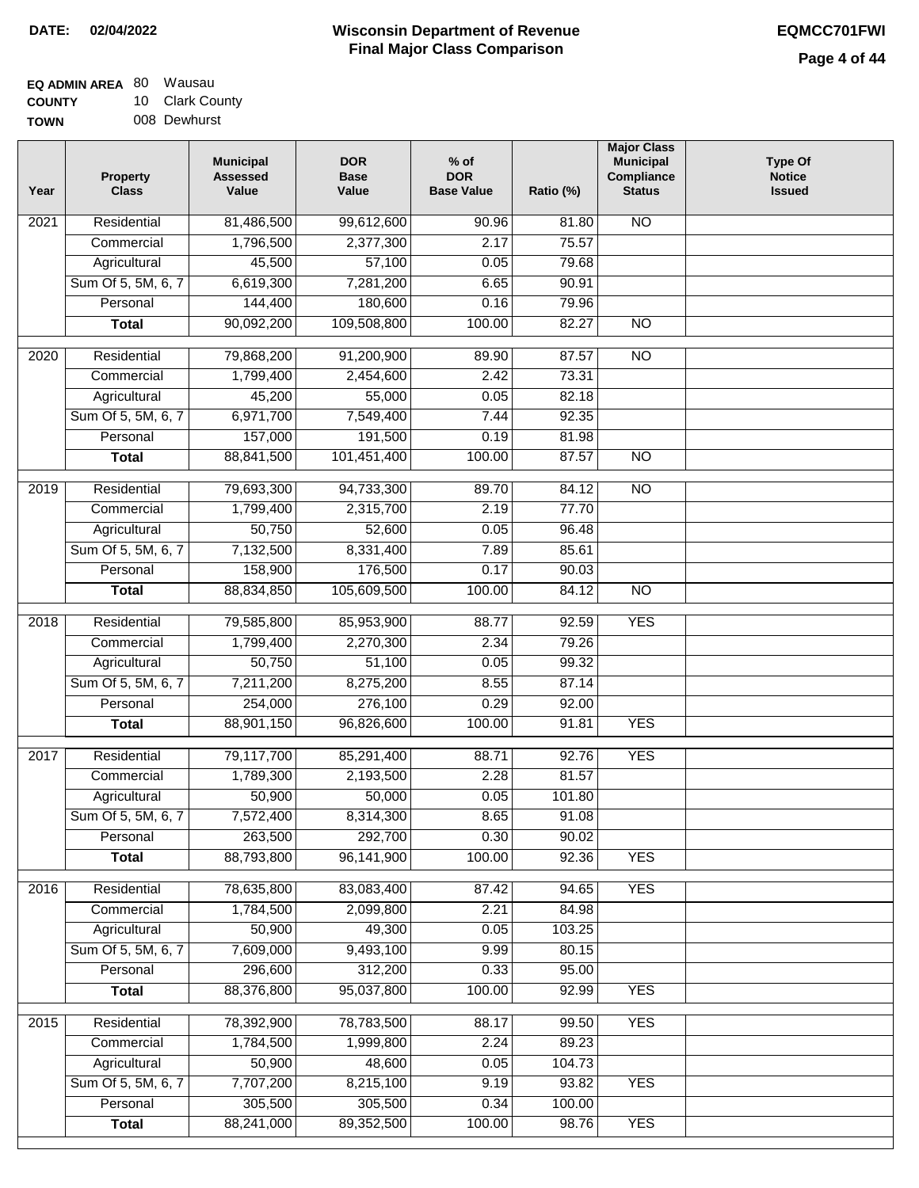**DATE: 02/04/2022**

# Wisconsin Department of Revenue
## Final Major Class Comparison

**EQMCC701FWI**

**EQ ADMIN AREA** 80 Wausau
**COUNTY** 10 Clark County
**TOWN** 008 Dewhurst

| Year | Property Class | Municipal Assessed Value | DOR Base Value | % of DOR Base Value | Ratio (%) | Major Class Municipal Compliance Status | Type Of Notice Issued |
|---|---|---|---|---|---|---|---|
| 2021 | Residential | 81,486,500 | 99,612,600 | 90.96 | 81.80 | NO | |
| | Commercial | 1,796,500 | 2,377,300 | 2.17 | 75.57 | | |
| | Agricultural | 45,500 | 57,100 | 0.05 | 79.68 | | |
| | Sum Of 5, 5M, 6, 7 | 6,619,300 | 7,281,200 | 6.65 | 90.91 | | |
| | Personal | 144,400 | 180,600 | 0.16 | 79.96 | | |
| | **Total** | 90,092,200 | 109,508,800 | 100.00 | 82.27 | NO | |
| 2020 | Residential | 79,868,200 | 91,200,900 | 89.90 | 87.57 | NO | |
| | Commercial | 1,799,400 | 2,454,600 | 2.42 | 73.31 | | |
| | Agricultural | 45,200 | 55,000 | 0.05 | 82.18 | | |
| | Sum Of 5, 5M, 6, 7 | 6,971,700 | 7,549,400 | 7.44 | 92.35 | | |
| | Personal | 157,000 | 191,500 | 0.19 | 81.98 | | |
| | **Total** | 88,841,500 | 101,451,400 | 100.00 | 87.57 | NO | |
| 2019 | Residential | 79,693,300 | 94,733,300 | 89.70 | 84.12 | NO | |
| | Commercial | 1,799,400 | 2,315,700 | 2.19 | 77.70 | | |
| | Agricultural | 50,750 | 52,600 | 0.05 | 96.48 | | |
| | Sum Of 5, 5M, 6, 7 | 7,132,500 | 8,331,400 | 7.89 | 85.61 | | |
| | Personal | 158,900 | 176,500 | 0.17 | 90.03 | | |
| | **Total** | 88,834,850 | 105,609,500 | 100.00 | 84.12 | NO | |
| 2018 | Residential | 79,585,800 | 85,953,900 | 88.77 | 92.59 | YES | |
| | Commercial | 1,799,400 | 2,270,300 | 2.34 | 79.26 | | |
| | Agricultural | 50,750 | 51,100 | 0.05 | 99.32 | | |
| | Sum Of 5, 5M, 6, 7 | 7,211,200 | 8,275,200 | 8.55 | 87.14 | | |
| | Personal | 254,000 | 276,100 | 0.29 | 92.00 | | |
| | **Total** | 88,901,150 | 96,826,600 | 100.00 | 91.81 | YES | |
| 2017 | Residential | 79,117,700 | 85,291,400 | 88.71 | 92.76 | YES | |
| | Commercial | 1,789,300 | 2,193,500 | 2.28 | 81.57 | | |
| | Agricultural | 50,900 | 50,000 | 0.05 | 101.80 | | |
| | Sum Of 5, 5M, 6, 7 | 7,572,400 | 8,314,300 | 8.65 | 91.08 | | |
| | Personal | 263,500 | 292,700 | 0.30 | 90.02 | | |
| | **Total** | 88,793,800 | 96,141,900 | 100.00 | 92.36 | YES | |
| 2016 | Residential | 78,635,800 | 83,083,400 | 87.42 | 94.65 | YES | |
| | Commercial | 1,784,500 | 2,099,800 | 2.21 | 84.98 | | |
| | Agricultural | 50,900 | 49,300 | 0.05 | 103.25 | | |
| | Sum Of 5, 5M, 6, 7 | 7,609,000 | 9,493,100 | 9.99 | 80.15 | | |
| | Personal | 296,600 | 312,200 | 0.33 | 95.00 | | |
| | **Total** | 88,376,800 | 95,037,800 | 100.00 | 92.99 | YES | |
| 2015 | Residential | 78,392,900 | 78,783,500 | 88.17 | 99.50 | YES | |
| | Commercial | 1,784,500 | 1,999,800 | 2.24 | 89.23 | | |
| | Agricultural | 50,900 | 48,600 | 0.05 | 104.73 | | |
| | Sum Of 5, 5M, 6, 7 | 7,707,200 | 8,215,100 | 9.19 | 93.82 | YES | |
| | Personal | 305,500 | 305,500 | 0.34 | 100.00 | | |
| | **Total** | 88,241,000 | 89,352,500 | 100.00 | 98.76 | YES | |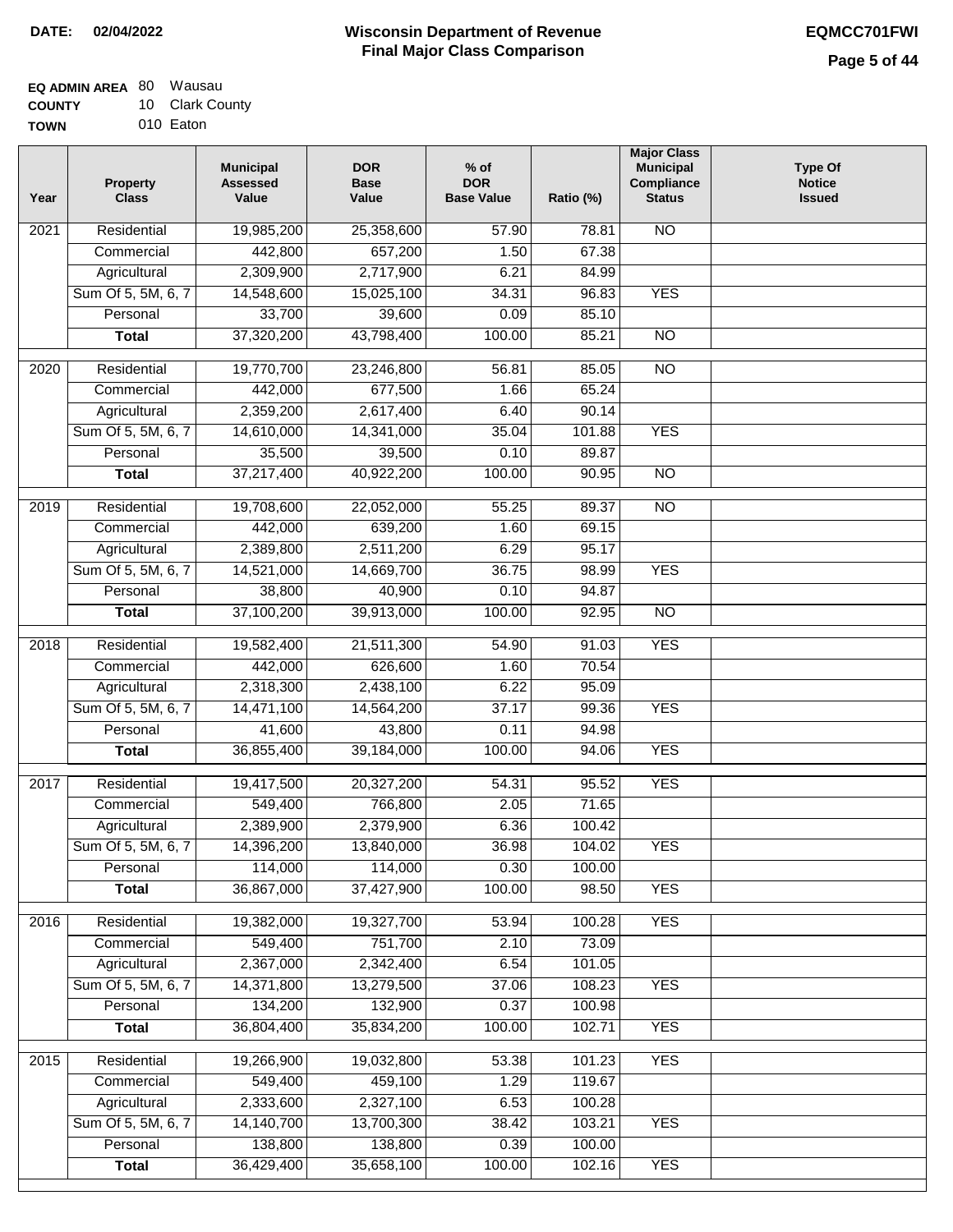**DATE: 02/04/2022**

# Wisconsin Department of Revenue
## Final Major Class Comparison

**EQMCC701FWI**

**EQ ADMIN AREA** 80 Wausau
**COUNTY** 10 Clark County
**TOWN** 010 Eaton

| Year | Property Class | Municipal Assessed Value | DOR Base Value | % of DOR Base Value | Ratio (%) | Major Class Municipal Compliance Status | Type Of Notice Issued |
|---|---|---|---|---|---|---|---|
| 2021 | Residential | 19,985,200 | 25,358,600 | 57.90 | 78.81 | NO | |
| | Commercial | 442,800 | 657,200 | 1.50 | 67.38 | | |
| | Agricultural | 2,309,900 | 2,717,900 | 6.21 | 84.99 | | |
| | Sum Of 5, 5M, 6, 7 | 14,548,600 | 15,025,100 | 34.31 | 96.83 | YES | |
| | Personal | 33,700 | 39,600 | 0.09 | 85.10 | | |
| | **Total** | 37,320,200 | 43,798,400 | 100.00 | 85.21 | NO | |
| 2020 | Residential | 19,770,700 | 23,246,800 | 56.81 | 85.05 | NO | |
| | Commercial | 442,000 | 677,500 | 1.66 | 65.24 | | |
| | Agricultural | 2,359,200 | 2,617,400 | 6.40 | 90.14 | | |
| | Sum Of 5, 5M, 6, 7 | 14,610,000 | 14,341,000 | 35.04 | 101.88 | YES | |
| | Personal | 35,500 | 39,500 | 0.10 | 89.87 | | |
| | **Total** | 37,217,400 | 40,922,200 | 100.00 | 90.95 | NO | |
| 2019 | Residential | 19,708,600 | 22,052,000 | 55.25 | 89.37 | NO | |
| | Commercial | 442,000 | 639,200 | 1.60 | 69.15 | | |
| | Agricultural | 2,389,800 | 2,511,200 | 6.29 | 95.17 | | |
| | Sum Of 5, 5M, 6, 7 | 14,521,000 | 14,669,700 | 36.75 | 98.99 | YES | |
| | Personal | 38,800 | 40,900 | 0.10 | 94.87 | | |
| | **Total** | 37,100,200 | 39,913,000 | 100.00 | 92.95 | NO | |
| 2018 | Residential | 19,582,400 | 21,511,300 | 54.90 | 91.03 | YES | |
| | Commercial | 442,000 | 626,600 | 1.60 | 70.54 | | |
| | Agricultural | 2,318,300 | 2,438,100 | 6.22 | 95.09 | | |
| | Sum Of 5, 5M, 6, 7 | 14,471,100 | 14,564,200 | 37.17 | 99.36 | YES | |
| | Personal | 41,600 | 43,800 | 0.11 | 94.98 | | |
| | **Total** | 36,855,400 | 39,184,000 | 100.00 | 94.06 | YES | |
| 2017 | Residential | 19,417,500 | 20,327,200 | 54.31 | 95.52 | YES | |
| | Commercial | 549,400 | 766,800 | 2.05 | 71.65 | | |
| | Agricultural | 2,389,900 | 2,379,900 | 6.36 | 100.42 | | |
| | Sum Of 5, 5M, 6, 7 | 14,396,200 | 13,840,000 | 36.98 | 104.02 | YES | |
| | Personal | 114,000 | 114,000 | 0.30 | 100.00 | | |
| | **Total** | 36,867,000 | 37,427,900 | 100.00 | 98.50 | YES | |
| 2016 | Residential | 19,382,000 | 19,327,700 | 53.94 | 100.28 | YES | |
| | Commercial | 549,400 | 751,700 | 2.10 | 73.09 | | |
| | Agricultural | 2,367,000 | 2,342,400 | 6.54 | 101.05 | | |
| | Sum Of 5, 5M, 6, 7 | 14,371,800 | 13,279,500 | 37.06 | 108.23 | YES | |
| | Personal | 134,200 | 132,900 | 0.37 | 100.98 | | |
| | **Total** | 36,804,400 | 35,834,200 | 100.00 | 102.71 | YES | |
| 2015 | Residential | 19,266,900 | 19,032,800 | 53.38 | 101.23 | YES | |
| | Commercial | 549,400 | 459,100 | 1.29 | 119.67 | | |
| | Agricultural | 2,333,600 | 2,327,100 | 6.53 | 100.28 | | |
| | Sum Of 5, 5M, 6, 7 | 14,140,700 | 13,700,300 | 38.42 | 103.21 | YES | |
| | Personal | 138,800 | 138,800 | 0.39 | 100.00 | | |
| | **Total** | 36,429,400 | 35,658,100 | 100.00 | 102.16 | YES | |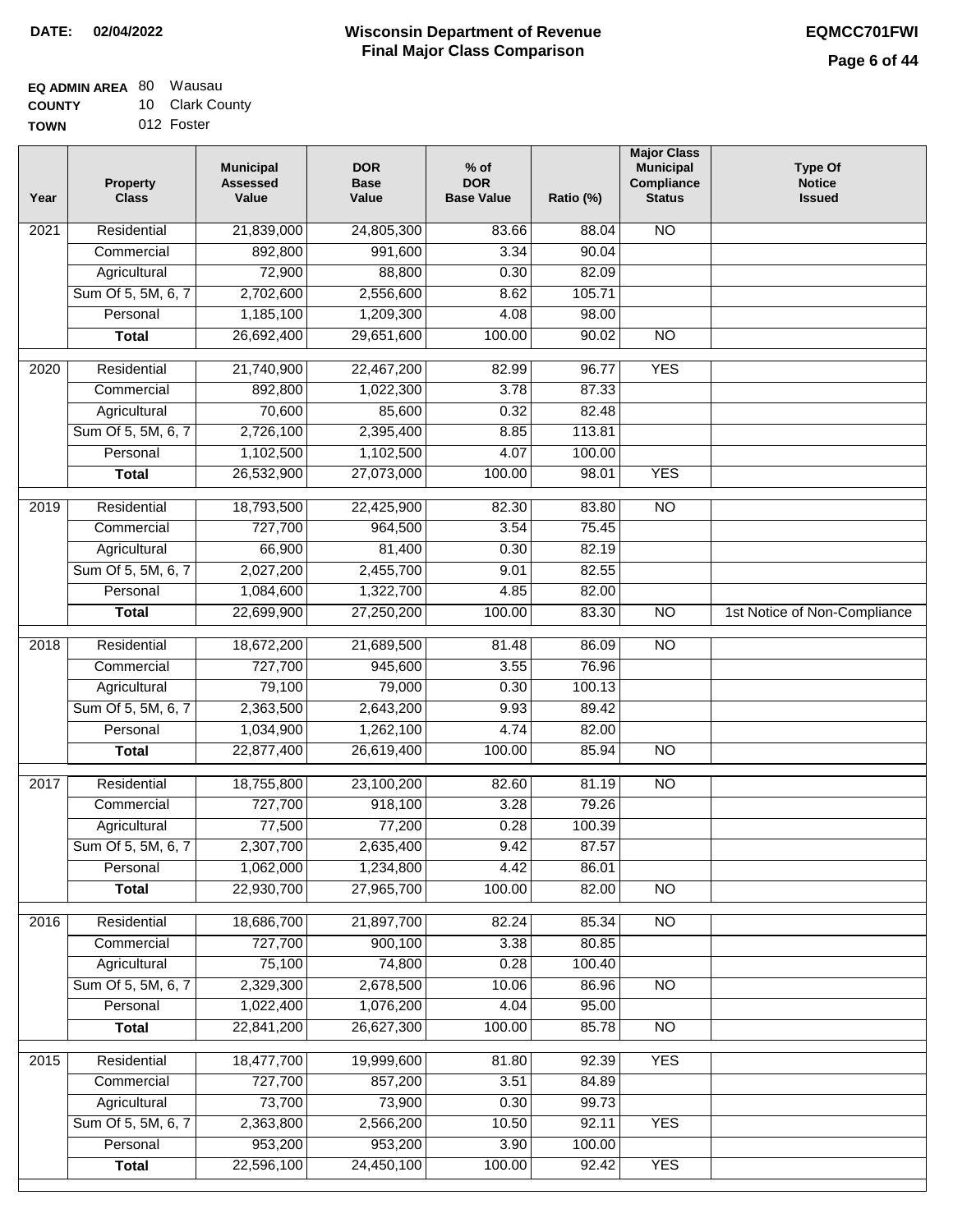**DATE:** 02/04/2022

# Wisconsin Department of Revenue
## Final Major Class Comparison

**EQMCC701FWI**

**EQ ADMIN AREA** 80 Wausau
**COUNTY** 10 Clark County
**TOWN** 012 Foster

| Year | Property Class | Municipal Assessed Value | DOR Base Value | % of DOR Base Value | Ratio (%) | Major Class Municipal Compliance Status | Type Of Notice Issued |
|---|---|---|---|---|---|---|---|
| 2021 | Residential | 21,839,000 | 24,805,300 | 83.66 | 88.04 | NO | |
| | Commercial | 892,800 | 991,600 | 3.34 | 90.04 | | |
| | Agricultural | 72,900 | 88,800 | 0.30 | 82.09 | | |
| | Sum Of 5, 5M, 6, 7 | 2,702,600 | 2,556,600 | 8.62 | 105.71 | | |
| | Personal | 1,185,100 | 1,209,300 | 4.08 | 98.00 | | |
| | **Total** | 26,692,400 | 29,651,600 | 100.00 | 90.02 | NO | |
| 2020 | Residential | 21,740,900 | 22,467,200 | 82.99 | 96.77 | YES | |
| | Commercial | 892,800 | 1,022,300 | 3.78 | 87.33 | | |
| | Agricultural | 70,600 | 85,600 | 0.32 | 82.48 | | |
| | Sum Of 5, 5M, 6, 7 | 2,726,100 | 2,395,400 | 8.85 | 113.81 | | |
| | Personal | 1,102,500 | 1,102,500 | 4.07 | 100.00 | | |
| | **Total** | 26,532,900 | 27,073,000 | 100.00 | 98.01 | YES | |
| 2019 | Residential | 18,793,500 | 22,425,900 | 82.30 | 83.80 | NO | |
| | Commercial | 727,700 | 964,500 | 3.54 | 75.45 | | |
| | Agricultural | 66,900 | 81,400 | 0.30 | 82.19 | | |
| | Sum Of 5, 5M, 6, 7 | 2,027,200 | 2,455,700 | 9.01 | 82.55 | | |
| | Personal | 1,084,600 | 1,322,700 | 4.85 | 82.00 | | |
| | **Total** | 22,699,900 | 27,250,200 | 100.00 | 83.30 | NO | 1st Notice of Non-Compliance |
| 2018 | Residential | 18,672,200 | 21,689,500 | 81.48 | 86.09 | NO | |
| | Commercial | 727,700 | 945,600 | 3.55 | 76.96 | | |
| | Agricultural | 79,100 | 79,000 | 0.30 | 100.13 | | |
| | Sum Of 5, 5M, 6, 7 | 2,363,500 | 2,643,200 | 9.93 | 89.42 | | |
| | Personal | 1,034,900 | 1,262,100 | 4.74 | 82.00 | | |
| | **Total** | 22,877,400 | 26,619,400 | 100.00 | 85.94 | NO | |
| 2017 | Residential | 18,755,800 | 23,100,200 | 82.60 | 81.19 | NO | |
| | Commercial | 727,700 | 918,100 | 3.28 | 79.26 | | |
| | Agricultural | 77,500 | 77,200 | 0.28 | 100.39 | | |
| | Sum Of 5, 5M, 6, 7 | 2,307,700 | 2,635,400 | 9.42 | 87.57 | | |
| | Personal | 1,062,000 | 1,234,800 | 4.42 | 86.01 | | |
| | **Total** | 22,930,700 | 27,965,700 | 100.00 | 82.00 | NO | |
| 2016 | Residential | 18,686,700 | 21,897,700 | 82.24 | 85.34 | NO | |
| | Commercial | 727,700 | 900,100 | 3.38 | 80.85 | | |
| | Agricultural | 75,100 | 74,800 | 0.28 | 100.40 | | |
| | Sum Of 5, 5M, 6, 7 | 2,329,300 | 2,678,500 | 10.06 | 86.96 | NO | |
| | Personal | 1,022,400 | 1,076,200 | 4.04 | 95.00 | | |
| | **Total** | 22,841,200 | 26,627,300 | 100.00 | 85.78 | NO | |
| 2015 | Residential | 18,477,700 | 19,999,600 | 81.80 | 92.39 | YES | |
| | Commercial | 727,700 | 857,200 | 3.51 | 84.89 | | |
| | Agricultural | 73,700 | 73,900 | 0.30 | 99.73 | | |
| | Sum Of 5, 5M, 6, 7 | 2,363,800 | 2,566,200 | 10.50 | 92.11 | YES | |
| | Personal | 953,200 | 953,200 | 3.90 | 100.00 | | |
| | **Total** | 22,596,100 | 24,450,100 | 100.00 | 92.42 | YES | |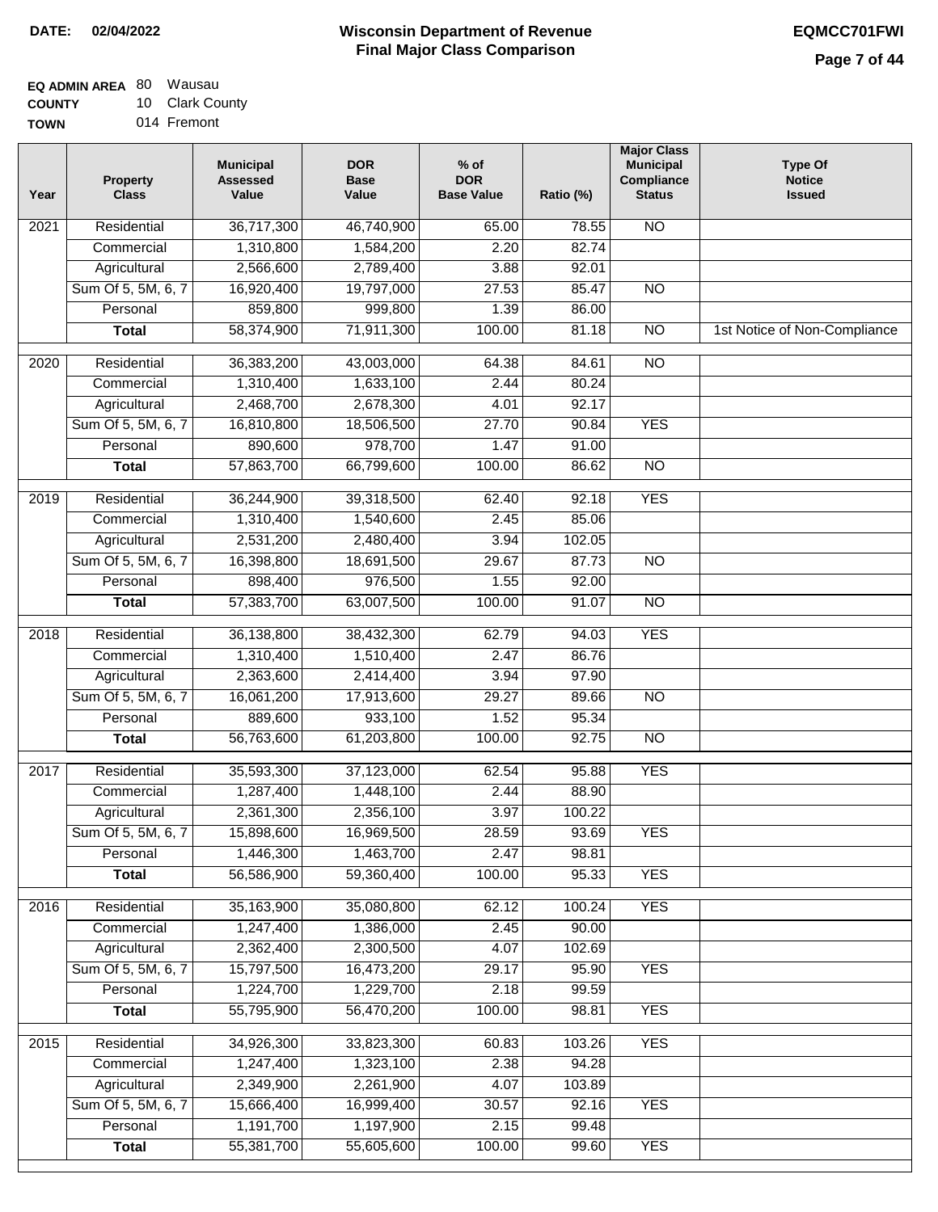**DATE: 02/04/2022**

# Wisconsin Department of Revenue
## Final Major Class Comparison

**EQMCC701FWI**

**EQ ADMIN AREA** 80 Wausau
**COUNTY** 10 Clark County
**TOWN** 014 Fremont

| Year | Property Class | Municipal Assessed Value | DOR Base Value | % of DOR Base Value | Ratio (%) | Major Class Municipal Compliance Status | Type Of Notice Issued |
|---|---|---|---|---|---|---|---|
| 2021 | Residential | 36,717,300 | 46,740,900 | 65.00 | 78.55 | NO | |
| | Commercial | 1,310,800 | 1,584,200 | 2.20 | 82.74 | | |
| | Agricultural | 2,566,600 | 2,789,400 | 3.88 | 92.01 | | |
| | Sum Of 5, 5M, 6, 7 | 16,920,400 | 19,797,000 | 27.53 | 85.47 | NO | |
| | Personal | 859,800 | 999,800 | 1.39 | 86.00 | | |
| | **Total** | 58,374,900 | 71,911,300 | 100.00 | 81.18 | NO | 1st Notice of Non-Compliance |
| 2020 | Residential | 36,383,200 | 43,003,000 | 64.38 | 84.61 | NO | |
| | Commercial | 1,310,400 | 1,633,100 | 2.44 | 80.24 | | |
| | Agricultural | 2,468,700 | 2,678,300 | 4.01 | 92.17 | | |
| | Sum Of 5, 5M, 6, 7 | 16,810,800 | 18,506,500 | 27.70 | 90.84 | YES | |
| | Personal | 890,600 | 978,700 | 1.47 | 91.00 | | |
| | **Total** | 57,863,700 | 66,799,600 | 100.00 | 86.62 | NO | |
| 2019 | Residential | 36,244,900 | 39,318,500 | 62.40 | 92.18 | YES | |
| | Commercial | 1,310,400 | 1,540,600 | 2.45 | 85.06 | | |
| | Agricultural | 2,531,200 | 2,480,400 | 3.94 | 102.05 | | |
| | Sum Of 5, 5M, 6, 7 | 16,398,800 | 18,691,500 | 29.67 | 87.73 | NO | |
| | Personal | 898,400 | 976,500 | 1.55 | 92.00 | | |
| | **Total** | 57,383,700 | 63,007,500 | 100.00 | 91.07 | NO | |
| 2018 | Residential | 36,138,800 | 38,432,300 | 62.79 | 94.03 | YES | |
| | Commercial | 1,310,400 | 1,510,400 | 2.47 | 86.76 | | |
| | Agricultural | 2,363,600 | 2,414,400 | 3.94 | 97.90 | | |
| | Sum Of 5, 5M, 6, 7 | 16,061,200 | 17,913,600 | 29.27 | 89.66 | NO | |
| | Personal | 889,600 | 933,100 | 1.52 | 95.34 | | |
| | **Total** | 56,763,600 | 61,203,800 | 100.00 | 92.75 | NO | |
| 2017 | Residential | 35,593,300 | 37,123,000 | 62.54 | 95.88 | YES | |
| | Commercial | 1,287,400 | 1,448,100 | 2.44 | 88.90 | | |
| | Agricultural | 2,361,300 | 2,356,100 | 3.97 | 100.22 | | |
| | Sum Of 5, 5M, 6, 7 | 15,898,600 | 16,969,500 | 28.59 | 93.69 | YES | |
| | Personal | 1,446,300 | 1,463,700 | 2.47 | 98.81 | | |
| | **Total** | 56,586,900 | 59,360,400 | 100.00 | 95.33 | YES | |
| 2016 | Residential | 35,163,900 | 35,080,800 | 62.12 | 100.24 | YES | |
| | Commercial | 1,247,400 | 1,386,000 | 2.45 | 90.00 | | |
| | Agricultural | 2,362,400 | 2,300,500 | 4.07 | 102.69 | | |
| | Sum Of 5, 5M, 6, 7 | 15,797,500 | 16,473,200 | 29.17 | 95.90 | YES | |
| | Personal | 1,224,700 | 1,229,700 | 2.18 | 99.59 | | |
| | **Total** | 55,795,900 | 56,470,200 | 100.00 | 98.81 | YES | |
| 2015 | Residential | 34,926,300 | 33,823,300 | 60.83 | 103.26 | YES | |
| | Commercial | 1,247,400 | 1,323,100 | 2.38 | 94.28 | | |
| | Agricultural | 2,349,900 | 2,261,900 | 4.07 | 103.89 | | |
| | Sum Of 5, 5M, 6, 7 | 15,666,400 | 16,999,400 | 30.57 | 92.16 | YES | |
| | Personal | 1,191,700 | 1,197,900 | 2.15 | 99.48 | | |
| | **Total** | 55,381,700 | 55,605,600 | 100.00 | 99.60 | YES | |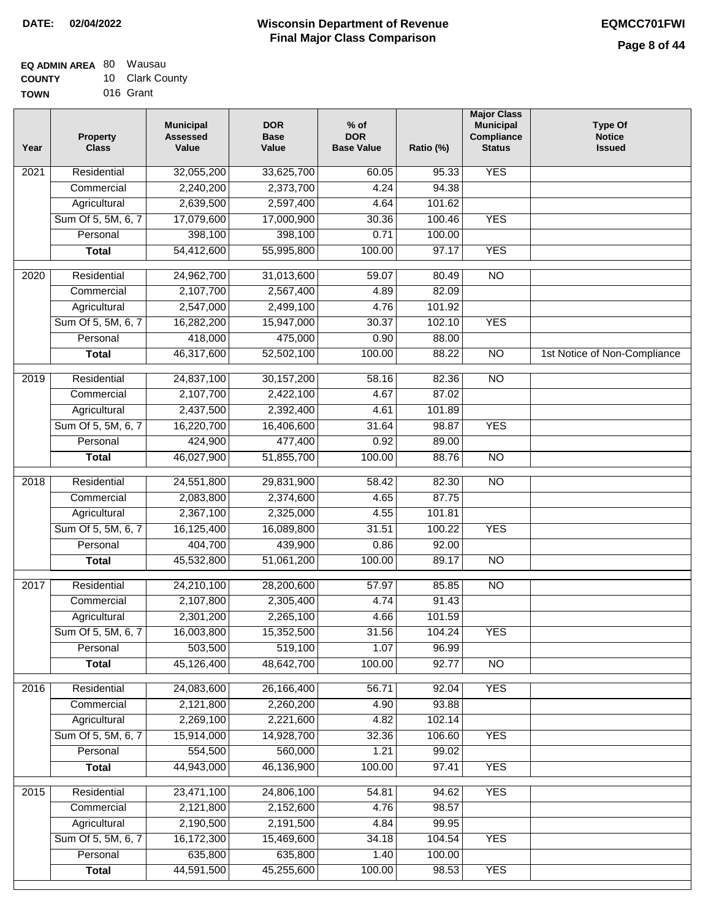**DATE: 02/04/2022**

# Wisconsin Department of Revenue
## Final Major Class Comparison

**EQMCC701FWI**

**EQ ADMIN AREA** 80 Wausau
**COUNTY** 10 Clark County
**TOWN** 016 Grant

| Year | Property Class | Municipal Assessed Value | DOR Base Value | % of DOR Base Value | Ratio (%) | Major Class Municipal Compliance Status | Type Of Notice Issued |
|---|---|---|---|---|---|---|---|
| 2021 | Residential | 32,055,200 | 33,625,700 | 60.05 | 95.33 | YES | |
| | Commercial | 2,240,200 | 2,373,700 | 4.24 | 94.38 | | |
| | Agricultural | 2,639,500 | 2,597,400 | 4.64 | 101.62 | | |
| | Sum Of 5, 5M, 6, 7 | 17,079,600 | 17,000,900 | 30.36 | 100.46 | YES | |
| | Personal | 398,100 | 398,100 | 0.71 | 100.00 | | |
| | **Total** | 54,412,600 | 55,995,800 | 100.00 | 97.17 | YES | |
| 2020 | Residential | 24,962,700 | 31,013,600 | 59.07 | 80.49 | NO | |
| | Commercial | 2,107,700 | 2,567,400 | 4.89 | 82.09 | | |
| | Agricultural | 2,547,000 | 2,499,100 | 4.76 | 101.92 | | |
| | Sum Of 5, 5M, 6, 7 | 16,282,200 | 15,947,000 | 30.37 | 102.10 | YES | |
| | Personal | 418,000 | 475,000 | 0.90 | 88.00 | | |
| | **Total** | 46,317,600 | 52,502,100 | 100.00 | 88.22 | NO | 1st Notice of Non-Compliance |
| 2019 | Residential | 24,837,100 | 30,157,200 | 58.16 | 82.36 | NO | |
| | Commercial | 2,107,700 | 2,422,100 | 4.67 | 87.02 | | |
| | Agricultural | 2,437,500 | 2,392,400 | 4.61 | 101.89 | | |
| | Sum Of 5, 5M, 6, 7 | 16,220,700 | 16,406,600 | 31.64 | 98.87 | YES | |
| | Personal | 424,900 | 477,400 | 0.92 | 89.00 | | |
| | **Total** | 46,027,900 | 51,855,700 | 100.00 | 88.76 | NO | |
| 2018 | Residential | 24,551,800 | 29,831,900 | 58.42 | 82.30 | NO | |
| | Commercial | 2,083,800 | 2,374,600 | 4.65 | 87.75 | | |
| | Agricultural | 2,367,100 | 2,325,000 | 4.55 | 101.81 | | |
| | Sum Of 5, 5M, 6, 7 | 16,125,400 | 16,089,800 | 31.51 | 100.22 | YES | |
| | Personal | 404,700 | 439,900 | 0.86 | 92.00 | | |
| | **Total** | 45,532,800 | 51,061,200 | 100.00 | 89.17 | NO | |
| 2017 | Residential | 24,210,100 | 28,200,600 | 57.97 | 85.85 | NO | |
| | Commercial | 2,107,800 | 2,305,400 | 4.74 | 91.43 | | |
| | Agricultural | 2,301,200 | 2,265,100 | 4.66 | 101.59 | | |
| | Sum Of 5, 5M, 6, 7 | 16,003,800 | 15,352,500 | 31.56 | 104.24 | YES | |
| | Personal | 503,500 | 519,100 | 1.07 | 96.99 | | |
| | **Total** | 45,126,400 | 48,642,700 | 100.00 | 92.77 | NO | |
| 2016 | Residential | 24,083,600 | 26,166,400 | 56.71 | 92.04 | YES | |
| | Commercial | 2,121,800 | 2,260,200 | 4.90 | 93.88 | | |
| | Agricultural | 2,269,100 | 2,221,600 | 4.82 | 102.14 | | |
| | Sum Of 5, 5M, 6, 7 | 15,914,000 | 14,928,700 | 32.36 | 106.60 | YES | |
| | Personal | 554,500 | 560,000 | 1.21 | 99.02 | | |
| | **Total** | 44,943,000 | 46,136,900 | 100.00 | 97.41 | YES | |
| 2015 | Residential | 23,471,100 | 24,806,100 | 54.81 | 94.62 | YES | |
| | Commercial | 2,121,800 | 2,152,600 | 4.76 | 98.57 | | |
| | Agricultural | 2,190,500 | 2,191,500 | 4.84 | 99.95 | | |
| | Sum Of 5, 5M, 6, 7 | 16,172,300 | 15,469,600 | 34.18 | 104.54 | YES | |
| | Personal | 635,800 | 635,800 | 1.40 | 100.00 | | |
| | **Total** | 44,591,500 | 45,255,600 | 100.00 | 98.53 | YES | |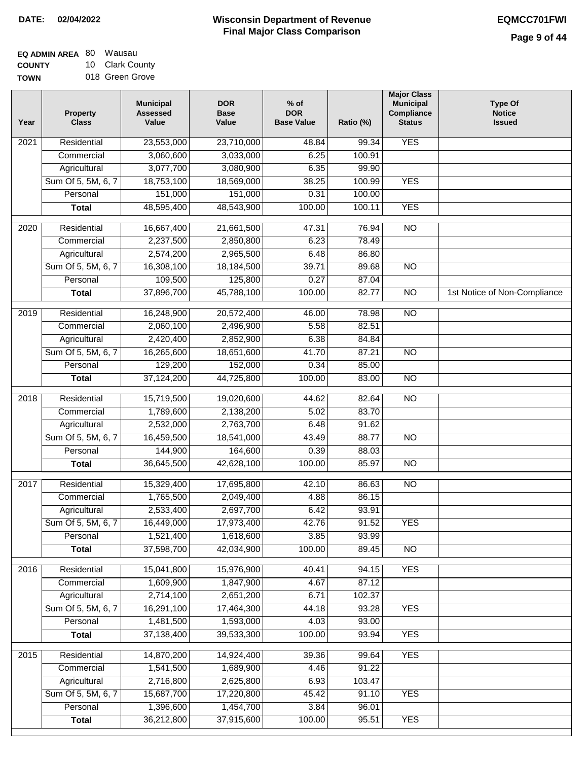**DATE: 02/04/2022**

# Wisconsin Department of Revenue
## Final Major Class Comparison

**EQMCC701FWI**

**EQ ADMIN AREA** 80 Wausau
**COUNTY** 10 Clark County
**TOWN** 018 Green Grove

| Year | Property Class | Municipal Assessed Value | DOR Base Value | % of DOR Base Value | Ratio (%) | Major Class Municipal Compliance Status | Type Of Notice Issued |
|---|---|---|---|---|---|---|---|
| 2021 | Residential | 23,553,000 | 23,710,000 | 48.84 | 99.34 | YES | |
| | Commercial | 3,060,600 | 3,033,000 | 6.25 | 100.91 | | |
| | Agricultural | 3,077,700 | 3,080,900 | 6.35 | 99.90 | | |
| | Sum Of 5, 5M, 6, 7 | 18,753,100 | 18,569,000 | 38.25 | 100.99 | YES | |
| | Personal | 151,000 | 151,000 | 0.31 | 100.00 | | |
| | **Total** | 48,595,400 | 48,543,900 | 100.00 | 100.11 | YES | |
| 2020 | Residential | 16,667,400 | 21,661,500 | 47.31 | 76.94 | NO | |
| | Commercial | 2,237,500 | 2,850,800 | 6.23 | 78.49 | | |
| | Agricultural | 2,574,200 | 2,965,500 | 6.48 | 86.80 | | |
| | Sum Of 5, 5M, 6, 7 | 16,308,100 | 18,184,500 | 39.71 | 89.68 | NO | |
| | Personal | 109,500 | 125,800 | 0.27 | 87.04 | | |
| | **Total** | 37,896,700 | 45,788,100 | 100.00 | 82.77 | NO | 1st Notice of Non-Compliance |
| 2019 | Residential | 16,248,900 | 20,572,400 | 46.00 | 78.98 | NO | |
| | Commercial | 2,060,100 | 2,496,900 | 5.58 | 82.51 | | |
| | Agricultural | 2,420,400 | 2,852,900 | 6.38 | 84.84 | | |
| | Sum Of 5, 5M, 6, 7 | 16,265,600 | 18,651,600 | 41.70 | 87.21 | NO | |
| | Personal | 129,200 | 152,000 | 0.34 | 85.00 | | |
| | **Total** | 37,124,200 | 44,725,800 | 100.00 | 83.00 | NO | |
| 2018 | Residential | 15,719,500 | 19,020,600 | 44.62 | 82.64 | NO | |
| | Commercial | 1,789,600 | 2,138,200 | 5.02 | 83.70 | | |
| | Agricultural | 2,532,000 | 2,763,700 | 6.48 | 91.62 | | |
| | Sum Of 5, 5M, 6, 7 | 16,459,500 | 18,541,000 | 43.49 | 88.77 | NO | |
| | Personal | 144,900 | 164,600 | 0.39 | 88.03 | | |
| | **Total** | 36,645,500 | 42,628,100 | 100.00 | 85.97 | NO | |
| 2017 | Residential | 15,329,400 | 17,695,800 | 42.10 | 86.63 | NO | |
| | Commercial | 1,765,500 | 2,049,400 | 4.88 | 86.15 | | |
| | Agricultural | 2,533,400 | 2,697,700 | 6.42 | 93.91 | | |
| | Sum Of 5, 5M, 6, 7 | 16,449,000 | 17,973,400 | 42.76 | 91.52 | YES | |
| | Personal | 1,521,400 | 1,618,600 | 3.85 | 93.99 | | |
| | **Total** | 37,598,700 | 42,034,900 | 100.00 | 89.45 | NO | |
| 2016 | Residential | 15,041,800 | 15,976,900 | 40.41 | 94.15 | YES | |
| | Commercial | 1,609,900 | 1,847,900 | 4.67 | 87.12 | | |
| | Agricultural | 2,714,100 | 2,651,200 | 6.71 | 102.37 | | |
| | Sum Of 5, 5M, 6, 7 | 16,291,100 | 17,464,300 | 44.18 | 93.28 | YES | |
| | Personal | 1,481,500 | 1,593,000 | 4.03 | 93.00 | | |
| | **Total** | 37,138,400 | 39,533,300 | 100.00 | 93.94 | YES | |
| 2015 | Residential | 14,870,200 | 14,924,400 | 39.36 | 99.64 | YES | |
| | Commercial | 1,541,500 | 1,689,900 | 4.46 | 91.22 | | |
| | Agricultural | 2,716,800 | 2,625,800 | 6.93 | 103.47 | | |
| | Sum Of 5, 5M, 6, 7 | 15,687,700 | 17,220,800 | 45.42 | 91.10 | YES | |
| | Personal | 1,396,600 | 1,454,700 | 3.84 | 96.01 | | |
| | **Total** | 36,212,800 | 37,915,600 | 100.00 | 95.51 | YES | |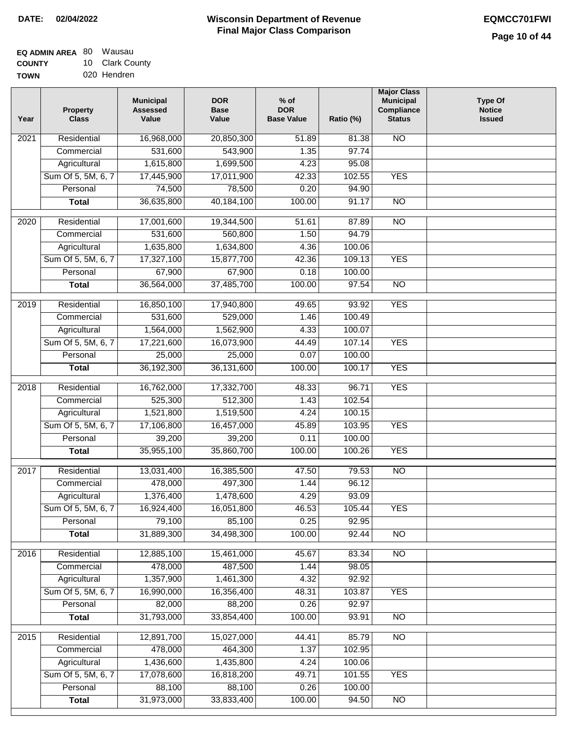**DATE: 02/04/2022**

# Wisconsin Department of Revenue
## Final Major Class Comparison

**EQMCC701FWI**

**EQ ADMIN AREA** 80 Wausau
**COUNTY** 10 Clark County
**TOWN** 020 Hendren

| Year | Property Class | Municipal Assessed Value | DOR Base Value | % of DOR Base Value | Ratio (%) | Major Class Municipal Compliance Status | Type Of Notice Issued |
|---|---|---|---|---|---|---|---|
| 2021 | Residential | 16,968,000 | 20,850,300 | 51.89 | 81.38 | NO | |
| | Commercial | 531,600 | 543,900 | 1.35 | 97.74 | | |
| | Agricultural | 1,615,800 | 1,699,500 | 4.23 | 95.08 | | |
| | Sum Of 5, 5M, 6, 7 | 17,445,900 | 17,011,900 | 42.33 | 102.55 | YES | |
| | Personal | 74,500 | 78,500 | 0.20 | 94.90 | | |
| | **Total** | 36,635,800 | 40,184,100 | 100.00 | 91.17 | NO | |
| 2020 | Residential | 17,001,600 | 19,344,500 | 51.61 | 87.89 | NO | |
| | Commercial | 531,600 | 560,800 | 1.50 | 94.79 | | |
| | Agricultural | 1,635,800 | 1,634,800 | 4.36 | 100.06 | | |
| | Sum Of 5, 5M, 6, 7 | 17,327,100 | 15,877,700 | 42.36 | 109.13 | YES | |
| | Personal | 67,900 | 67,900 | 0.18 | 100.00 | | |
| | **Total** | 36,564,000 | 37,485,700 | 100.00 | 97.54 | NO | |
| 2019 | Residential | 16,850,100 | 17,940,800 | 49.65 | 93.92 | YES | |
| | Commercial | 531,600 | 529,000 | 1.46 | 100.49 | | |
| | Agricultural | 1,564,000 | 1,562,900 | 4.33 | 100.07 | | |
| | Sum Of 5, 5M, 6, 7 | 17,221,600 | 16,073,900 | 44.49 | 107.14 | YES | |
| | Personal | 25,000 | 25,000 | 0.07 | 100.00 | | |
| | **Total** | 36,192,300 | 36,131,600 | 100.00 | 100.17 | YES | |
| 2018 | Residential | 16,762,000 | 17,332,700 | 48.33 | 96.71 | YES | |
| | Commercial | 525,300 | 512,300 | 1.43 | 102.54 | | |
| | Agricultural | 1,521,800 | 1,519,500 | 4.24 | 100.15 | | |
| | Sum Of 5, 5M, 6, 7 | 17,106,800 | 16,457,000 | 45.89 | 103.95 | YES | |
| | Personal | 39,200 | 39,200 | 0.11 | 100.00 | | |
| | **Total** | 35,955,100 | 35,860,700 | 100.00 | 100.26 | YES | |
| 2017 | Residential | 13,031,400 | 16,385,500 | 47.50 | 79.53 | NO | |
| | Commercial | 478,000 | 497,300 | 1.44 | 96.12 | | |
| | Agricultural | 1,376,400 | 1,478,600 | 4.29 | 93.09 | | |
| | Sum Of 5, 5M, 6, 7 | 16,924,400 | 16,051,800 | 46.53 | 105.44 | YES | |
| | Personal | 79,100 | 85,100 | 0.25 | 92.95 | | |
| | **Total** | 31,889,300 | 34,498,300 | 100.00 | 92.44 | NO | |
| 2016 | Residential | 12,885,100 | 15,461,000 | 45.67 | 83.34 | NO | |
| | Commercial | 478,000 | 487,500 | 1.44 | 98.05 | | |
| | Agricultural | 1,357,900 | 1,461,300 | 4.32 | 92.92 | | |
| | Sum Of 5, 5M, 6, 7 | 16,990,000 | 16,356,400 | 48.31 | 103.87 | YES | |
| | Personal | 82,000 | 88,200 | 0.26 | 92.97 | | |
| | **Total** | 31,793,000 | 33,854,400 | 100.00 | 93.91 | NO | |
| 2015 | Residential | 12,891,700 | 15,027,000 | 44.41 | 85.79 | NO | |
| | Commercial | 478,000 | 464,300 | 1.37 | 102.95 | | |
| | Agricultural | 1,436,600 | 1,435,800 | 4.24 | 100.06 | | |
| | Sum Of 5, 5M, 6, 7 | 17,078,600 | 16,818,200 | 49.71 | 101.55 | YES | |
| | Personal | 88,100 | 88,100 | 0.26 | 100.00 | | |
| | **Total** | 31,973,000 | 33,833,400 | 100.00 | 94.50 | NO | |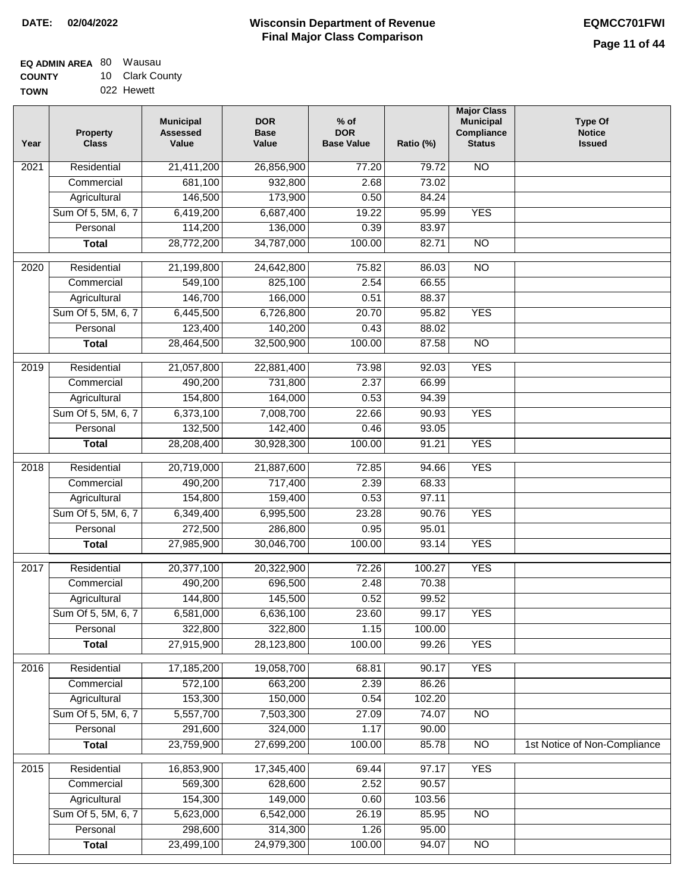**DATE:** 02/04/2022

# Wisconsin Department of Revenue
## Final Major Class Comparison

**EQMCC701FWI**

**EQ ADMIN AREA** 80 Wausau
**COUNTY** 10 Clark County
**TOWN** 022 Hewett

| Year | Property Class | Municipal Assessed Value | DOR Base Value | % of DOR Base Value | Ratio (%) | Major Class Municipal Compliance Status | Type Of Notice Issued |
|---|---|---|---|---|---|---|---|
| 2021 | Residential | 21,411,200 | 26,856,900 | 77.20 | 79.72 | NO | |
| | Commercial | 681,100 | 932,800 | 2.68 | 73.02 | | |
| | Agricultural | 146,500 | 173,900 | 0.50 | 84.24 | | |
| | Sum Of 5, 5M, 6, 7 | 6,419,200 | 6,687,400 | 19.22 | 95.99 | YES | |
| | Personal | 114,200 | 136,000 | 0.39 | 83.97 | | |
| | **Total** | 28,772,200 | 34,787,000 | 100.00 | 82.71 | NO | |
| 2020 | Residential | 21,199,800 | 24,642,800 | 75.82 | 86.03 | NO | |
| | Commercial | 549,100 | 825,100 | 2.54 | 66.55 | | |
| | Agricultural | 146,700 | 166,000 | 0.51 | 88.37 | | |
| | Sum Of 5, 5M, 6, 7 | 6,445,500 | 6,726,800 | 20.70 | 95.82 | YES | |
| | Personal | 123,400 | 140,200 | 0.43 | 88.02 | | |
| | **Total** | 28,464,500 | 32,500,900 | 100.00 | 87.58 | NO | |
| 2019 | Residential | 21,057,800 | 22,881,400 | 73.98 | 92.03 | YES | |
| | Commercial | 490,200 | 731,800 | 2.37 | 66.99 | | |
| | Agricultural | 154,800 | 164,000 | 0.53 | 94.39 | | |
| | Sum Of 5, 5M, 6, 7 | 6,373,100 | 7,008,700 | 22.66 | 90.93 | YES | |
| | Personal | 132,500 | 142,400 | 0.46 | 93.05 | | |
| | **Total** | 28,208,400 | 30,928,300 | 100.00 | 91.21 | YES | |
| 2018 | Residential | 20,719,000 | 21,887,600 | 72.85 | 94.66 | YES | |
| | Commercial | 490,200 | 717,400 | 2.39 | 68.33 | | |
| | Agricultural | 154,800 | 159,400 | 0.53 | 97.11 | | |
| | Sum Of 5, 5M, 6, 7 | 6,349,400 | 6,995,500 | 23.28 | 90.76 | YES | |
| | Personal | 272,500 | 286,800 | 0.95 | 95.01 | | |
| | **Total** | 27,985,900 | 30,046,700 | 100.00 | 93.14 | YES | |
| 2017 | Residential | 20,377,100 | 20,322,900 | 72.26 | 100.27 | YES | |
| | Commercial | 490,200 | 696,500 | 2.48 | 70.38 | | |
| | Agricultural | 144,800 | 145,500 | 0.52 | 99.52 | | |
| | Sum Of 5, 5M, 6, 7 | 6,581,000 | 6,636,100 | 23.60 | 99.17 | YES | |
| | Personal | 322,800 | 322,800 | 1.15 | 100.00 | | |
| | **Total** | 27,915,900 | 28,123,800 | 100.00 | 99.26 | YES | |
| 2016 | Residential | 17,185,200 | 19,058,700 | 68.81 | 90.17 | YES | |
| | Commercial | 572,100 | 663,200 | 2.39 | 86.26 | | |
| | Agricultural | 153,300 | 150,000 | 0.54 | 102.20 | | |
| | Sum Of 5, 5M, 6, 7 | 5,557,700 | 7,503,300 | 27.09 | 74.07 | NO | |
| | Personal | 291,600 | 324,000 | 1.17 | 90.00 | | |
| | **Total** | 23,759,900 | 27,699,200 | 100.00 | 85.78 | NO | 1st Notice of Non-Compliance |
| 2015 | Residential | 16,853,900 | 17,345,400 | 69.44 | 97.17 | YES | |
| | Commercial | 569,300 | 628,600 | 2.52 | 90.57 | | |
| | Agricultural | 154,300 | 149,000 | 0.60 | 103.56 | | |
| | Sum Of 5, 5M, 6, 7 | 5,623,000 | 6,542,000 | 26.19 | 85.95 | NO | |
| | Personal | 298,600 | 314,300 | 1.26 | 95.00 | | |
| | **Total** | 23,499,100 | 24,979,300 | 100.00 | 94.07 | NO | |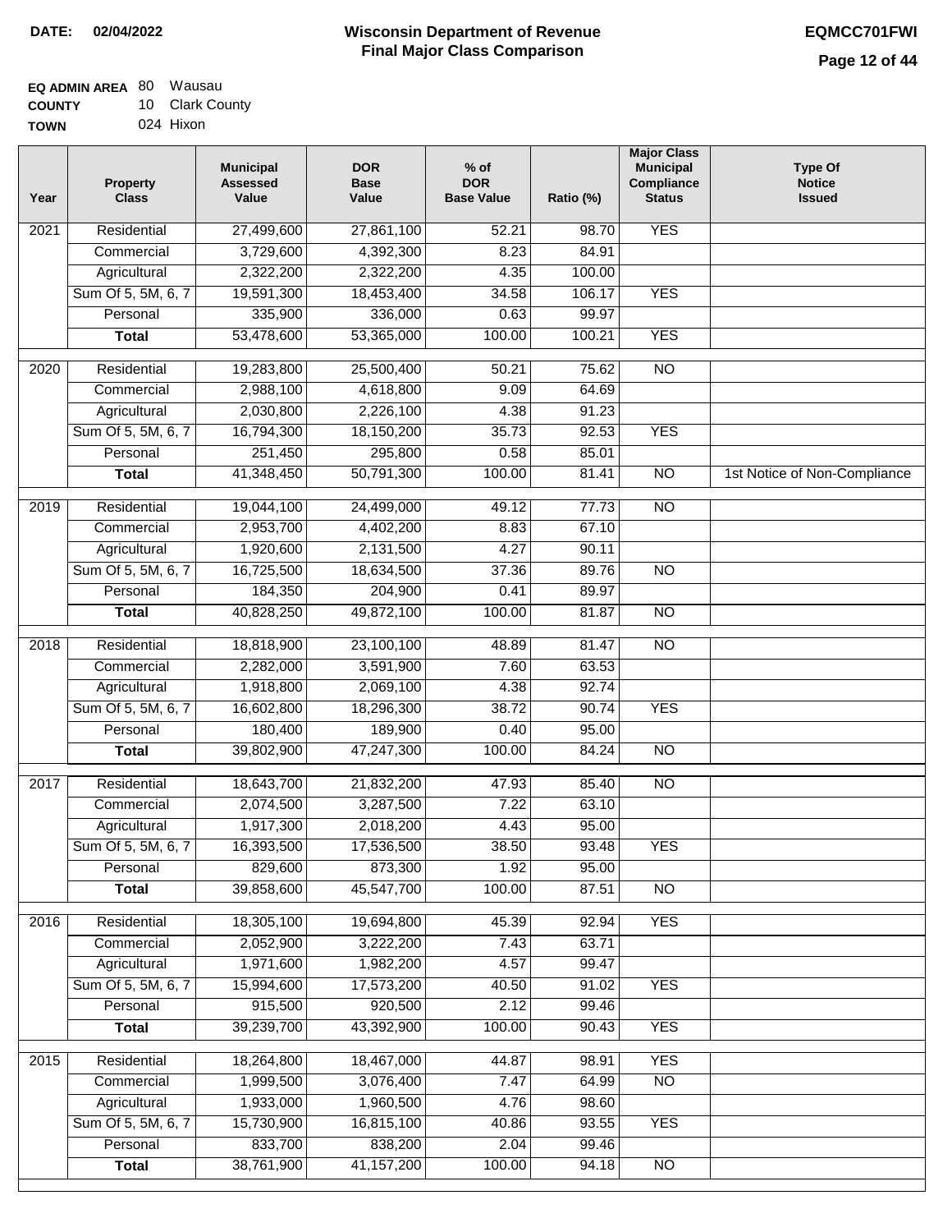**DATE: 02/04/2022**

# Wisconsin Department of Revenue
## Final Major Class Comparison

**EQMCC701FWI**

**EQ ADMIN AREA** 80 Wausau
**COUNTY** 10 Clark County
**TOWN** 024 Hixon

| Year | Property Class | Municipal Assessed Value | DOR Base Value | % of DOR Base Value | Ratio (%) | Major Class Municipal Compliance Status | Type Of Notice Issued |
|---|---|---|---|---|---|---|---|
| 2021 | Residential | 27,499,600 | 27,861,100 | 52.21 | 98.70 | YES | |
| | Commercial | 3,729,600 | 4,392,300 | 8.23 | 84.91 | | |
| | Agricultural | 2,322,200 | 2,322,200 | 4.35 | 100.00 | | |
| | Sum Of 5, 5M, 6, 7 | 19,591,300 | 18,453,400 | 34.58 | 106.17 | YES | |
| | Personal | 335,900 | 336,000 | 0.63 | 99.97 | | |
| | **Total** | 53,478,600 | 53,365,000 | 100.00 | 100.21 | YES | |
| 2020 | Residential | 19,283,800 | 25,500,400 | 50.21 | 75.62 | NO | |
| | Commercial | 2,988,100 | 4,618,800 | 9.09 | 64.69 | | |
| | Agricultural | 2,030,800 | 2,226,100 | 4.38 | 91.23 | | |
| | Sum Of 5, 5M, 6, 7 | 16,794,300 | 18,150,200 | 35.73 | 92.53 | YES | |
| | Personal | 251,450 | 295,800 | 0.58 | 85.01 | | |
| | **Total** | 41,348,450 | 50,791,300 | 100.00 | 81.41 | NO | 1st Notice of Non-Compliance |
| 2019 | Residential | 19,044,100 | 24,499,000 | 49.12 | 77.73 | NO | |
| | Commercial | 2,953,700 | 4,402,200 | 8.83 | 67.10 | | |
| | Agricultural | 1,920,600 | 2,131,500 | 4.27 | 90.11 | | |
| | Sum Of 5, 5M, 6, 7 | 16,725,500 | 18,634,500 | 37.36 | 89.76 | NO | |
| | Personal | 184,350 | 204,900 | 0.41 | 89.97 | | |
| | **Total** | 40,828,250 | 49,872,100 | 100.00 | 81.87 | NO | |
| 2018 | Residential | 18,818,900 | 23,100,100 | 48.89 | 81.47 | NO | |
| | Commercial | 2,282,000 | 3,591,900 | 7.60 | 63.53 | | |
| | Agricultural | 1,918,800 | 2,069,100 | 4.38 | 92.74 | | |
| | Sum Of 5, 5M, 6, 7 | 16,602,800 | 18,296,300 | 38.72 | 90.74 | YES | |
| | Personal | 180,400 | 189,900 | 0.40 | 95.00 | | |
| | **Total** | 39,802,900 | 47,247,300 | 100.00 | 84.24 | NO | |
| 2017 | Residential | 18,643,700 | 21,832,200 | 47.93 | 85.40 | NO | |
| | Commercial | 2,074,500 | 3,287,500 | 7.22 | 63.10 | | |
| | Agricultural | 1,917,300 | 2,018,200 | 4.43 | 95.00 | | |
| | Sum Of 5, 5M, 6, 7 | 16,393,500 | 17,536,500 | 38.50 | 93.48 | YES | |
| | Personal | 829,600 | 873,300 | 1.92 | 95.00 | | |
| | **Total** | 39,858,600 | 45,547,700 | 100.00 | 87.51 | NO | |
| 2016 | Residential | 18,305,100 | 19,694,800 | 45.39 | 92.94 | YES | |
| | Commercial | 2,052,900 | 3,222,200 | 7.43 | 63.71 | | |
| | Agricultural | 1,971,600 | 1,982,200 | 4.57 | 99.47 | | |
| | Sum Of 5, 5M, 6, 7 | 15,994,600 | 17,573,200 | 40.50 | 91.02 | YES | |
| | Personal | 915,500 | 920,500 | 2.12 | 99.46 | | |
| | **Total** | 39,239,700 | 43,392,900 | 100.00 | 90.43 | YES | |
| 2015 | Residential | 18,264,800 | 18,467,000 | 44.87 | 98.91 | YES | |
| | Commercial | 1,999,500 | 3,076,400 | 7.47 | 64.99 | NO | |
| | Agricultural | 1,933,000 | 1,960,500 | 4.76 | 98.60 | | |
| | Sum Of 5, 5M, 6, 7 | 15,730,900 | 16,815,100 | 40.86 | 93.55 | YES | |
| | Personal | 833,700 | 838,200 | 2.04 | 99.46 | | |
| | **Total** | 38,761,900 | 41,157,200 | 100.00 | 94.18 | NO | |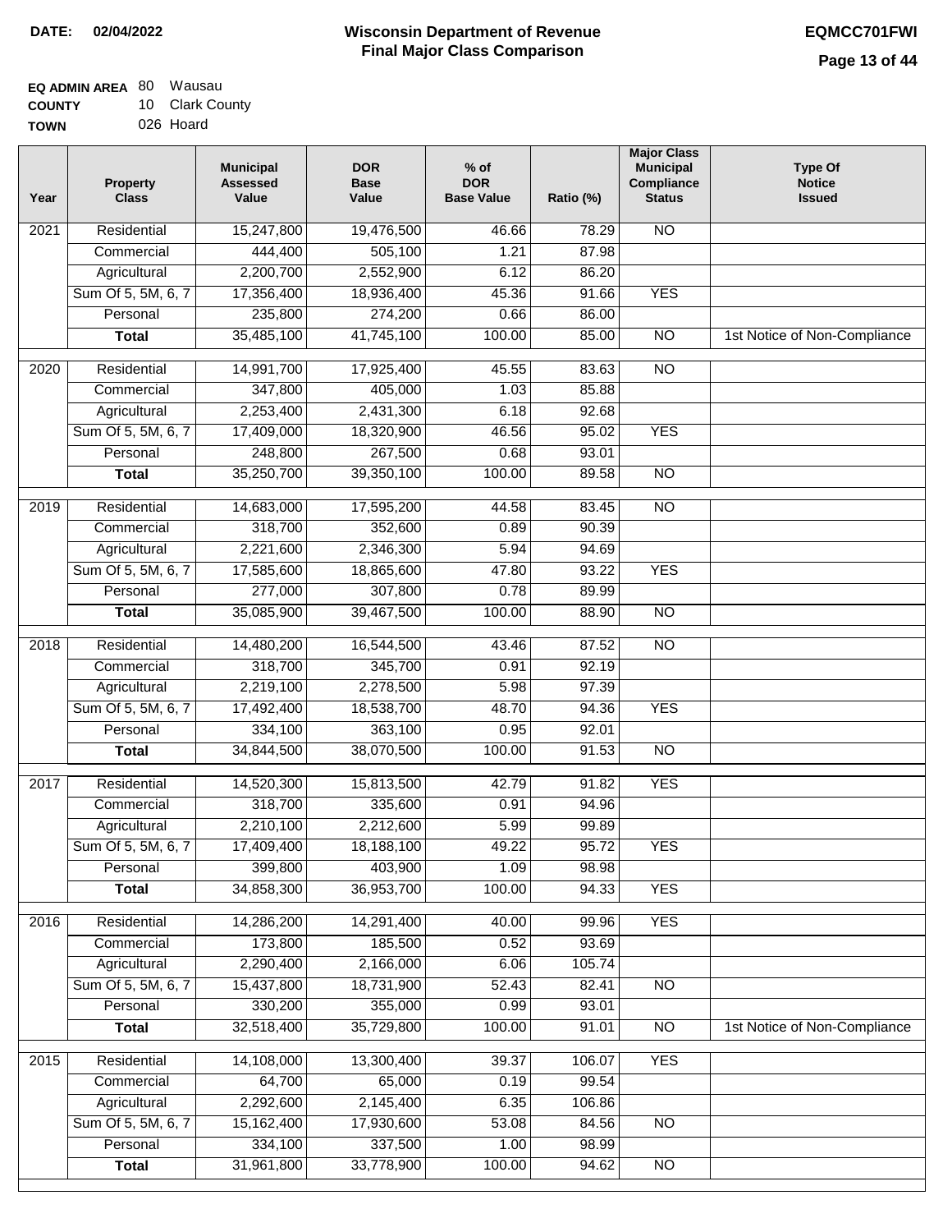**DATE: 02/04/2022**

# Wisconsin Department of Revenue
## Final Major Class Comparison

**EQMCC701FWI**

**EQ ADMIN AREA** 80 Wausau
**COUNTY** 10 Clark County
**TOWN** 026 Hoard

| Year | Property Class | Municipal Assessed Value | DOR Base Value | % of DOR Base Value | Ratio (%) | Major Class Municipal Compliance Status | Type Of Notice Issued |
|---|---|---|---|---|---|---|---|
| 2021 | Residential | 15,247,800 | 19,476,500 | 46.66 | 78.29 | NO | |
| | Commercial | 444,400 | 505,100 | 1.21 | 87.98 | | |
| | Agricultural | 2,200,700 | 2,552,900 | 6.12 | 86.20 | | |
| | Sum Of 5, 5M, 6, 7 | 17,356,400 | 18,936,400 | 45.36 | 91.66 | YES | |
| | Personal | 235,800 | 274,200 | 0.66 | 86.00 | | |
| | **Total** | 35,485,100 | 41,745,100 | 100.00 | 85.00 | NO | 1st Notice of Non-Compliance |
| 2020 | Residential | 14,991,700 | 17,925,400 | 45.55 | 83.63 | NO | |
| | Commercial | 347,800 | 405,000 | 1.03 | 85.88 | | |
| | Agricultural | 2,253,400 | 2,431,300 | 6.18 | 92.68 | | |
| | Sum Of 5, 5M, 6, 7 | 17,409,000 | 18,320,900 | 46.56 | 95.02 | YES | |
| | Personal | 248,800 | 267,500 | 0.68 | 93.01 | | |
| | **Total** | 35,250,700 | 39,350,100 | 100.00 | 89.58 | NO | |
| 2019 | Residential | 14,683,000 | 17,595,200 | 44.58 | 83.45 | NO | |
| | Commercial | 318,700 | 352,600 | 0.89 | 90.39 | | |
| | Agricultural | 2,221,600 | 2,346,300 | 5.94 | 94.69 | | |
| | Sum Of 5, 5M, 6, 7 | 17,585,600 | 18,865,600 | 47.80 | 93.22 | YES | |
| | Personal | 277,000 | 307,800 | 0.78 | 89.99 | | |
| | **Total** | 35,085,900 | 39,467,500 | 100.00 | 88.90 | NO | |
| 2018 | Residential | 14,480,200 | 16,544,500 | 43.46 | 87.52 | NO | |
| | Commercial | 318,700 | 345,700 | 0.91 | 92.19 | | |
| | Agricultural | 2,219,100 | 2,278,500 | 5.98 | 97.39 | | |
| | Sum Of 5, 5M, 6, 7 | 17,492,400 | 18,538,700 | 48.70 | 94.36 | YES | |
| | Personal | 334,100 | 363,100 | 0.95 | 92.01 | | |
| | **Total** | 34,844,500 | 38,070,500 | 100.00 | 91.53 | NO | |
| 2017 | Residential | 14,520,300 | 15,813,500 | 42.79 | 91.82 | YES | |
| | Commercial | 318,700 | 335,600 | 0.91 | 94.96 | | |
| | Agricultural | 2,210,100 | 2,212,600 | 5.99 | 99.89 | | |
| | Sum Of 5, 5M, 6, 7 | 17,409,400 | 18,188,100 | 49.22 | 95.72 | YES | |
| | Personal | 399,800 | 403,900 | 1.09 | 98.98 | | |
| | **Total** | 34,858,300 | 36,953,700 | 100.00 | 94.33 | YES | |
| 2016 | Residential | 14,286,200 | 14,291,400 | 40.00 | 99.96 | YES | |
| | Commercial | 173,800 | 185,500 | 0.52 | 93.69 | | |
| | Agricultural | 2,290,400 | 2,166,000 | 6.06 | 105.74 | | |
| | Sum Of 5, 5M, 6, 7 | 15,437,800 | 18,731,900 | 52.43 | 82.41 | NO | |
| | Personal | 330,200 | 355,000 | 0.99 | 93.01 | | |
| | **Total** | 32,518,400 | 35,729,800 | 100.00 | 91.01 | NO | 1st Notice of Non-Compliance |
| 2015 | Residential | 14,108,000 | 13,300,400 | 39.37 | 106.07 | YES | |
| | Commercial | 64,700 | 65,000 | 0.19 | 99.54 | | |
| | Agricultural | 2,292,600 | 2,145,400 | 6.35 | 106.86 | | |
| | Sum Of 5, 5M, 6, 7 | 15,162,400 | 17,930,600 | 53.08 | 84.56 | NO | |
| | Personal | 334,100 | 337,500 | 1.00 | 98.99 | | |
| | **Total** | 31,961,800 | 33,778,900 | 100.00 | 94.62 | NO | |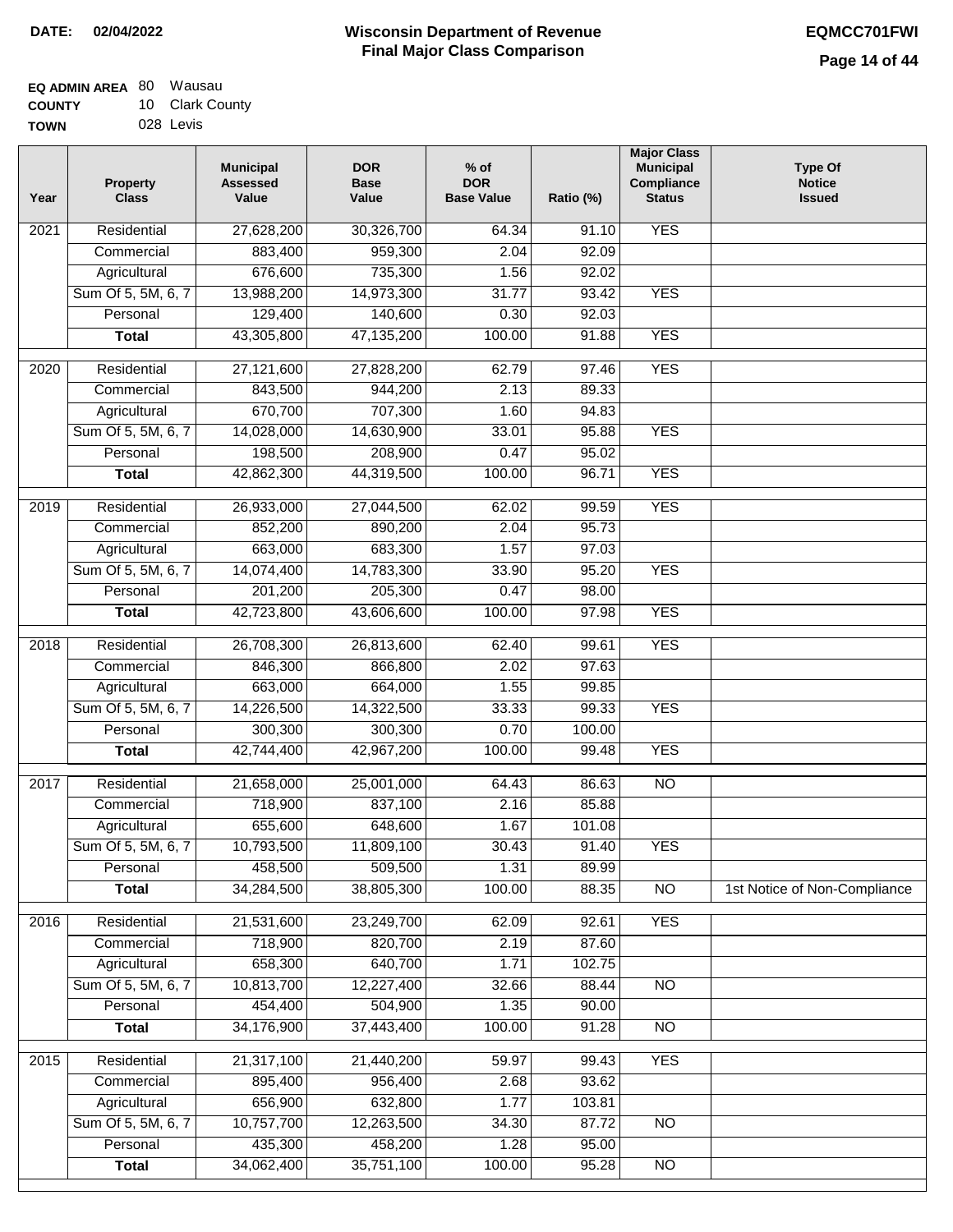**DATE:** 02/04/2022

# Wisconsin Department of Revenue
## Final Major Class Comparison

**EQMCC701FWI**

**EQ ADMIN AREA** 80 Wausau
**COUNTY** 10 Clark County
**TOWN** 028 Levis

| Year | Property Class | Municipal Assessed Value | DOR Base Value | % of DOR Base Value | Ratio (%) | Major Class Municipal Compliance Status | Type Of Notice Issued |
|---|---|---|---|---|---|---|---|
| 2021 | Residential | 27,628,200 | 30,326,700 | 64.34 | 91.10 | YES | |
| | Commercial | 883,400 | 959,300 | 2.04 | 92.09 | | |
| | Agricultural | 676,600 | 735,300 | 1.56 | 92.02 | | |
| | Sum Of 5, 5M, 6, 7 | 13,988,200 | 14,973,300 | 31.77 | 93.42 | YES | |
| | Personal | 129,400 | 140,600 | 0.30 | 92.03 | | |
| | **Total** | 43,305,800 | 47,135,200 | 100.00 | 91.88 | YES | |
| 2020 | Residential | 27,121,600 | 27,828,200 | 62.79 | 97.46 | YES | |
| | Commercial | 843,500 | 944,200 | 2.13 | 89.33 | | |
| | Agricultural | 670,700 | 707,300 | 1.60 | 94.83 | | |
| | Sum Of 5, 5M, 6, 7 | 14,028,000 | 14,630,900 | 33.01 | 95.88 | YES | |
| | Personal | 198,500 | 208,900 | 0.47 | 95.02 | | |
| | **Total** | 42,862,300 | 44,319,500 | 100.00 | 96.71 | YES | |
| 2019 | Residential | 26,933,000 | 27,044,500 | 62.02 | 99.59 | YES | |
| | Commercial | 852,200 | 890,200 | 2.04 | 95.73 | | |
| | Agricultural | 663,000 | 683,300 | 1.57 | 97.03 | | |
| | Sum Of 5, 5M, 6, 7 | 14,074,400 | 14,783,300 | 33.90 | 95.20 | YES | |
| | Personal | 201,200 | 205,300 | 0.47 | 98.00 | | |
| | **Total** | 42,723,800 | 43,606,600 | 100.00 | 97.98 | YES | |
| 2018 | Residential | 26,708,300 | 26,813,600 | 62.40 | 99.61 | YES | |
| | Commercial | 846,300 | 866,800 | 2.02 | 97.63 | | |
| | Agricultural | 663,000 | 664,000 | 1.55 | 99.85 | | |
| | Sum Of 5, 5M, 6, 7 | 14,226,500 | 14,322,500 | 33.33 | 99.33 | YES | |
| | Personal | 300,300 | 300,300 | 0.70 | 100.00 | | |
| | **Total** | 42,744,400 | 42,967,200 | 100.00 | 99.48 | YES | |
| 2017 | Residential | 21,658,000 | 25,001,000 | 64.43 | 86.63 | NO | |
| | Commercial | 718,900 | 837,100 | 2.16 | 85.88 | | |
| | Agricultural | 655,600 | 648,600 | 1.67 | 101.08 | | |
| | Sum Of 5, 5M, 6, 7 | 10,793,500 | 11,809,100 | 30.43 | 91.40 | YES | |
| | Personal | 458,500 | 509,500 | 1.31 | 89.99 | | |
| | **Total** | 34,284,500 | 38,805,300 | 100.00 | 88.35 | NO | 1st Notice of Non-Compliance |
| 2016 | Residential | 21,531,600 | 23,249,700 | 62.09 | 92.61 | YES | |
| | Commercial | 718,900 | 820,700 | 2.19 | 87.60 | | |
| | Agricultural | 658,300 | 640,700 | 1.71 | 102.75 | | |
| | Sum Of 5, 5M, 6, 7 | 10,813,700 | 12,227,400 | 32.66 | 88.44 | NO | |
| | Personal | 454,400 | 504,900 | 1.35 | 90.00 | | |
| | **Total** | 34,176,900 | 37,443,400 | 100.00 | 91.28 | NO | |
| 2015 | Residential | 21,317,100 | 21,440,200 | 59.97 | 99.43 | YES | |
| | Commercial | 895,400 | 956,400 | 2.68 | 93.62 | | |
| | Agricultural | 656,900 | 632,800 | 1.77 | 103.81 | | |
| | Sum Of 5, 5M, 6, 7 | 10,757,700 | 12,263,500 | 34.30 | 87.72 | NO | |
| | Personal | 435,300 | 458,200 | 1.28 | 95.00 | | |
| | **Total** | 34,062,400 | 35,751,100 | 100.00 | 95.28 | NO | |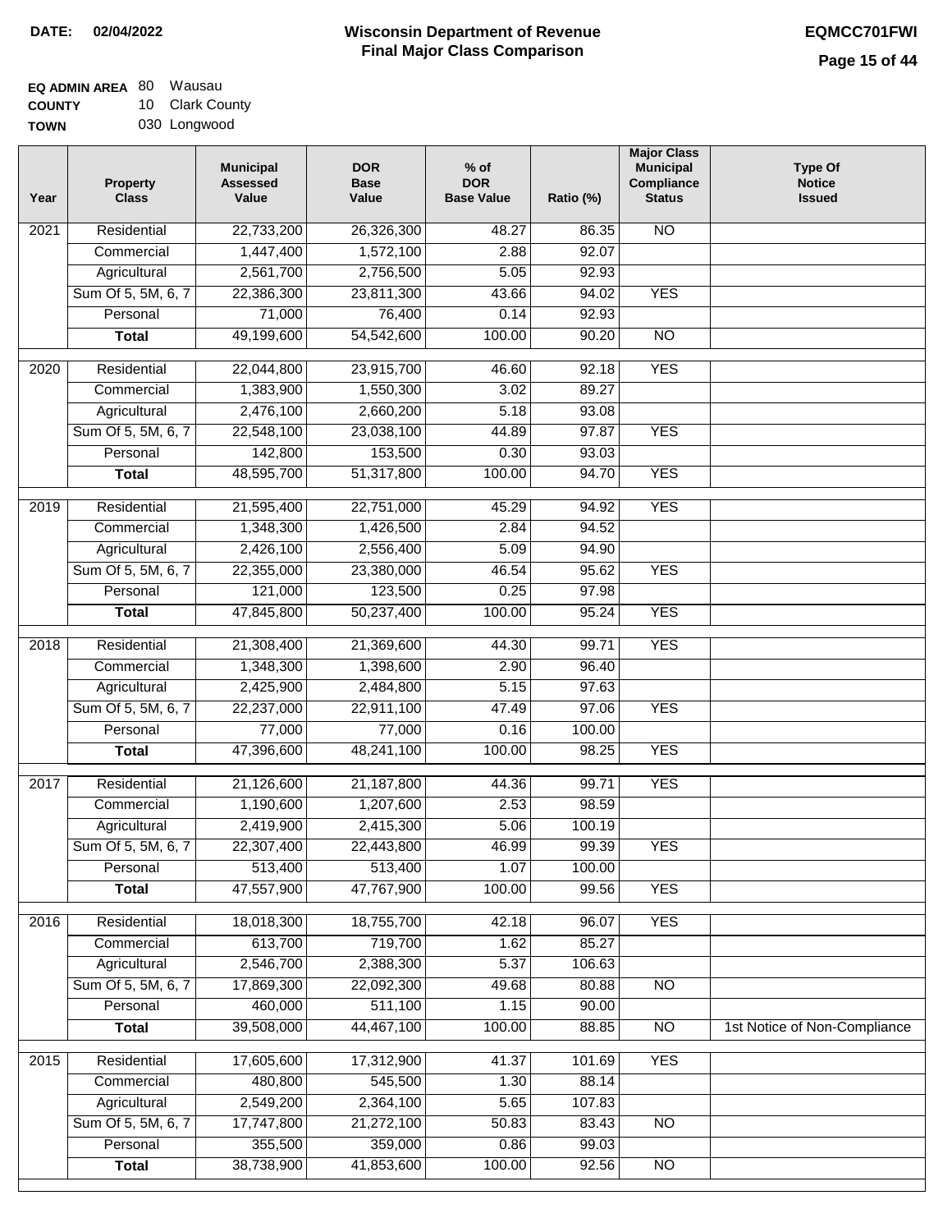**DATE: 02/04/2022**

# Wisconsin Department of Revenue
## Final Major Class Comparison

**EQMCC701FWI**

**EQ ADMIN AREA** 80 Wausau
**COUNTY** 10 Clark County
**TOWN** 030 Longwood

| Year | Property Class | Municipal Assessed Value | DOR Base Value | % of DOR Base Value | Ratio (%) | Major Class Municipal Compliance Status | Type Of Notice Issued |
|---|---|---|---|---|---|---|---|
| 2021 | Residential | 22,733,200 | 26,326,300 | 48.27 | 86.35 | NO | |
| | Commercial | 1,447,400 | 1,572,100 | 2.88 | 92.07 | | |
| | Agricultural | 2,561,700 | 2,756,500 | 5.05 | 92.93 | | |
| | Sum Of 5, 5M, 6, 7 | 22,386,300 | 23,811,300 | 43.66 | 94.02 | YES | |
| | Personal | 71,000 | 76,400 | 0.14 | 92.93 | | |
| | **Total** | 49,199,600 | 54,542,600 | 100.00 | 90.20 | NO | |
| 2020 | Residential | 22,044,800 | 23,915,700 | 46.60 | 92.18 | YES | |
| | Commercial | 1,383,900 | 1,550,300 | 3.02 | 89.27 | | |
| | Agricultural | 2,476,100 | 2,660,200 | 5.18 | 93.08 | | |
| | Sum Of 5, 5M, 6, 7 | 22,548,100 | 23,038,100 | 44.89 | 97.87 | YES | |
| | Personal | 142,800 | 153,500 | 0.30 | 93.03 | | |
| | **Total** | 48,595,700 | 51,317,800 | 100.00 | 94.70 | YES | |
| 2019 | Residential | 21,595,400 | 22,751,000 | 45.29 | 94.92 | YES | |
| | Commercial | 1,348,300 | 1,426,500 | 2.84 | 94.52 | | |
| | Agricultural | 2,426,100 | 2,556,400 | 5.09 | 94.90 | | |
| | Sum Of 5, 5M, 6, 7 | 22,355,000 | 23,380,000 | 46.54 | 95.62 | YES | |
| | Personal | 121,000 | 123,500 | 0.25 | 97.98 | | |
| | **Total** | 47,845,800 | 50,237,400 | 100.00 | 95.24 | YES | |
| 2018 | Residential | 21,308,400 | 21,369,600 | 44.30 | 99.71 | YES | |
| | Commercial | 1,348,300 | 1,398,600 | 2.90 | 96.40 | | |
| | Agricultural | 2,425,900 | 2,484,800 | 5.15 | 97.63 | | |
| | Sum Of 5, 5M, 6, 7 | 22,237,000 | 22,911,100 | 47.49 | 97.06 | YES | |
| | Personal | 77,000 | 77,000 | 0.16 | 100.00 | | |
| | **Total** | 47,396,600 | 48,241,100 | 100.00 | 98.25 | YES | |
| 2017 | Residential | 21,126,600 | 21,187,800 | 44.36 | 99.71 | YES | |
| | Commercial | 1,190,600 | 1,207,600 | 2.53 | 98.59 | | |
| | Agricultural | 2,419,900 | 2,415,300 | 5.06 | 100.19 | | |
| | Sum Of 5, 5M, 6, 7 | 22,307,400 | 22,443,800 | 46.99 | 99.39 | YES | |
| | Personal | 513,400 | 513,400 | 1.07 | 100.00 | | |
| | **Total** | 47,557,900 | 47,767,900 | 100.00 | 99.56 | YES | |
| 2016 | Residential | 18,018,300 | 18,755,700 | 42.18 | 96.07 | YES | |
| | Commercial | 613,700 | 719,700 | 1.62 | 85.27 | | |
| | Agricultural | 2,546,700 | 2,388,300 | 5.37 | 106.63 | | |
| | Sum Of 5, 5M, 6, 7 | 17,869,300 | 22,092,300 | 49.68 | 80.88 | NO | |
| | Personal | 460,000 | 511,100 | 1.15 | 90.00 | | |
| | **Total** | 39,508,000 | 44,467,100 | 100.00 | 88.85 | NO | 1st Notice of Non-Compliance |
| 2015 | Residential | 17,605,600 | 17,312,900 | 41.37 | 101.69 | YES | |
| | Commercial | 480,800 | 545,500 | 1.30 | 88.14 | | |
| | Agricultural | 2,549,200 | 2,364,100 | 5.65 | 107.83 | | |
| | Sum Of 5, 5M, 6, 7 | 17,747,800 | 21,272,100 | 50.83 | 83.43 | NO | |
| | Personal | 355,500 | 359,000 | 0.86 | 99.03 | | |
| | **Total** | 38,738,900 | 41,853,600 | 100.00 | 92.56 | NO | |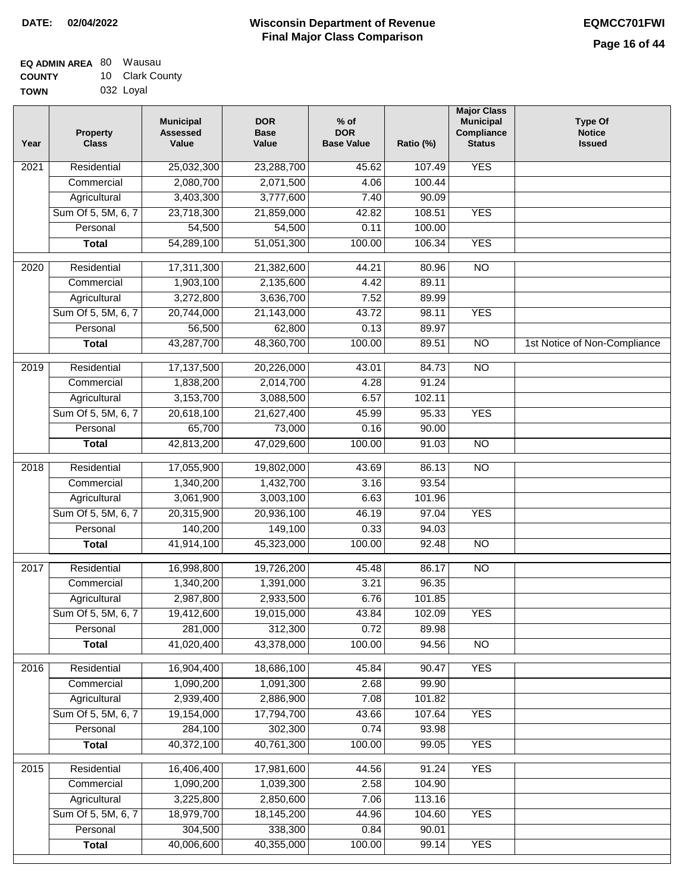**DATE: 02/04/2022**

# Wisconsin Department of Revenue
## Final Major Class Comparison

**EQMCC701FWI**

**EQ ADMIN AREA** 80 Wausau
**COUNTY** 10 Clark County
**TOWN** 032 Loyal

| Year | Property Class | Municipal Assessed Value | DOR Base Value | % of DOR Base Value | Ratio (%) | Major Class Municipal Compliance Status | Type Of Notice Issued |
|---|---|---|---|---|---|---|---|
| 2021 | Residential | 25,032,300 | 23,288,700 | 45.62 | 107.49 | YES | |
| | Commercial | 2,080,700 | 2,071,500 | 4.06 | 100.44 | | |
| | Agricultural | 3,403,300 | 3,777,600 | 7.40 | 90.09 | | |
| | Sum Of 5, 5M, 6, 7 | 23,718,300 | 21,859,000 | 42.82 | 108.51 | YES | |
| | Personal | 54,500 | 54,500 | 0.11 | 100.00 | | |
| | **Total** | 54,289,100 | 51,051,300 | 100.00 | 106.34 | YES | |
| 2020 | Residential | 17,311,300 | 21,382,600 | 44.21 | 80.96 | NO | |
| | Commercial | 1,903,100 | 2,135,600 | 4.42 | 89.11 | | |
| | Agricultural | 3,272,800 | 3,636,700 | 7.52 | 89.99 | | |
| | Sum Of 5, 5M, 6, 7 | 20,744,000 | 21,143,000 | 43.72 | 98.11 | YES | |
| | Personal | 56,500 | 62,800 | 0.13 | 89.97 | | |
| | **Total** | 43,287,700 | 48,360,700 | 100.00 | 89.51 | NO | 1st Notice of Non-Compliance |
| 2019 | Residential | 17,137,500 | 20,226,000 | 43.01 | 84.73 | NO | |
| | Commercial | 1,838,200 | 2,014,700 | 4.28 | 91.24 | | |
| | Agricultural | 3,153,700 | 3,088,500 | 6.57 | 102.11 | | |
| | Sum Of 5, 5M, 6, 7 | 20,618,100 | 21,627,400 | 45.99 | 95.33 | YES | |
| | Personal | 65,700 | 73,000 | 0.16 | 90.00 | | |
| | **Total** | 42,813,200 | 47,029,600 | 100.00 | 91.03 | NO | |
| 2018 | Residential | 17,055,900 | 19,802,000 | 43.69 | 86.13 | NO | |
| | Commercial | 1,340,200 | 1,432,700 | 3.16 | 93.54 | | |
| | Agricultural | 3,061,900 | 3,003,100 | 6.63 | 101.96 | | |
| | Sum Of 5, 5M, 6, 7 | 20,315,900 | 20,936,100 | 46.19 | 97.04 | YES | |
| | Personal | 140,200 | 149,100 | 0.33 | 94.03 | | |
| | **Total** | 41,914,100 | 45,323,000 | 100.00 | 92.48 | NO | |
| 2017 | Residential | 16,998,800 | 19,726,200 | 45.48 | 86.17 | NO | |
| | Commercial | 1,340,200 | 1,391,000 | 3.21 | 96.35 | | |
| | Agricultural | 2,987,800 | 2,933,500 | 6.76 | 101.85 | | |
| | Sum Of 5, 5M, 6, 7 | 19,412,600 | 19,015,000 | 43.84 | 102.09 | YES | |
| | Personal | 281,000 | 312,300 | 0.72 | 89.98 | | |
| | **Total** | 41,020,400 | 43,378,000 | 100.00 | 94.56 | NO | |
| 2016 | Residential | 16,904,400 | 18,686,100 | 45.84 | 90.47 | YES | |
| | Commercial | 1,090,200 | 1,091,300 | 2.68 | 99.90 | | |
| | Agricultural | 2,939,400 | 2,886,900 | 7.08 | 101.82 | | |
| | Sum Of 5, 5M, 6, 7 | 19,154,000 | 17,794,700 | 43.66 | 107.64 | YES | |
| | Personal | 284,100 | 302,300 | 0.74 | 93.98 | | |
| | **Total** | 40,372,100 | 40,761,300 | 100.00 | 99.05 | YES | |
| 2015 | Residential | 16,406,400 | 17,981,600 | 44.56 | 91.24 | YES | |
| | Commercial | 1,090,200 | 1,039,300 | 2.58 | 104.90 | | |
| | Agricultural | 3,225,800 | 2,850,600 | 7.06 | 113.16 | | |
| | Sum Of 5, 5M, 6, 7 | 18,979,700 | 18,145,200 | 44.96 | 104.60 | YES | |
| | Personal | 304,500 | 338,300 | 0.84 | 90.01 | | |
| | **Total** | 40,006,600 | 40,355,000 | 100.00 | 99.14 | YES | |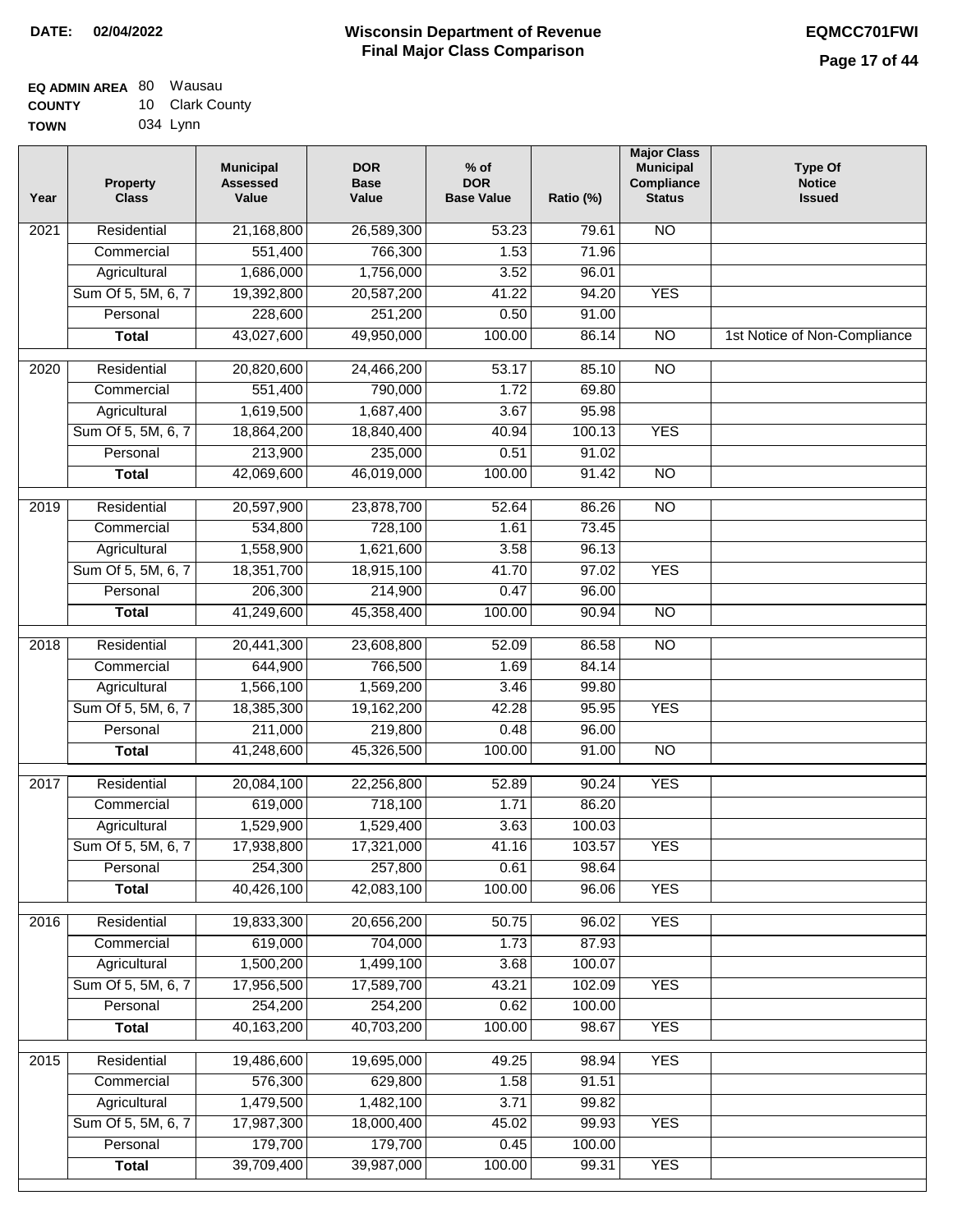**DATE: 02/04/2022**

# Wisconsin Department of Revenue
## Final Major Class Comparison

**EQMCC701FWI**

**EQ ADMIN AREA** 80 Wausau
**COUNTY** 10 Clark County
**TOWN** 034 Lynn

| Year | Property Class | Municipal Assessed Value | DOR Base Value | % of DOR Base Value | Ratio (%) | Major Class Municipal Compliance Status | Type Of Notice Issued |
|---|---|---|---|---|---|---|---|
| 2021 | Residential | 21,168,800 | 26,589,300 | 53.23 | 79.61 | NO | |
| | Commercial | 551,400 | 766,300 | 1.53 | 71.96 | | |
| | Agricultural | 1,686,000 | 1,756,000 | 3.52 | 96.01 | | |
| | Sum Of 5, 5M, 6, 7 | 19,392,800 | 20,587,200 | 41.22 | 94.20 | YES | |
| | Personal | 228,600 | 251,200 | 0.50 | 91.00 | | |
| | **Total** | 43,027,600 | 49,950,000 | 100.00 | 86.14 | NO | 1st Notice of Non-Compliance |
| 2020 | Residential | 20,820,600 | 24,466,200 | 53.17 | 85.10 | NO | |
| | Commercial | 551,400 | 790,000 | 1.72 | 69.80 | | |
| | Agricultural | 1,619,500 | 1,687,400 | 3.67 | 95.98 | | |
| | Sum Of 5, 5M, 6, 7 | 18,864,200 | 18,840,400 | 40.94 | 100.13 | YES | |
| | Personal | 213,900 | 235,000 | 0.51 | 91.02 | | |
| | **Total** | 42,069,600 | 46,019,000 | 100.00 | 91.42 | NO | |
| 2019 | Residential | 20,597,900 | 23,878,700 | 52.64 | 86.26 | NO | |
| | Commercial | 534,800 | 728,100 | 1.61 | 73.45 | | |
| | Agricultural | 1,558,900 | 1,621,600 | 3.58 | 96.13 | | |
| | Sum Of 5, 5M, 6, 7 | 18,351,700 | 18,915,100 | 41.70 | 97.02 | YES | |
| | Personal | 206,300 | 214,900 | 0.47 | 96.00 | | |
| | **Total** | 41,249,600 | 45,358,400 | 100.00 | 90.94 | NO | |
| 2018 | Residential | 20,441,300 | 23,608,800 | 52.09 | 86.58 | NO | |
| | Commercial | 644,900 | 766,500 | 1.69 | 84.14 | | |
| | Agricultural | 1,566,100 | 1,569,200 | 3.46 | 99.80 | | |
| | Sum Of 5, 5M, 6, 7 | 18,385,300 | 19,162,200 | 42.28 | 95.95 | YES | |
| | Personal | 211,000 | 219,800 | 0.48 | 96.00 | | |
| | **Total** | 41,248,600 | 45,326,500 | 100.00 | 91.00 | NO | |
| 2017 | Residential | 20,084,100 | 22,256,800 | 52.89 | 90.24 | YES | |
| | Commercial | 619,000 | 718,100 | 1.71 | 86.20 | | |
| | Agricultural | 1,529,900 | 1,529,400 | 3.63 | 100.03 | | |
| | Sum Of 5, 5M, 6, 7 | 17,938,800 | 17,321,000 | 41.16 | 103.57 | YES | |
| | Personal | 254,300 | 257,800 | 0.61 | 98.64 | | |
| | **Total** | 40,426,100 | 42,083,100 | 100.00 | 96.06 | YES | |
| 2016 | Residential | 19,833,300 | 20,656,200 | 50.75 | 96.02 | YES | |
| | Commercial | 619,000 | 704,000 | 1.73 | 87.93 | | |
| | Agricultural | 1,500,200 | 1,499,100 | 3.68 | 100.07 | | |
| | Sum Of 5, 5M, 6, 7 | 17,956,500 | 17,589,700 | 43.21 | 102.09 | YES | |
| | Personal | 254,200 | 254,200 | 0.62 | 100.00 | | |
| | **Total** | 40,163,200 | 40,703,200 | 100.00 | 98.67 | YES | |
| 2015 | Residential | 19,486,600 | 19,695,000 | 49.25 | 98.94 | YES | |
| | Commercial | 576,300 | 629,800 | 1.58 | 91.51 | | |
| | Agricultural | 1,479,500 | 1,482,100 | 3.71 | 99.82 | | |
| | Sum Of 5, 5M, 6, 7 | 17,987,300 | 18,000,400 | 45.02 | 99.93 | YES | |
| | Personal | 179,700 | 179,700 | 0.45 | 100.00 | | |
| | **Total** | 39,709,400 | 39,987,000 | 100.00 | 99.31 | YES | |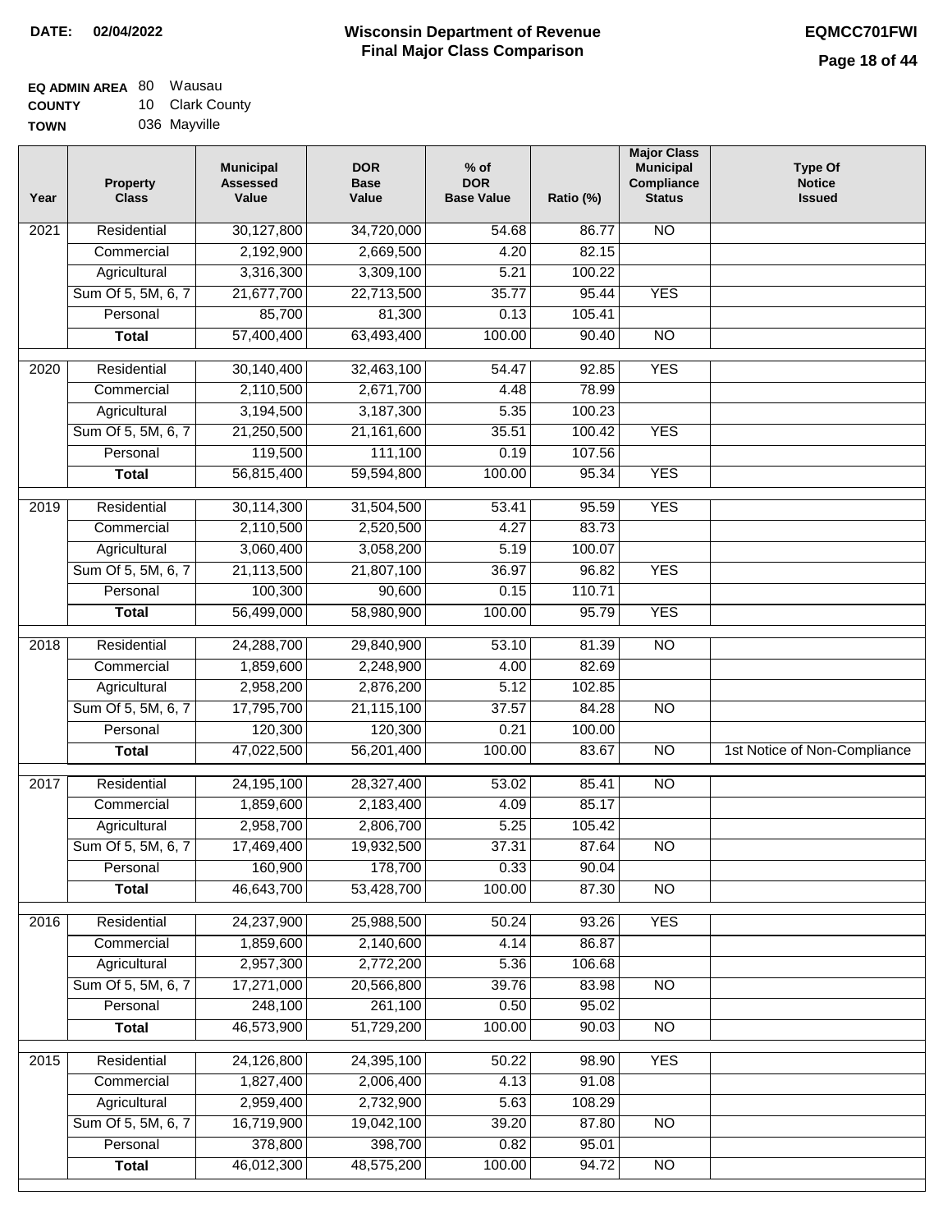**DATE: 02/04/2022**

# Wisconsin Department of Revenue
## Final Major Class Comparison

**EQMCC701FWI**

**EQ ADMIN AREA** 80 Wausau
**COUNTY** 10 Clark County
**TOWN** 036 Mayville

| Year | Property Class | Municipal Assessed Value | DOR Base Value | % of DOR Base Value | Ratio (%) | Major Class Municipal Compliance Status | Type Of Notice Issued |
|---|---|---|---|---|---|---|---|
| 2021 | Residential | 30,127,800 | 34,720,000 | 54.68 | 86.77 | NO | |
| | Commercial | 2,192,900 | 2,669,500 | 4.20 | 82.15 | | |
| | Agricultural | 3,316,300 | 3,309,100 | 5.21 | 100.22 | | |
| | Sum Of 5, 5M, 6, 7 | 21,677,700 | 22,713,500 | 35.77 | 95.44 | YES | |
| | Personal | 85,700 | 81,300 | 0.13 | 105.41 | | |
| | **Total** | 57,400,400 | 63,493,400 | 100.00 | 90.40 | NO | |
| 2020 | Residential | 30,140,400 | 32,463,100 | 54.47 | 92.85 | YES | |
| | Commercial | 2,110,500 | 2,671,700 | 4.48 | 78.99 | | |
| | Agricultural | 3,194,500 | 3,187,300 | 5.35 | 100.23 | | |
| | Sum Of 5, 5M, 6, 7 | 21,250,500 | 21,161,600 | 35.51 | 100.42 | YES | |
| | Personal | 119,500 | 111,100 | 0.19 | 107.56 | | |
| | **Total** | 56,815,400 | 59,594,800 | 100.00 | 95.34 | YES | |
| 2019 | Residential | 30,114,300 | 31,504,500 | 53.41 | 95.59 | YES | |
| | Commercial | 2,110,500 | 2,520,500 | 4.27 | 83.73 | | |
| | Agricultural | 3,060,400 | 3,058,200 | 5.19 | 100.07 | | |
| | Sum Of 5, 5M, 6, 7 | 21,113,500 | 21,807,100 | 36.97 | 96.82 | YES | |
| | Personal | 100,300 | 90,600 | 0.15 | 110.71 | | |
| | **Total** | 56,499,000 | 58,980,900 | 100.00 | 95.79 | YES | |
| 2018 | Residential | 24,288,700 | 29,840,900 | 53.10 | 81.39 | NO | |
| | Commercial | 1,859,600 | 2,248,900 | 4.00 | 82.69 | | |
| | Agricultural | 2,958,200 | 2,876,200 | 5.12 | 102.85 | | |
| | Sum Of 5, 5M, 6, 7 | 17,795,700 | 21,115,100 | 37.57 | 84.28 | NO | |
| | Personal | 120,300 | 120,300 | 0.21 | 100.00 | | |
| | **Total** | 47,022,500 | 56,201,400 | 100.00 | 83.67 | NO | 1st Notice of Non-Compliance |
| 2017 | Residential | 24,195,100 | 28,327,400 | 53.02 | 85.41 | NO | |
| | Commercial | 1,859,600 | 2,183,400 | 4.09 | 85.17 | | |
| | Agricultural | 2,958,700 | 2,806,700 | 5.25 | 105.42 | | |
| | Sum Of 5, 5M, 6, 7 | 17,469,400 | 19,932,500 | 37.31 | 87.64 | NO | |
| | Personal | 160,900 | 178,700 | 0.33 | 90.04 | | |
| | **Total** | 46,643,700 | 53,428,700 | 100.00 | 87.30 | NO | |
| 2016 | Residential | 24,237,900 | 25,988,500 | 50.24 | 93.26 | YES | |
| | Commercial | 1,859,600 | 2,140,600 | 4.14 | 86.87 | | |
| | Agricultural | 2,957,300 | 2,772,200 | 5.36 | 106.68 | | |
| | Sum Of 5, 5M, 6, 7 | 17,271,000 | 20,566,800 | 39.76 | 83.98 | NO | |
| | Personal | 248,100 | 261,100 | 0.50 | 95.02 | | |
| | **Total** | 46,573,900 | 51,729,200 | 100.00 | 90.03 | NO | |
| 2015 | Residential | 24,126,800 | 24,395,100 | 50.22 | 98.90 | YES | |
| | Commercial | 1,827,400 | 2,006,400 | 4.13 | 91.08 | | |
| | Agricultural | 2,959,400 | 2,732,900 | 5.63 | 108.29 | | |
| | Sum Of 5, 5M, 6, 7 | 16,719,900 | 19,042,100 | 39.20 | 87.80 | NO | |
| | Personal | 378,800 | 398,700 | 0.82 | 95.01 | | |
| | **Total** | 46,012,300 | 48,575,200 | 100.00 | 94.72 | NO | |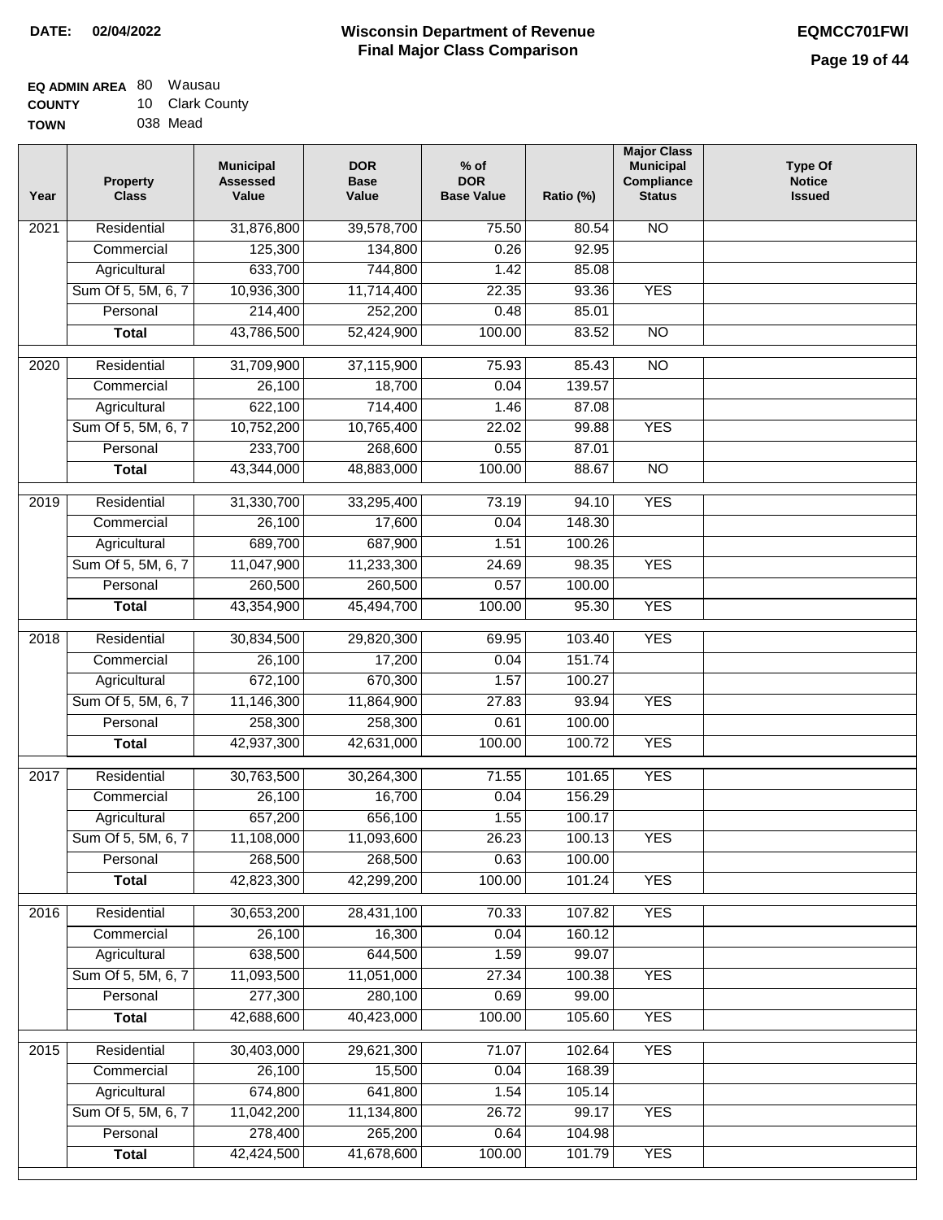**DATE:** 02/04/2022

# Wisconsin Department of Revenue
## Final Major Class Comparison

**EQMCC701FWI**

**EQ ADMIN AREA** 80 Wausau
**COUNTY** 10 Clark County
**TOWN** 038 Mead

| Year | Property Class | Municipal Assessed Value | DOR Base Value | % of DOR Base Value | Ratio (%) | Major Class Municipal Compliance Status | Type Of Notice Issued |
|---|---|---|---|---|---|---|---|
| 2021 | Residential | 31,876,800 | 39,578,700 | 75.50 | 80.54 | NO | |
| | Commercial | 125,300 | 134,800 | 0.26 | 92.95 | | |
| | Agricultural | 633,700 | 744,800 | 1.42 | 85.08 | | |
| | Sum Of 5, 5M, 6, 7 | 10,936,300 | 11,714,400 | 22.35 | 93.36 | YES | |
| | Personal | 214,400 | 252,200 | 0.48 | 85.01 | | |
| | **Total** | 43,786,500 | 52,424,900 | 100.00 | 83.52 | NO | |
| 2020 | Residential | 31,709,900 | 37,115,900 | 75.93 | 85.43 | NO | |
| | Commercial | 26,100 | 18,700 | 0.04 | 139.57 | | |
| | Agricultural | 622,100 | 714,400 | 1.46 | 87.08 | | |
| | Sum Of 5, 5M, 6, 7 | 10,752,200 | 10,765,400 | 22.02 | 99.88 | YES | |
| | Personal | 233,700 | 268,600 | 0.55 | 87.01 | | |
| | **Total** | 43,344,000 | 48,883,000 | 100.00 | 88.67 | NO | |
| 2019 | Residential | 31,330,700 | 33,295,400 | 73.19 | 94.10 | YES | |
| | Commercial | 26,100 | 17,600 | 0.04 | 148.30 | | |
| | Agricultural | 689,700 | 687,900 | 1.51 | 100.26 | | |
| | Sum Of 5, 5M, 6, 7 | 11,047,900 | 11,233,300 | 24.69 | 98.35 | YES | |
| | Personal | 260,500 | 260,500 | 0.57 | 100.00 | | |
| | **Total** | 43,354,900 | 45,494,700 | 100.00 | 95.30 | YES | |
| 2018 | Residential | 30,834,500 | 29,820,300 | 69.95 | 103.40 | YES | |
| | Commercial | 26,100 | 17,200 | 0.04 | 151.74 | | |
| | Agricultural | 672,100 | 670,300 | 1.57 | 100.27 | | |
| | Sum Of 5, 5M, 6, 7 | 11,146,300 | 11,864,900 | 27.83 | 93.94 | YES | |
| | Personal | 258,300 | 258,300 | 0.61 | 100.00 | | |
| | **Total** | 42,937,300 | 42,631,000 | 100.00 | 100.72 | YES | |
| 2017 | Residential | 30,763,500 | 30,264,300 | 71.55 | 101.65 | YES | |
| | Commercial | 26,100 | 16,700 | 0.04 | 156.29 | | |
| | Agricultural | 657,200 | 656,100 | 1.55 | 100.17 | | |
| | Sum Of 5, 5M, 6, 7 | 11,108,000 | 11,093,600 | 26.23 | 100.13 | YES | |
| | Personal | 268,500 | 268,500 | 0.63 | 100.00 | | |
| | **Total** | 42,823,300 | 42,299,200 | 100.00 | 101.24 | YES | |
| 2016 | Residential | 30,653,200 | 28,431,100 | 70.33 | 107.82 | YES | |
| | Commercial | 26,100 | 16,300 | 0.04 | 160.12 | | |
| | Agricultural | 638,500 | 644,500 | 1.59 | 99.07 | | |
| | Sum Of 5, 5M, 6, 7 | 11,093,500 | 11,051,000 | 27.34 | 100.38 | YES | |
| | Personal | 277,300 | 280,100 | 0.69 | 99.00 | | |
| | **Total** | 42,688,600 | 40,423,000 | 100.00 | 105.60 | YES | |
| 2015 | Residential | 30,403,000 | 29,621,300 | 71.07 | 102.64 | YES | |
| | Commercial | 26,100 | 15,500 | 0.04 | 168.39 | | |
| | Agricultural | 674,800 | 641,800 | 1.54 | 105.14 | | |
| | Sum Of 5, 5M, 6, 7 | 11,042,200 | 11,134,800 | 26.72 | 99.17 | YES | |
| | Personal | 278,400 | 265,200 | 0.64 | 104.98 | | |
| | **Total** | 42,424,500 | 41,678,600 | 100.00 | 101.79 | YES | |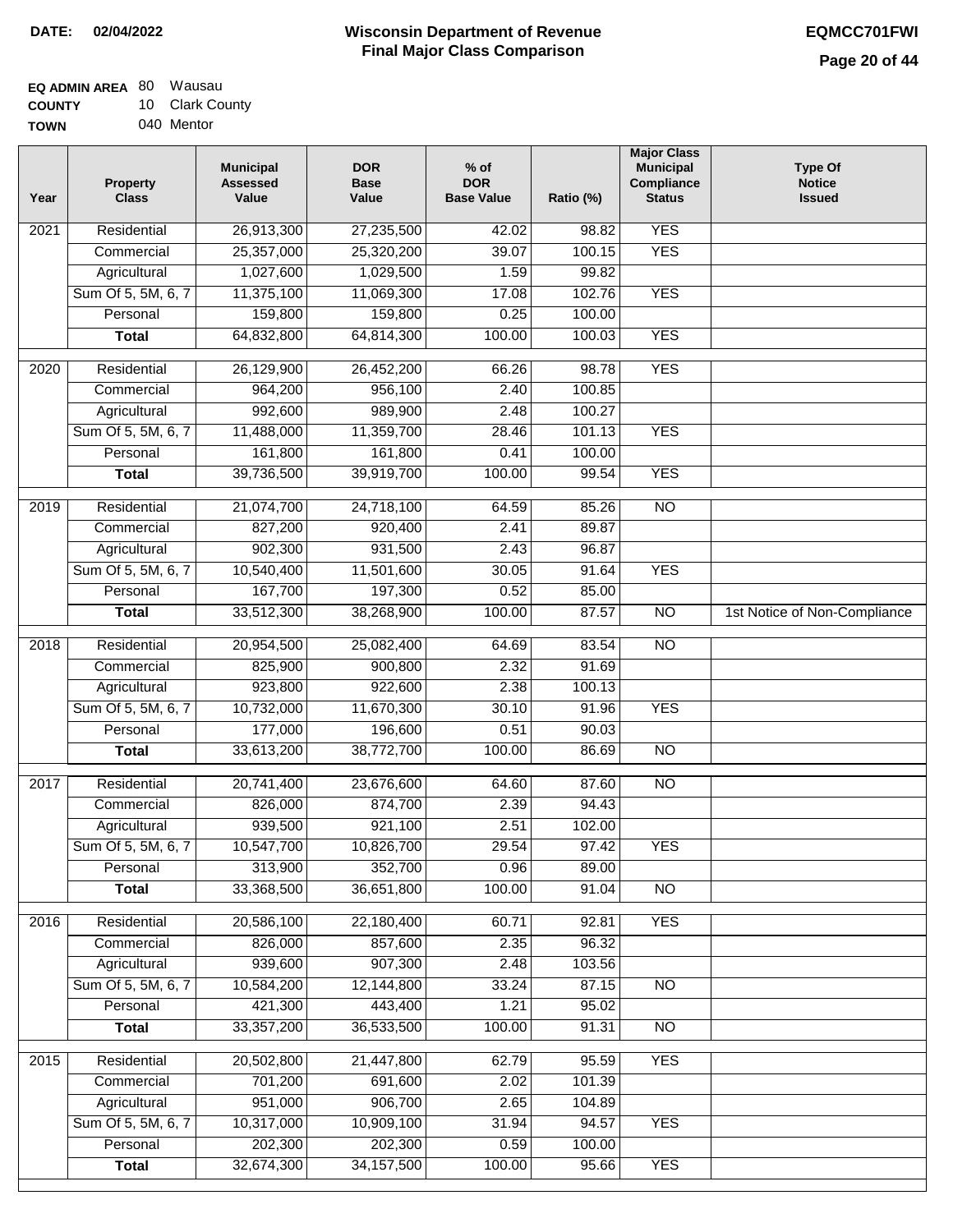**DATE:** 02/04/2022

# Wisconsin Department of Revenue
## Final Major Class Comparison

**EQMCC701FWI**

**EQ ADMIN AREA** 80 Wausau
**COUNTY** 10 Clark County
**TOWN** 040 Mentor

| Year | Property Class | Municipal Assessed Value | DOR Base Value | % of DOR Base Value | Ratio (%) | Major Class Municipal Compliance Status | Type Of Notice Issued |
|---|---|---|---|---|---|---|---|
| 2021 | Residential | 26,913,300 | 27,235,500 | 42.02 | 98.82 | YES | |
| | Commercial | 25,357,000 | 25,320,200 | 39.07 | 100.15 | YES | |
| | Agricultural | 1,027,600 | 1,029,500 | 1.59 | 99.82 | | |
| | Sum Of 5, 5M, 6, 7 | 11,375,100 | 11,069,300 | 17.08 | 102.76 | YES | |
| | Personal | 159,800 | 159,800 | 0.25 | 100.00 | | |
| | **Total** | 64,832,800 | 64,814,300 | 100.00 | 100.03 | YES | |
| 2020 | Residential | 26,129,900 | 26,452,200 | 66.26 | 98.78 | YES | |
| | Commercial | 964,200 | 956,100 | 2.40 | 100.85 | | |
| | Agricultural | 992,600 | 989,900 | 2.48 | 100.27 | | |
| | Sum Of 5, 5M, 6, 7 | 11,488,000 | 11,359,700 | 28.46 | 101.13 | YES | |
| | Personal | 161,800 | 161,800 | 0.41 | 100.00 | | |
| | **Total** | 39,736,500 | 39,919,700 | 100.00 | 99.54 | YES | |
| 2019 | Residential | 21,074,700 | 24,718,100 | 64.59 | 85.26 | NO | |
| | Commercial | 827,200 | 920,400 | 2.41 | 89.87 | | |
| | Agricultural | 902,300 | 931,500 | 2.43 | 96.87 | | |
| | Sum Of 5, 5M, 6, 7 | 10,540,400 | 11,501,600 | 30.05 | 91.64 | YES | |
| | Personal | 167,700 | 197,300 | 0.52 | 85.00 | | |
| | **Total** | 33,512,300 | 38,268,900 | 100.00 | 87.57 | NO | 1st Notice of Non-Compliance |
| 2018 | Residential | 20,954,500 | 25,082,400 | 64.69 | 83.54 | NO | |
| | Commercial | 825,900 | 900,800 | 2.32 | 91.69 | | |
| | Agricultural | 923,800 | 922,600 | 2.38 | 100.13 | | |
| | Sum Of 5, 5M, 6, 7 | 10,732,000 | 11,670,300 | 30.10 | 91.96 | YES | |
| | Personal | 177,000 | 196,600 | 0.51 | 90.03 | | |
| | **Total** | 33,613,200 | 38,772,700 | 100.00 | 86.69 | NO | |
| 2017 | Residential | 20,741,400 | 23,676,600 | 64.60 | 87.60 | NO | |
| | Commercial | 826,000 | 874,700 | 2.39 | 94.43 | | |
| | Agricultural | 939,500 | 921,100 | 2.51 | 102.00 | | |
| | Sum Of 5, 5M, 6, 7 | 10,547,700 | 10,826,700 | 29.54 | 97.42 | YES | |
| | Personal | 313,900 | 352,700 | 0.96 | 89.00 | | |
| | **Total** | 33,368,500 | 36,651,800 | 100.00 | 91.04 | NO | |
| 2016 | Residential | 20,586,100 | 22,180,400 | 60.71 | 92.81 | YES | |
| | Commercial | 826,000 | 857,600 | 2.35 | 96.32 | | |
| | Agricultural | 939,600 | 907,300 | 2.48 | 103.56 | | |
| | Sum Of 5, 5M, 6, 7 | 10,584,200 | 12,144,800 | 33.24 | 87.15 | NO | |
| | Personal | 421,300 | 443,400 | 1.21 | 95.02 | | |
| | **Total** | 33,357,200 | 36,533,500 | 100.00 | 91.31 | NO | |
| 2015 | Residential | 20,502,800 | 21,447,800 | 62.79 | 95.59 | YES | |
| | Commercial | 701,200 | 691,600 | 2.02 | 101.39 | | |
| | Agricultural | 951,000 | 906,700 | 2.65 | 104.89 | | |
| | Sum Of 5, 5M, 6, 7 | 10,317,000 | 10,909,100 | 31.94 | 94.57 | YES | |
| | Personal | 202,300 | 202,300 | 0.59 | 100.00 | | |
| | **Total** | 32,674,300 | 34,157,500 | 100.00 | 95.66 | YES | |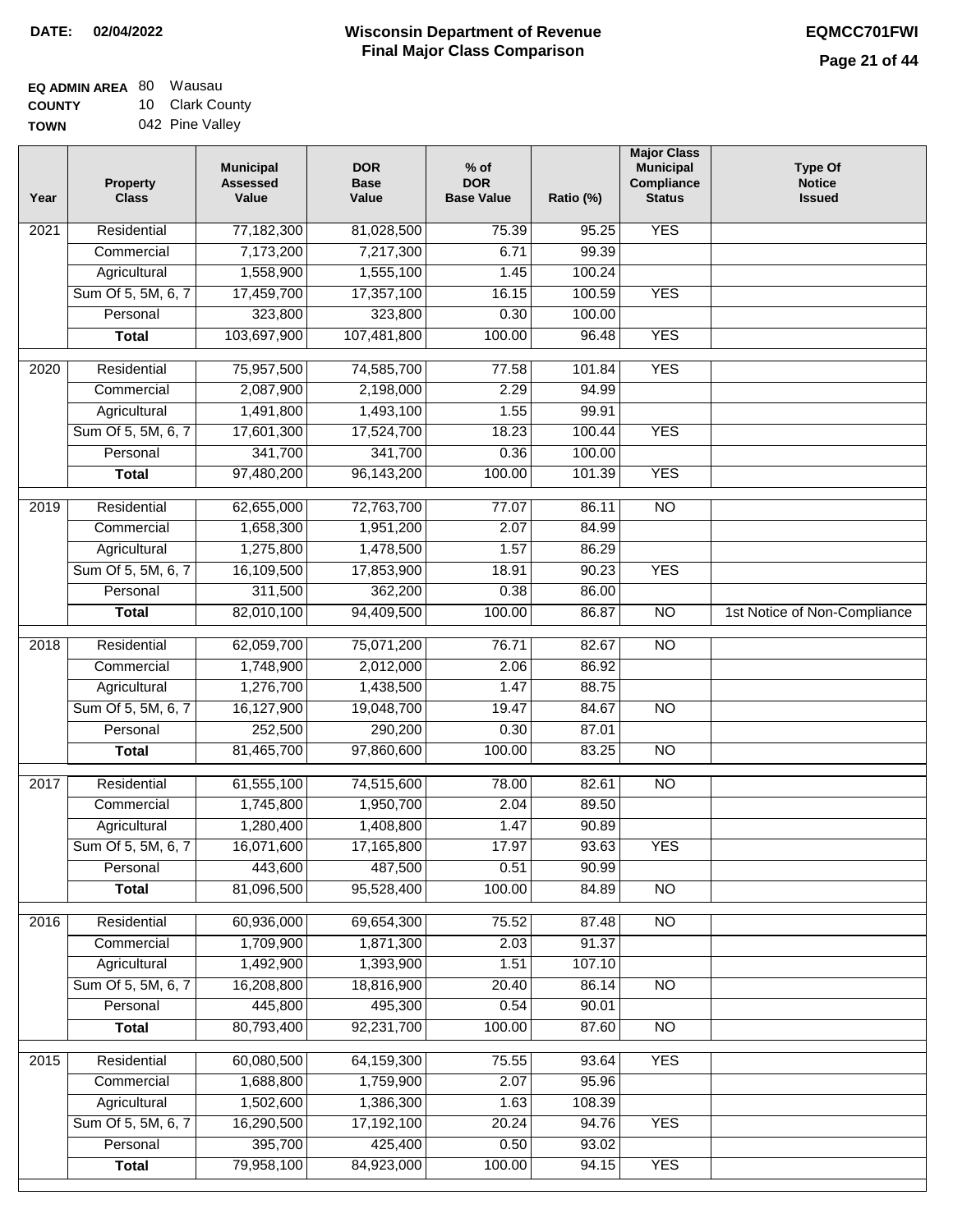**DATE: 02/04/2022**

# Wisconsin Department of Revenue
## Final Major Class Comparison

**EQMCC701FWI**

**EQ ADMIN AREA** 80 Wausau
**COUNTY** 10 Clark County
**TOWN** 042 Pine Valley

| Year | Property Class | Municipal Assessed Value | DOR Base Value | % of DOR Base Value | Ratio (%) | Major Class Municipal Compliance Status | Type Of Notice Issued |
|---|---|---|---|---|---|---|---|
| 2021 | Residential | 77,182,300 | 81,028,500 | 75.39 | 95.25 | YES | |
| | Commercial | 7,173,200 | 7,217,300 | 6.71 | 99.39 | | |
| | Agricultural | 1,558,900 | 1,555,100 | 1.45 | 100.24 | | |
| | Sum Of 5, 5M, 6, 7 | 17,459,700 | 17,357,100 | 16.15 | 100.59 | YES | |
| | Personal | 323,800 | 323,800 | 0.30 | 100.00 | | |
| | **Total** | 103,697,900 | 107,481,800 | 100.00 | 96.48 | YES | |
| 2020 | Residential | 75,957,500 | 74,585,700 | 77.58 | 101.84 | YES | |
| | Commercial | 2,087,900 | 2,198,000 | 2.29 | 94.99 | | |
| | Agricultural | 1,491,800 | 1,493,100 | 1.55 | 99.91 | | |
| | Sum Of 5, 5M, 6, 7 | 17,601,300 | 17,524,700 | 18.23 | 100.44 | YES | |
| | Personal | 341,700 | 341,700 | 0.36 | 100.00 | | |
| | **Total** | 97,480,200 | 96,143,200 | 100.00 | 101.39 | YES | |
| 2019 | Residential | 62,655,000 | 72,763,700 | 77.07 | 86.11 | NO | |
| | Commercial | 1,658,300 | 1,951,200 | 2.07 | 84.99 | | |
| | Agricultural | 1,275,800 | 1,478,500 | 1.57 | 86.29 | | |
| | Sum Of 5, 5M, 6, 7 | 16,109,500 | 17,853,900 | 18.91 | 90.23 | YES | |
| | Personal | 311,500 | 362,200 | 0.38 | 86.00 | | |
| | **Total** | 82,010,100 | 94,409,500 | 100.00 | 86.87 | NO | 1st Notice of Non-Compliance |
| 2018 | Residential | 62,059,700 | 75,071,200 | 76.71 | 82.67 | NO | |
| | Commercial | 1,748,900 | 2,012,000 | 2.06 | 86.92 | | |
| | Agricultural | 1,276,700 | 1,438,500 | 1.47 | 88.75 | | |
| | Sum Of 5, 5M, 6, 7 | 16,127,900 | 19,048,700 | 19.47 | 84.67 | NO | |
| | Personal | 252,500 | 290,200 | 0.30 | 87.01 | | |
| | **Total** | 81,465,700 | 97,860,600 | 100.00 | 83.25 | NO | |
| 2017 | Residential | 61,555,100 | 74,515,600 | 78.00 | 82.61 | NO | |
| | Commercial | 1,745,800 | 1,950,700 | 2.04 | 89.50 | | |
| | Agricultural | 1,280,400 | 1,408,800 | 1.47 | 90.89 | | |
| | Sum Of 5, 5M, 6, 7 | 16,071,600 | 17,165,800 | 17.97 | 93.63 | YES | |
| | Personal | 443,600 | 487,500 | 0.51 | 90.99 | | |
| | **Total** | 81,096,500 | 95,528,400 | 100.00 | 84.89 | NO | |
| 2016 | Residential | 60,936,000 | 69,654,300 | 75.52 | 87.48 | NO | |
| | Commercial | 1,709,900 | 1,871,300 | 2.03 | 91.37 | | |
| | Agricultural | 1,492,900 | 1,393,900 | 1.51 | 107.10 | | |
| | Sum Of 5, 5M, 6, 7 | 16,208,800 | 18,816,900 | 20.40 | 86.14 | NO | |
| | Personal | 445,800 | 495,300 | 0.54 | 90.01 | | |
| | **Total** | 80,793,400 | 92,231,700 | 100.00 | 87.60 | NO | |
| 2015 | Residential | 60,080,500 | 64,159,300 | 75.55 | 93.64 | YES | |
| | Commercial | 1,688,800 | 1,759,900 | 2.07 | 95.96 | | |
| | Agricultural | 1,502,600 | 1,386,300 | 1.63 | 108.39 | | |
| | Sum Of 5, 5M, 6, 7 | 16,290,500 | 17,192,100 | 20.24 | 94.76 | YES | |
| | Personal | 395,700 | 425,400 | 0.50 | 93.02 | | |
| | **Total** | 79,958,100 | 84,923,000 | 100.00 | 94.15 | YES | |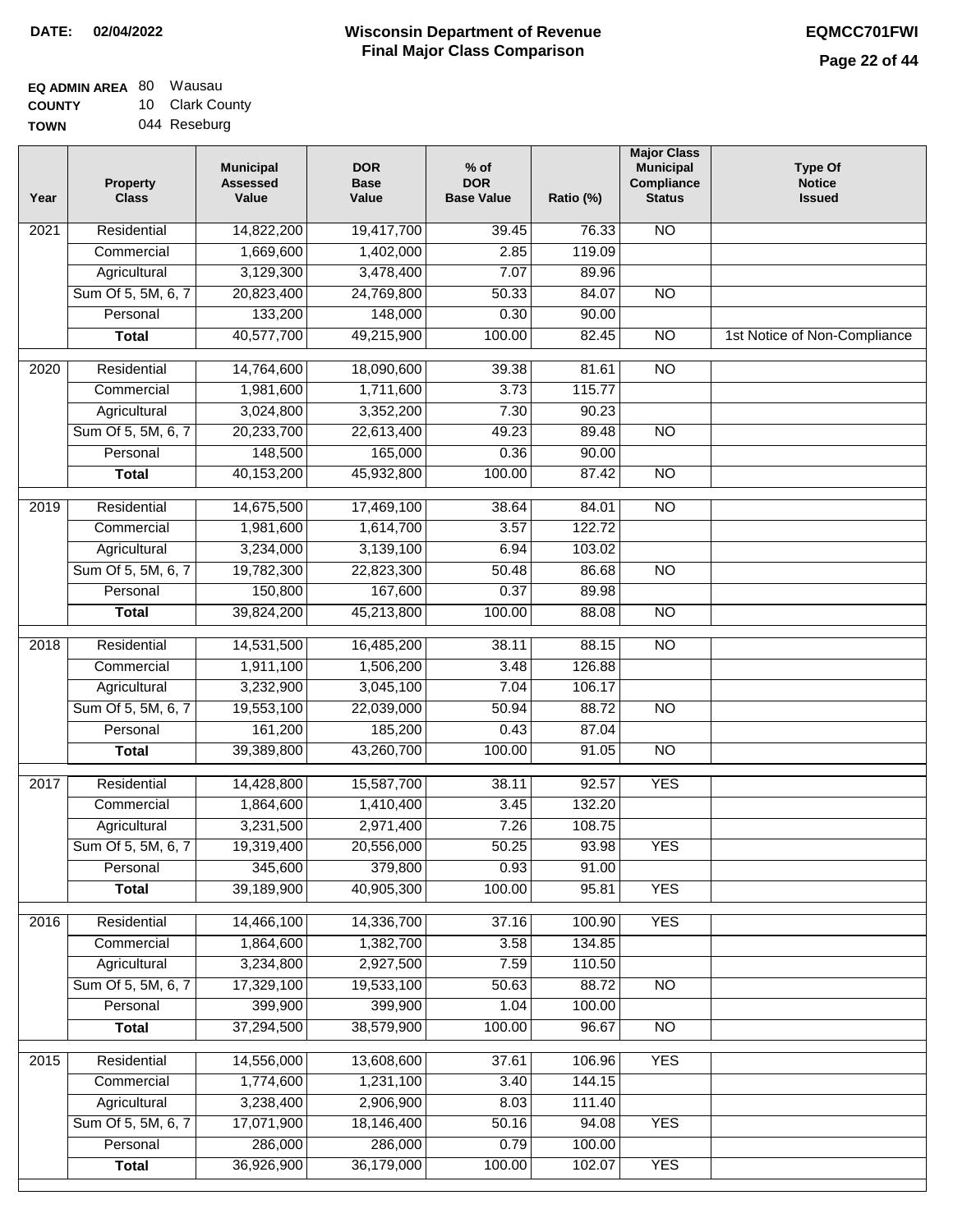**DATE:** 02/04/2022

# Wisconsin Department of Revenue
## Final Major Class Comparison

**EQMCC701FWI**

**EQ ADMIN AREA** 80 Wausau
**COUNTY** 10 Clark County
**TOWN** 044 Reseburg

| Year | Property Class | Municipal Assessed Value | DOR Base Value | % of DOR Base Value | Ratio (%) | Major Class Municipal Compliance Status | Type Of Notice Issued |
|---|---|---|---|---|---|---|---|
| 2021 | Residential | 14,822,200 | 19,417,700 | 39.45 | 76.33 | NO | |
| | Commercial | 1,669,600 | 1,402,000 | 2.85 | 119.09 | | |
| | Agricultural | 3,129,300 | 3,478,400 | 7.07 | 89.96 | | |
| | Sum Of 5, 5M, 6, 7 | 20,823,400 | 24,769,800 | 50.33 | 84.07 | NO | |
| | Personal | 133,200 | 148,000 | 0.30 | 90.00 | | |
| | **Total** | 40,577,700 | 49,215,900 | 100.00 | 82.45 | NO | 1st Notice of Non-Compliance |
| 2020 | Residential | 14,764,600 | 18,090,600 | 39.38 | 81.61 | NO | |
| | Commercial | 1,981,600 | 1,711,600 | 3.73 | 115.77 | | |
| | Agricultural | 3,024,800 | 3,352,200 | 7.30 | 90.23 | | |
| | Sum Of 5, 5M, 6, 7 | 20,233,700 | 22,613,400 | 49.23 | 89.48 | NO | |
| | Personal | 148,500 | 165,000 | 0.36 | 90.00 | | |
| | **Total** | 40,153,200 | 45,932,800 | 100.00 | 87.42 | NO | |
| 2019 | Residential | 14,675,500 | 17,469,100 | 38.64 | 84.01 | NO | |
| | Commercial | 1,981,600 | 1,614,700 | 3.57 | 122.72 | | |
| | Agricultural | 3,234,000 | 3,139,100 | 6.94 | 103.02 | | |
| | Sum Of 5, 5M, 6, 7 | 19,782,300 | 22,823,300 | 50.48 | 86.68 | NO | |
| | Personal | 150,800 | 167,600 | 0.37 | 89.98 | | |
| | **Total** | 39,824,200 | 45,213,800 | 100.00 | 88.08 | NO | |
| 2018 | Residential | 14,531,500 | 16,485,200 | 38.11 | 88.15 | NO | |
| | Commercial | 1,911,100 | 1,506,200 | 3.48 | 126.88 | | |
| | Agricultural | 3,232,900 | 3,045,100 | 7.04 | 106.17 | | |
| | Sum Of 5, 5M, 6, 7 | 19,553,100 | 22,039,000 | 50.94 | 88.72 | NO | |
| | Personal | 161,200 | 185,200 | 0.43 | 87.04 | | |
| | **Total** | 39,389,800 | 43,260,700 | 100.00 | 91.05 | NO | |
| 2017 | Residential | 14,428,800 | 15,587,700 | 38.11 | 92.57 | YES | |
| | Commercial | 1,864,600 | 1,410,400 | 3.45 | 132.20 | | |
| | Agricultural | 3,231,500 | 2,971,400 | 7.26 | 108.75 | | |
| | Sum Of 5, 5M, 6, 7 | 19,319,400 | 20,556,000 | 50.25 | 93.98 | YES | |
| | Personal | 345,600 | 379,800 | 0.93 | 91.00 | | |
| | **Total** | 39,189,900 | 40,905,300 | 100.00 | 95.81 | YES | |
| 2016 | Residential | 14,466,100 | 14,336,700 | 37.16 | 100.90 | YES | |
| | Commercial | 1,864,600 | 1,382,700 | 3.58 | 134.85 | | |
| | Agricultural | 3,234,800 | 2,927,500 | 7.59 | 110.50 | | |
| | Sum Of 5, 5M, 6, 7 | 17,329,100 | 19,533,100 | 50.63 | 88.72 | NO | |
| | Personal | 399,900 | 399,900 | 1.04 | 100.00 | | |
| | **Total** | 37,294,500 | 38,579,900 | 100.00 | 96.67 | NO | |
| 2015 | Residential | 14,556,000 | 13,608,600 | 37.61 | 106.96 | YES | |
| | Commercial | 1,774,600 | 1,231,100 | 3.40 | 144.15 | | |
| | Agricultural | 3,238,400 | 2,906,900 | 8.03 | 111.40 | | |
| | Sum Of 5, 5M, 6, 7 | 17,071,900 | 18,146,400 | 50.16 | 94.08 | YES | |
| | Personal | 286,000 | 286,000 | 0.79 | 100.00 | | |
| | **Total** | 36,926,900 | 36,179,000 | 100.00 | 102.07 | YES | |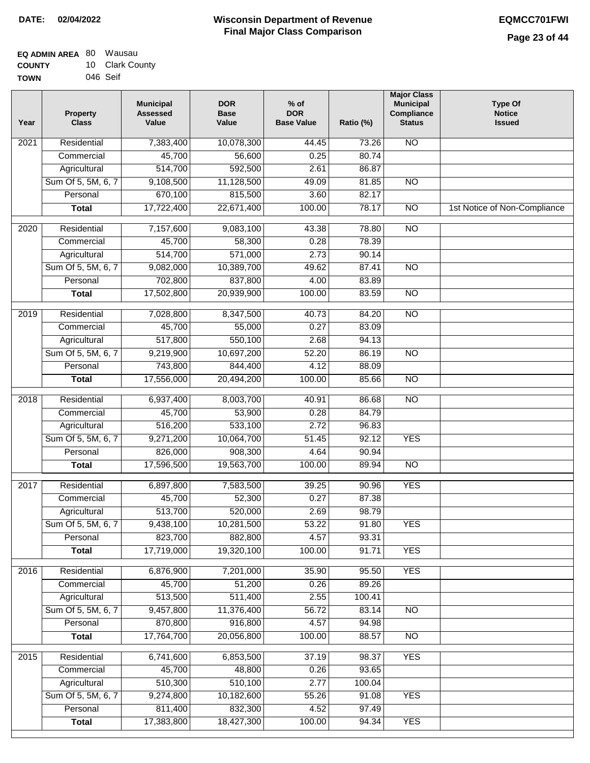**DATE: 02/04/2022**

# Wisconsin Department of Revenue
## Final Major Class Comparison

**EQMCC701FWI**

**EQ ADMIN AREA** 80 Wausau
**COUNTY** 10 Clark County
**TOWN** 046 Seif

| Year | Property Class | Municipal Assessed Value | DOR Base Value | % of DOR Base Value | Ratio (%) | Major Class Municipal Compliance Status | Type Of Notice Issued |
|---|---|---|---|---|---|---|---|
| 2021 | Residential | 7,383,400 | 10,078,300 | 44.45 | 73.26 | NO | |
| | Commercial | 45,700 | 56,600 | 0.25 | 80.74 | | |
| | Agricultural | 514,700 | 592,500 | 2.61 | 86.87 | | |
| | Sum Of 5, 5M, 6, 7 | 9,108,500 | 11,128,500 | 49.09 | 81.85 | NO | |
| | Personal | 670,100 | 815,500 | 3.60 | 82.17 | | |
| | **Total** | 17,722,400 | 22,671,400 | 100.00 | 78.17 | NO | 1st Notice of Non-Compliance |
| 2020 | Residential | 7,157,600 | 9,083,100 | 43.38 | 78.80 | NO | |
| | Commercial | 45,700 | 58,300 | 0.28 | 78.39 | | |
| | Agricultural | 514,700 | 571,000 | 2.73 | 90.14 | | |
| | Sum Of 5, 5M, 6, 7 | 9,082,000 | 10,389,700 | 49.62 | 87.41 | NO | |
| | Personal | 702,800 | 837,800 | 4.00 | 83.89 | | |
| | **Total** | 17,502,800 | 20,939,900 | 100.00 | 83.59 | NO | |
| 2019 | Residential | 7,028,800 | 8,347,500 | 40.73 | 84.20 | NO | |
| | Commercial | 45,700 | 55,000 | 0.27 | 83.09 | | |
| | Agricultural | 517,800 | 550,100 | 2.68 | 94.13 | | |
| | Sum Of 5, 5M, 6, 7 | 9,219,900 | 10,697,200 | 52.20 | 86.19 | NO | |
| | Personal | 743,800 | 844,400 | 4.12 | 88.09 | | |
| | **Total** | 17,556,000 | 20,494,200 | 100.00 | 85.66 | NO | |
| 2018 | Residential | 6,937,400 | 8,003,700 | 40.91 | 86.68 | NO | |
| | Commercial | 45,700 | 53,900 | 0.28 | 84.79 | | |
| | Agricultural | 516,200 | 533,100 | 2.72 | 96.83 | | |
| | Sum Of 5, 5M, 6, 7 | 9,271,200 | 10,064,700 | 51.45 | 92.12 | YES | |
| | Personal | 826,000 | 908,300 | 4.64 | 90.94 | | |
| | **Total** | 17,596,500 | 19,563,700 | 100.00 | 89.94 | NO | |
| 2017 | Residential | 6,897,800 | 7,583,500 | 39.25 | 90.96 | YES | |
| | Commercial | 45,700 | 52,300 | 0.27 | 87.38 | | |
| | Agricultural | 513,700 | 520,000 | 2.69 | 98.79 | | |
| | Sum Of 5, 5M, 6, 7 | 9,438,100 | 10,281,500 | 53.22 | 91.80 | YES | |
| | Personal | 823,700 | 882,800 | 4.57 | 93.31 | | |
| | **Total** | 17,719,000 | 19,320,100 | 100.00 | 91.71 | YES | |
| 2016 | Residential | 6,876,900 | 7,201,000 | 35.90 | 95.50 | YES | |
| | Commercial | 45,700 | 51,200 | 0.26 | 89.26 | | |
| | Agricultural | 513,500 | 511,400 | 2.55 | 100.41 | | |
| | Sum Of 5, 5M, 6, 7 | 9,457,800 | 11,376,400 | 56.72 | 83.14 | NO | |
| | Personal | 870,800 | 916,800 | 4.57 | 94.98 | | |
| | **Total** | 17,764,700 | 20,056,800 | 100.00 | 88.57 | NO | |
| 2015 | Residential | 6,741,600 | 6,853,500 | 37.19 | 98.37 | YES | |
| | Commercial | 45,700 | 48,800 | 0.26 | 93.65 | | |
| | Agricultural | 510,300 | 510,100 | 2.77 | 100.04 | | |
| | Sum Of 5, 5M, 6, 7 | 9,274,800 | 10,182,600 | 55.26 | 91.08 | YES | |
| | Personal | 811,400 | 832,300 | 4.52 | 97.49 | | |
| | **Total** | 17,383,800 | 18,427,300 | 100.00 | 94.34 | YES | |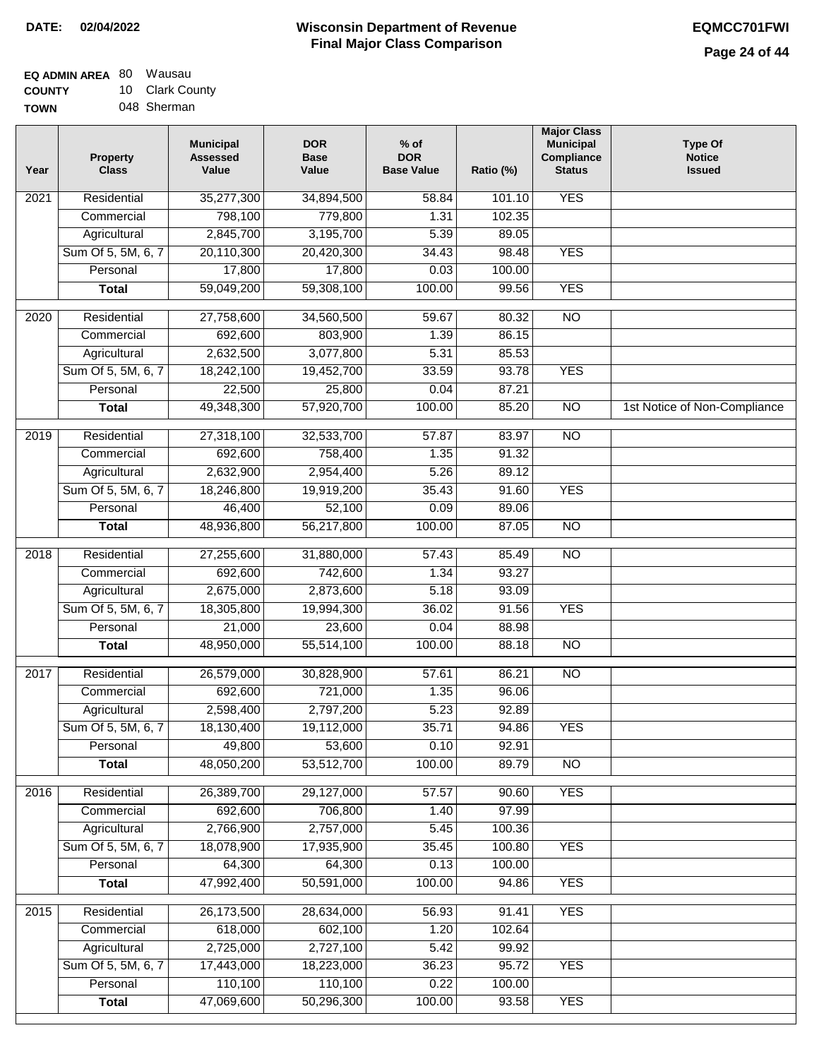**DATE: 02/04/2022**

# Wisconsin Department of Revenue Final Major Class Comparison

**EQMCC701FWI**

**EQ ADMIN AREA** 80 Wausau
**COUNTY** 10 Clark County
**TOWN** 048 Sherman

| Year | Property Class | Municipal Assessed Value | DOR Base Value | % of DOR Base Value | Ratio (%) | Major Class Municipal Compliance Status | Type Of Notice Issued |
|---|---|---|---|---|---|---|---|
| 2021 | Residential | 35,277,300 | 34,894,500 | 58.84 | 101.10 | YES | |
| | Commercial | 798,100 | 779,800 | 1.31 | 102.35 | | |
| | Agricultural | 2,845,700 | 3,195,700 | 5.39 | 89.05 | | |
| | Sum Of 5, 5M, 6, 7 | 20,110,300 | 20,420,300 | 34.43 | 98.48 | YES | |
| | Personal | 17,800 | 17,800 | 0.03 | 100.00 | | |
| | **Total** | 59,049,200 | 59,308,100 | 100.00 | 99.56 | YES | |
| 2020 | Residential | 27,758,600 | 34,560,500 | 59.67 | 80.32 | NO | |
| | Commercial | 692,600 | 803,900 | 1.39 | 86.15 | | |
| | Agricultural | 2,632,500 | 3,077,800 | 5.31 | 85.53 | | |
| | Sum Of 5, 5M, 6, 7 | 18,242,100 | 19,452,700 | 33.59 | 93.78 | YES | |
| | Personal | 22,500 | 25,800 | 0.04 | 87.21 | | |
| | **Total** | 49,348,300 | 57,920,700 | 100.00 | 85.20 | NO | 1st Notice of Non-Compliance |
| 2019 | Residential | 27,318,100 | 32,533,700 | 57.87 | 83.97 | NO | |
| | Commercial | 692,600 | 758,400 | 1.35 | 91.32 | | |
| | Agricultural | 2,632,900 | 2,954,400 | 5.26 | 89.12 | | |
| | Sum Of 5, 5M, 6, 7 | 18,246,800 | 19,919,200 | 35.43 | 91.60 | YES | |
| | Personal | 46,400 | 52,100 | 0.09 | 89.06 | | |
| | **Total** | 48,936,800 | 56,217,800 | 100.00 | 87.05 | NO | |
| 2018 | Residential | 27,255,600 | 31,880,000 | 57.43 | 85.49 | NO | |
| | Commercial | 692,600 | 742,600 | 1.34 | 93.27 | | |
| | Agricultural | 2,675,000 | 2,873,600 | 5.18 | 93.09 | | |
| | Sum Of 5, 5M, 6, 7 | 18,305,800 | 19,994,300 | 36.02 | 91.56 | YES | |
| | Personal | 21,000 | 23,600 | 0.04 | 88.98 | | |
| | **Total** | 48,950,000 | 55,514,100 | 100.00 | 88.18 | NO | |
| 2017 | Residential | 26,579,000 | 30,828,900 | 57.61 | 86.21 | NO | |
| | Commercial | 692,600 | 721,000 | 1.35 | 96.06 | | |
| | Agricultural | 2,598,400 | 2,797,200 | 5.23 | 92.89 | | |
| | Sum Of 5, 5M, 6, 7 | 18,130,400 | 19,112,000 | 35.71 | 94.86 | YES | |
| | Personal | 49,800 | 53,600 | 0.10 | 92.91 | | |
| | **Total** | 48,050,200 | 53,512,700 | 100.00 | 89.79 | NO | |
| 2016 | Residential | 26,389,700 | 29,127,000 | 57.57 | 90.60 | YES | |
| | Commercial | 692,600 | 706,800 | 1.40 | 97.99 | | |
| | Agricultural | 2,766,900 | 2,757,000 | 5.45 | 100.36 | | |
| | Sum Of 5, 5M, 6, 7 | 18,078,900 | 17,935,900 | 35.45 | 100.80 | YES | |
| | Personal | 64,300 | 64,300 | 0.13 | 100.00 | | |
| | **Total** | 47,992,400 | 50,591,000 | 100.00 | 94.86 | YES | |
| 2015 | Residential | 26,173,500 | 28,634,000 | 56.93 | 91.41 | YES | |
| | Commercial | 618,000 | 602,100 | 1.20 | 102.64 | | |
| | Agricultural | 2,725,000 | 2,727,100 | 5.42 | 99.92 | | |
| | Sum Of 5, 5M, 6, 7 | 17,443,000 | 18,223,000 | 36.23 | 95.72 | YES | |
| | Personal | 110,100 | 110,100 | 0.22 | 100.00 | | |
| | **Total** | 47,069,600 | 50,296,300 | 100.00 | 93.58 | YES | |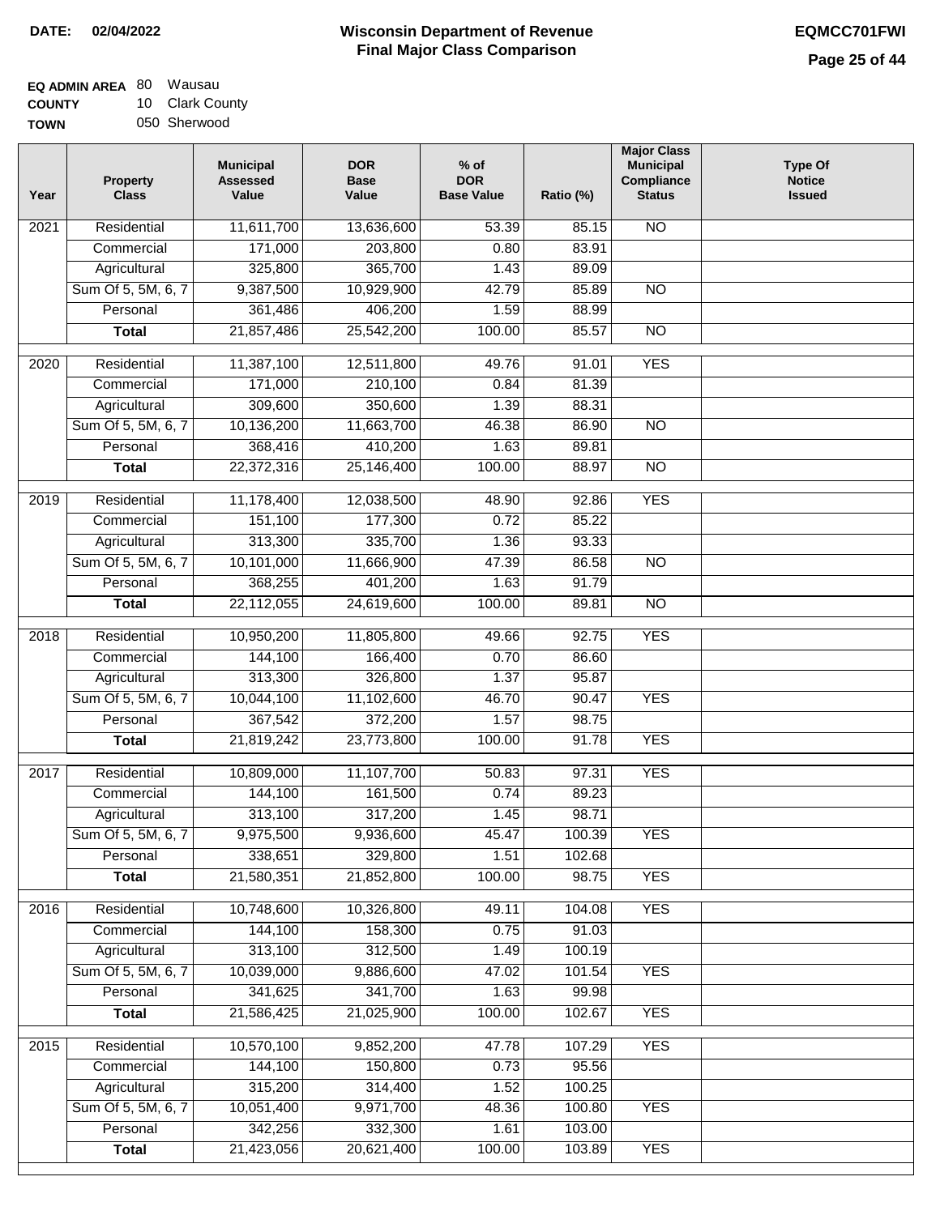**DATE:** 02/04/2022

# Wisconsin Department of Revenue
## Final Major Class Comparison

**EQMCC701FWI**

**EQ ADMIN AREA** 80 Wausau
**COUNTY** 10 Clark County
**TOWN** 050 Sherwood

| Year | Property Class | Municipal Assessed Value | DOR Base Value | % of DOR Base Value | Ratio (%) | Major Class Municipal Compliance Status | Type Of Notice Issued |
|---|---|---|---|---|---|---|---|
| 2021 | Residential | 11,611,700 | 13,636,600 | 53.39 | 85.15 | NO | |
| | Commercial | 171,000 | 203,800 | 0.80 | 83.91 | | |
| | Agricultural | 325,800 | 365,700 | 1.43 | 89.09 | | |
| | Sum Of 5, 5M, 6, 7 | 9,387,500 | 10,929,900 | 42.79 | 85.89 | NO | |
| | Personal | 361,486 | 406,200 | 1.59 | 88.99 | | |
| | **Total** | 21,857,486 | 25,542,200 | 100.00 | 85.57 | NO | |
| 2020 | Residential | 11,387,100 | 12,511,800 | 49.76 | 91.01 | YES | |
| | Commercial | 171,000 | 210,100 | 0.84 | 81.39 | | |
| | Agricultural | 309,600 | 350,600 | 1.39 | 88.31 | | |
| | Sum Of 5, 5M, 6, 7 | 10,136,200 | 11,663,700 | 46.38 | 86.90 | NO | |
| | Personal | 368,416 | 410,200 | 1.63 | 89.81 | | |
| | **Total** | 22,372,316 | 25,146,400 | 100.00 | 88.97 | NO | |
| 2019 | Residential | 11,178,400 | 12,038,500 | 48.90 | 92.86 | YES | |
| | Commercial | 151,100 | 177,300 | 0.72 | 85.22 | | |
| | Agricultural | 313,300 | 335,700 | 1.36 | 93.33 | | |
| | Sum Of 5, 5M, 6, 7 | 10,101,000 | 11,666,900 | 47.39 | 86.58 | NO | |
| | Personal | 368,255 | 401,200 | 1.63 | 91.79 | | |
| | **Total** | 22,112,055 | 24,619,600 | 100.00 | 89.81 | NO | |
| 2018 | Residential | 10,950,200 | 11,805,800 | 49.66 | 92.75 | YES | |
| | Commercial | 144,100 | 166,400 | 0.70 | 86.60 | | |
| | Agricultural | 313,300 | 326,800 | 1.37 | 95.87 | | |
| | Sum Of 5, 5M, 6, 7 | 10,044,100 | 11,102,600 | 46.70 | 90.47 | YES | |
| | Personal | 367,542 | 372,200 | 1.57 | 98.75 | | |
| | **Total** | 21,819,242 | 23,773,800 | 100.00 | 91.78 | YES | |
| 2017 | Residential | 10,809,000 | 11,107,700 | 50.83 | 97.31 | YES | |
| | Commercial | 144,100 | 161,500 | 0.74 | 89.23 | | |
| | Agricultural | 313,100 | 317,200 | 1.45 | 98.71 | | |
| | Sum Of 5, 5M, 6, 7 | 9,975,500 | 9,936,600 | 45.47 | 100.39 | YES | |
| | Personal | 338,651 | 329,800 | 1.51 | 102.68 | | |
| | **Total** | 21,580,351 | 21,852,800 | 100.00 | 98.75 | YES | |
| 2016 | Residential | 10,748,600 | 10,326,800 | 49.11 | 104.08 | YES | |
| | Commercial | 144,100 | 158,300 | 0.75 | 91.03 | | |
| | Agricultural | 313,100 | 312,500 | 1.49 | 100.19 | | |
| | Sum Of 5, 5M, 6, 7 | 10,039,000 | 9,886,600 | 47.02 | 101.54 | YES | |
| | Personal | 341,625 | 341,700 | 1.63 | 99.98 | | |
| | **Total** | 21,586,425 | 21,025,900 | 100.00 | 102.67 | YES | |
| 2015 | Residential | 10,570,100 | 9,852,200 | 47.78 | 107.29 | YES | |
| | Commercial | 144,100 | 150,800 | 0.73 | 95.56 | | |
| | Agricultural | 315,200 | 314,400 | 1.52 | 100.25 | | |
| | Sum Of 5, 5M, 6, 7 | 10,051,400 | 9,971,700 | 48.36 | 100.80 | YES | |
| | Personal | 342,256 | 332,300 | 1.61 | 103.00 | | |
| | **Total** | 21,423,056 | 20,621,400 | 100.00 | 103.89 | YES | |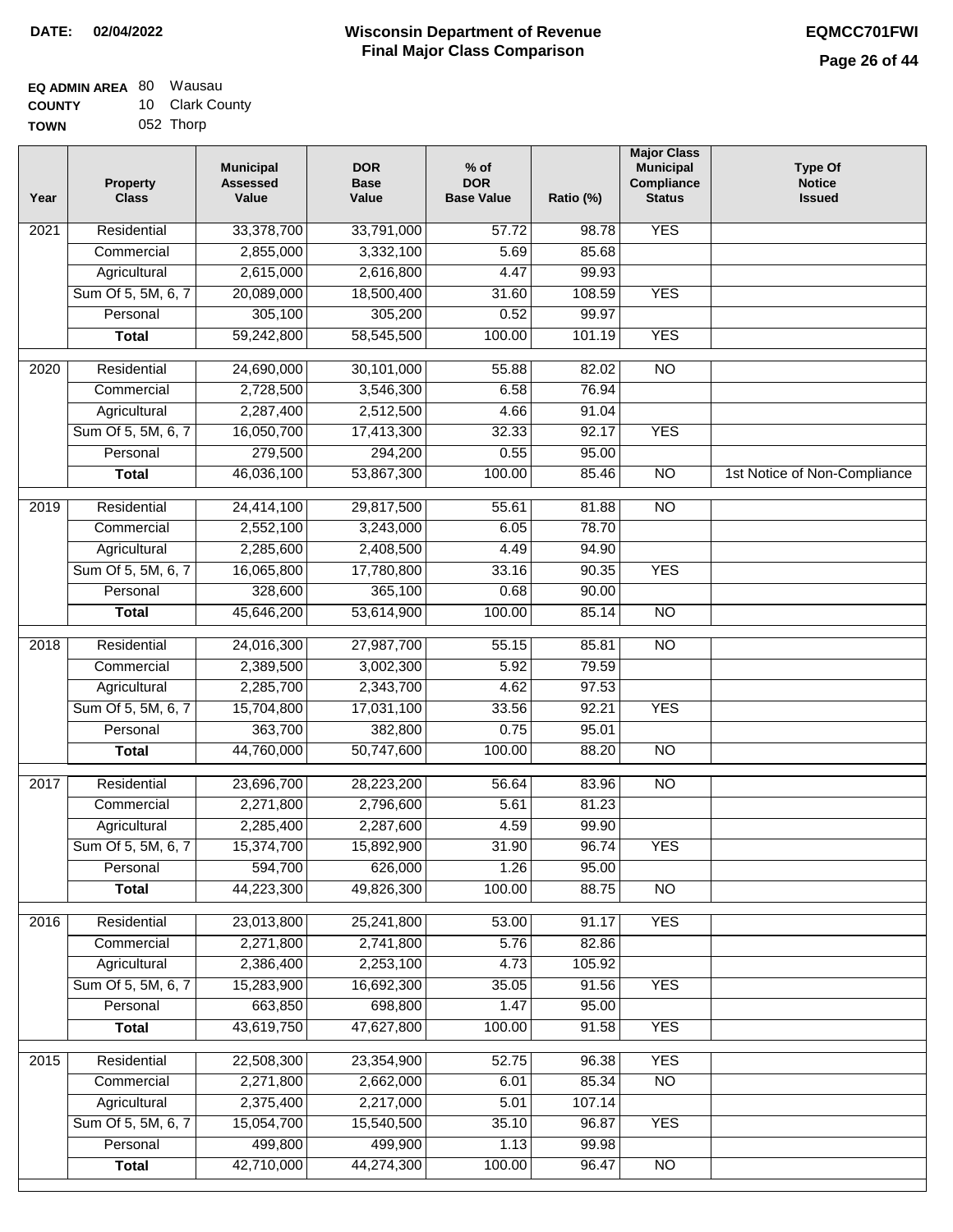**DATE: 02/04/2022**

# Wisconsin Department of Revenue
## Final Major Class Comparison

**EQMCC701FWI**

**EQ ADMIN AREA** 80 Wausau
**COUNTY** 10 Clark County
**TOWN** 052 Thorp

| Year | Property Class | Municipal Assessed Value | DOR Base Value | % of DOR Base Value | Ratio (%) | Major Class Municipal Compliance Status | Type Of Notice Issued |
|---|---|---|---|---|---|---|---|
| 2021 | Residential | 33,378,700 | 33,791,000 | 57.72 | 98.78 | YES | |
| | Commercial | 2,855,000 | 3,332,100 | 5.69 | 85.68 | | |
| | Agricultural | 2,615,000 | 2,616,800 | 4.47 | 99.93 | | |
| | Sum Of 5, 5M, 6, 7 | 20,089,000 | 18,500,400 | 31.60 | 108.59 | YES | |
| | Personal | 305,100 | 305,200 | 0.52 | 99.97 | | |
| | **Total** | 59,242,800 | 58,545,500 | 100.00 | 101.19 | YES | |
| 2020 | Residential | 24,690,000 | 30,101,000 | 55.88 | 82.02 | NO | |
| | Commercial | 2,728,500 | 3,546,300 | 6.58 | 76.94 | | |
| | Agricultural | 2,287,400 | 2,512,500 | 4.66 | 91.04 | | |
| | Sum Of 5, 5M, 6, 7 | 16,050,700 | 17,413,300 | 32.33 | 92.17 | YES | |
| | Personal | 279,500 | 294,200 | 0.55 | 95.00 | | |
| | **Total** | 46,036,100 | 53,867,300 | 100.00 | 85.46 | NO | 1st Notice of Non-Compliance |
| 2019 | Residential | 24,414,100 | 29,817,500 | 55.61 | 81.88 | NO | |
| | Commercial | 2,552,100 | 3,243,000 | 6.05 | 78.70 | | |
| | Agricultural | 2,285,600 | 2,408,500 | 4.49 | 94.90 | | |
| | Sum Of 5, 5M, 6, 7 | 16,065,800 | 17,780,800 | 33.16 | 90.35 | YES | |
| | Personal | 328,600 | 365,100 | 0.68 | 90.00 | | |
| | **Total** | 45,646,200 | 53,614,900 | 100.00 | 85.14 | NO | |
| 2018 | Residential | 24,016,300 | 27,987,700 | 55.15 | 85.81 | NO | |
| | Commercial | 2,389,500 | 3,002,300 | 5.92 | 79.59 | | |
| | Agricultural | 2,285,700 | 2,343,700 | 4.62 | 97.53 | | |
| | Sum Of 5, 5M, 6, 7 | 15,704,800 | 17,031,100 | 33.56 | 92.21 | YES | |
| | Personal | 363,700 | 382,800 | 0.75 | 95.01 | | |
| | **Total** | 44,760,000 | 50,747,600 | 100.00 | 88.20 | NO | |
| 2017 | Residential | 23,696,700 | 28,223,200 | 56.64 | 83.96 | NO | |
| | Commercial | 2,271,800 | 2,796,600 | 5.61 | 81.23 | | |
| | Agricultural | 2,285,400 | 2,287,600 | 4.59 | 99.90 | | |
| | Sum Of 5, 5M, 6, 7 | 15,374,700 | 15,892,900 | 31.90 | 96.74 | YES | |
| | Personal | 594,700 | 626,000 | 1.26 | 95.00 | | |
| | **Total** | 44,223,300 | 49,826,300 | 100.00 | 88.75 | NO | |
| 2016 | Residential | 23,013,800 | 25,241,800 | 53.00 | 91.17 | YES | |
| | Commercial | 2,271,800 | 2,741,800 | 5.76 | 82.86 | | |
| | Agricultural | 2,386,400 | 2,253,100 | 4.73 | 105.92 | | |
| | Sum Of 5, 5M, 6, 7 | 15,283,900 | 16,692,300 | 35.05 | 91.56 | YES | |
| | Personal | 663,850 | 698,800 | 1.47 | 95.00 | | |
| | **Total** | 43,619,750 | 47,627,800 | 100.00 | 91.58 | YES | |
| 2015 | Residential | 22,508,300 | 23,354,900 | 52.75 | 96.38 | YES | |
| | Commercial | 2,271,800 | 2,662,000 | 6.01 | 85.34 | NO | |
| | Agricultural | 2,375,400 | 2,217,000 | 5.01 | 107.14 | | |
| | Sum Of 5, 5M, 6, 7 | 15,054,700 | 15,540,500 | 35.10 | 96.87 | YES | |
| | Personal | 499,800 | 499,900 | 1.13 | 99.98 | | |
| | **Total** | 42,710,000 | 44,274,300 | 100.00 | 96.47 | NO | |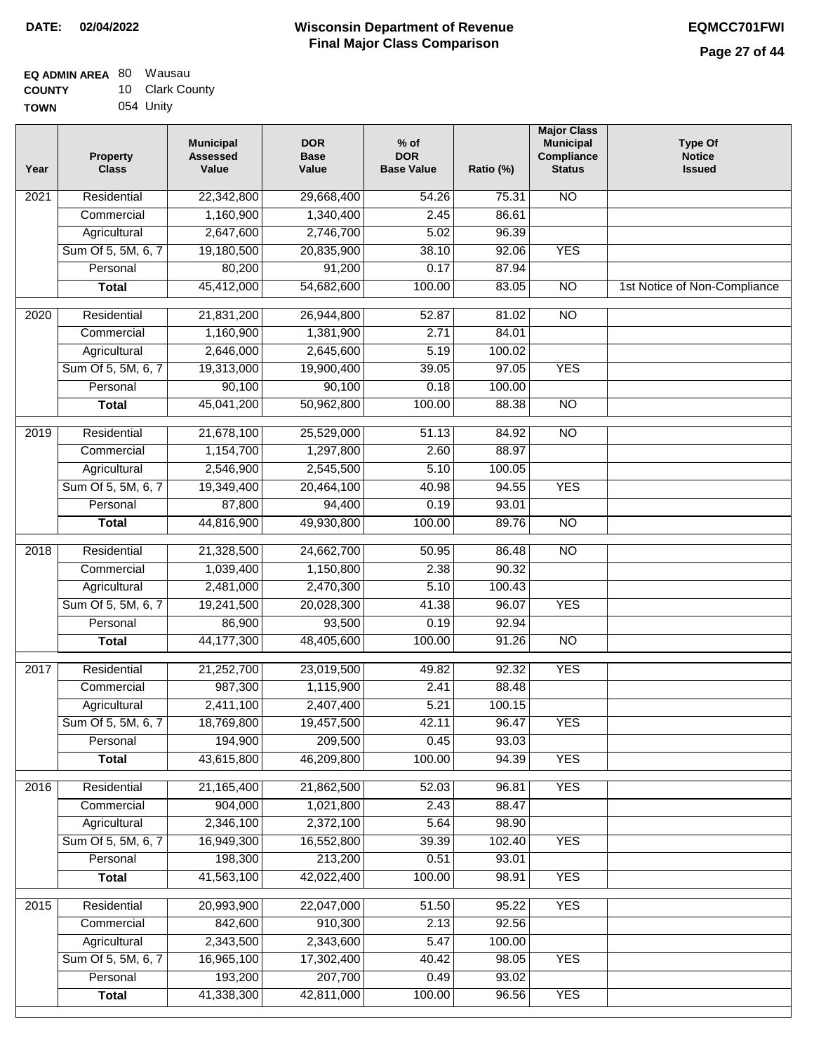**DATE:** 02/04/2022

# Wisconsin Department of Revenue
## Final Major Class Comparison

**EQMCC701FWI**

**EQ ADMIN AREA** 80 Wausau
**COUNTY** 10 Clark County
**TOWN** 054 Unity

| Year | Property Class | Municipal Assessed Value | DOR Base Value | % of DOR Base Value | Ratio (%) | Major Class Municipal Compliance Status | Type Of Notice Issued |
|---|---|---|---|---|---|---|---|
| 2021 | Residential | 22,342,800 | 29,668,400 | 54.26 | 75.31 | NO | |
| | Commercial | 1,160,900 | 1,340,400 | 2.45 | 86.61 | | |
| | Agricultural | 2,647,600 | 2,746,700 | 5.02 | 96.39 | | |
| | Sum Of 5, 5M, 6, 7 | 19,180,500 | 20,835,900 | 38.10 | 92.06 | YES | |
| | Personal | 80,200 | 91,200 | 0.17 | 87.94 | | |
| | **Total** | 45,412,000 | 54,682,600 | 100.00 | 83.05 | NO | 1st Notice of Non-Compliance |
| 2020 | Residential | 21,831,200 | 26,944,800 | 52.87 | 81.02 | NO | |
| | Commercial | 1,160,900 | 1,381,900 | 2.71 | 84.01 | | |
| | Agricultural | 2,646,000 | 2,645,600 | 5.19 | 100.02 | | |
| | Sum Of 5, 5M, 6, 7 | 19,313,000 | 19,900,400 | 39.05 | 97.05 | YES | |
| | Personal | 90,100 | 90,100 | 0.18 | 100.00 | | |
| | **Total** | 45,041,200 | 50,962,800 | 100.00 | 88.38 | NO | |
| 2019 | Residential | 21,678,100 | 25,529,000 | 51.13 | 84.92 | NO | |
| | Commercial | 1,154,700 | 1,297,800 | 2.60 | 88.97 | | |
| | Agricultural | 2,546,900 | 2,545,500 | 5.10 | 100.05 | | |
| | Sum Of 5, 5M, 6, 7 | 19,349,400 | 20,464,100 | 40.98 | 94.55 | YES | |
| | Personal | 87,800 | 94,400 | 0.19 | 93.01 | | |
| | **Total** | 44,816,900 | 49,930,800 | 100.00 | 89.76 | NO | |
| 2018 | Residential | 21,328,500 | 24,662,700 | 50.95 | 86.48 | NO | |
| | Commercial | 1,039,400 | 1,150,800 | 2.38 | 90.32 | | |
| | Agricultural | 2,481,000 | 2,470,300 | 5.10 | 100.43 | | |
| | Sum Of 5, 5M, 6, 7 | 19,241,500 | 20,028,300 | 41.38 | 96.07 | YES | |
| | Personal | 86,900 | 93,500 | 0.19 | 92.94 | | |
| | **Total** | 44,177,300 | 48,405,600 | 100.00 | 91.26 | NO | |
| 2017 | Residential | 21,252,700 | 23,019,500 | 49.82 | 92.32 | YES | |
| | Commercial | 987,300 | 1,115,900 | 2.41 | 88.48 | | |
| | Agricultural | 2,411,100 | 2,407,400 | 5.21 | 100.15 | | |
| | Sum Of 5, 5M, 6, 7 | 18,769,800 | 19,457,500 | 42.11 | 96.47 | YES | |
| | Personal | 194,900 | 209,500 | 0.45 | 93.03 | | |
| | **Total** | 43,615,800 | 46,209,800 | 100.00 | 94.39 | YES | |
| 2016 | Residential | 21,165,400 | 21,862,500 | 52.03 | 96.81 | YES | |
| | Commercial | 904,000 | 1,021,800 | 2.43 | 88.47 | | |
| | Agricultural | 2,346,100 | 2,372,100 | 5.64 | 98.90 | | |
| | Sum Of 5, 5M, 6, 7 | 16,949,300 | 16,552,800 | 39.39 | 102.40 | YES | |
| | Personal | 198,300 | 213,200 | 0.51 | 93.01 | | |
| | **Total** | 41,563,100 | 42,022,400 | 100.00 | 98.91 | YES | |
| 2015 | Residential | 20,993,900 | 22,047,000 | 51.50 | 95.22 | YES | |
| | Commercial | 842,600 | 910,300 | 2.13 | 92.56 | | |
| | Agricultural | 2,343,500 | 2,343,600 | 5.47 | 100.00 | | |
| | Sum Of 5, 5M, 6, 7 | 16,965,100 | 17,302,400 | 40.42 | 98.05 | YES | |
| | Personal | 193,200 | 207,700 | 0.49 | 93.02 | | |
| | **Total** | 41,338,300 | 42,811,000 | 100.00 | 96.56 | YES | |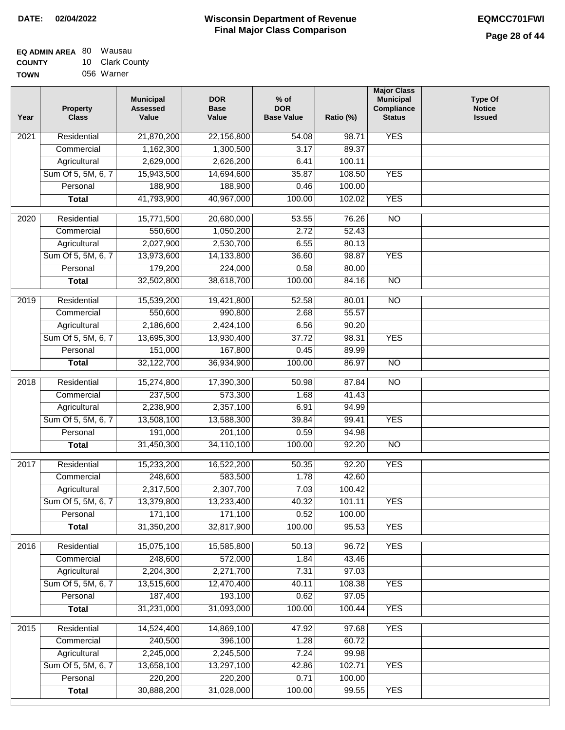**DATE:** 02/04/2022

# Wisconsin Department of Revenue
## Final Major Class Comparison

**EQMCC701FWI**

**EQ ADMIN AREA** 80 Wausau
**COUNTY** 10 Clark County
**TOWN** 056 Warner

| Year | Property Class | Municipal Assessed Value | DOR Base Value | % of DOR Base Value | Ratio (%) | Major Class Municipal Compliance Status | Type Of Notice Issued |
|---|---|---|---|---|---|---|---|
| 2021 | Residential | 21,870,200 | 22,156,800 | 54.08 | 98.71 | YES | |
| | Commercial | 1,162,300 | 1,300,500 | 3.17 | 89.37 | | |
| | Agricultural | 2,629,000 | 2,626,200 | 6.41 | 100.11 | | |
| | Sum Of 5, 5M, 6, 7 | 15,943,500 | 14,694,600 | 35.87 | 108.50 | YES | |
| | Personal | 188,900 | 188,900 | 0.46 | 100.00 | | |
| | **Total** | 41,793,900 | 40,967,000 | 100.00 | 102.02 | YES | |
| 2020 | Residential | 15,771,500 | 20,680,000 | 53.55 | 76.26 | NO | |
| | Commercial | 550,600 | 1,050,200 | 2.72 | 52.43 | | |
| | Agricultural | 2,027,900 | 2,530,700 | 6.55 | 80.13 | | |
| | Sum Of 5, 5M, 6, 7 | 13,973,600 | 14,133,800 | 36.60 | 98.87 | YES | |
| | Personal | 179,200 | 224,000 | 0.58 | 80.00 | | |
| | **Total** | 32,502,800 | 38,618,700 | 100.00 | 84.16 | NO | |
| 2019 | Residential | 15,539,200 | 19,421,800 | 52.58 | 80.01 | NO | |
| | Commercial | 550,600 | 990,800 | 2.68 | 55.57 | | |
| | Agricultural | 2,186,600 | 2,424,100 | 6.56 | 90.20 | | |
| | Sum Of 5, 5M, 6, 7 | 13,695,300 | 13,930,400 | 37.72 | 98.31 | YES | |
| | Personal | 151,000 | 167,800 | 0.45 | 89.99 | | |
| | **Total** | 32,122,700 | 36,934,900 | 100.00 | 86.97 | NO | |
| 2018 | Residential | 15,274,800 | 17,390,300 | 50.98 | 87.84 | NO | |
| | Commercial | 237,500 | 573,300 | 1.68 | 41.43 | | |
| | Agricultural | 2,238,900 | 2,357,100 | 6.91 | 94.99 | | |
| | Sum Of 5, 5M, 6, 7 | 13,508,100 | 13,588,300 | 39.84 | 99.41 | YES | |
| | Personal | 191,000 | 201,100 | 0.59 | 94.98 | | |
| | **Total** | 31,450,300 | 34,110,100 | 100.00 | 92.20 | NO | |
| 2017 | Residential | 15,233,200 | 16,522,200 | 50.35 | 92.20 | YES | |
| | Commercial | 248,600 | 583,500 | 1.78 | 42.60 | | |
| | Agricultural | 2,317,500 | 2,307,700 | 7.03 | 100.42 | | |
| | Sum Of 5, 5M, 6, 7 | 13,379,800 | 13,233,400 | 40.32 | 101.11 | YES | |
| | Personal | 171,100 | 171,100 | 0.52 | 100.00 | | |
| | **Total** | 31,350,200 | 32,817,900 | 100.00 | 95.53 | YES | |
| 2016 | Residential | 15,075,100 | 15,585,800 | 50.13 | 96.72 | YES | |
| | Commercial | 248,600 | 572,000 | 1.84 | 43.46 | | |
| | Agricultural | 2,204,300 | 2,271,700 | 7.31 | 97.03 | | |
| | Sum Of 5, 5M, 6, 7 | 13,515,600 | 12,470,400 | 40.11 | 108.38 | YES | |
| | Personal | 187,400 | 193,100 | 0.62 | 97.05 | | |
| | **Total** | 31,231,000 | 31,093,000 | 100.00 | 100.44 | YES | |
| 2015 | Residential | 14,524,400 | 14,869,100 | 47.92 | 97.68 | YES | |
| | Commercial | 240,500 | 396,100 | 1.28 | 60.72 | | |
| | Agricultural | 2,245,000 | 2,245,500 | 7.24 | 99.98 | | |
| | Sum Of 5, 5M, 6, 7 | 13,658,100 | 13,297,100 | 42.86 | 102.71 | YES | |
| | Personal | 220,200 | 220,200 | 0.71 | 100.00 | | |
| | **Total** | 30,888,200 | 31,028,000 | 100.00 | 99.55 | YES | |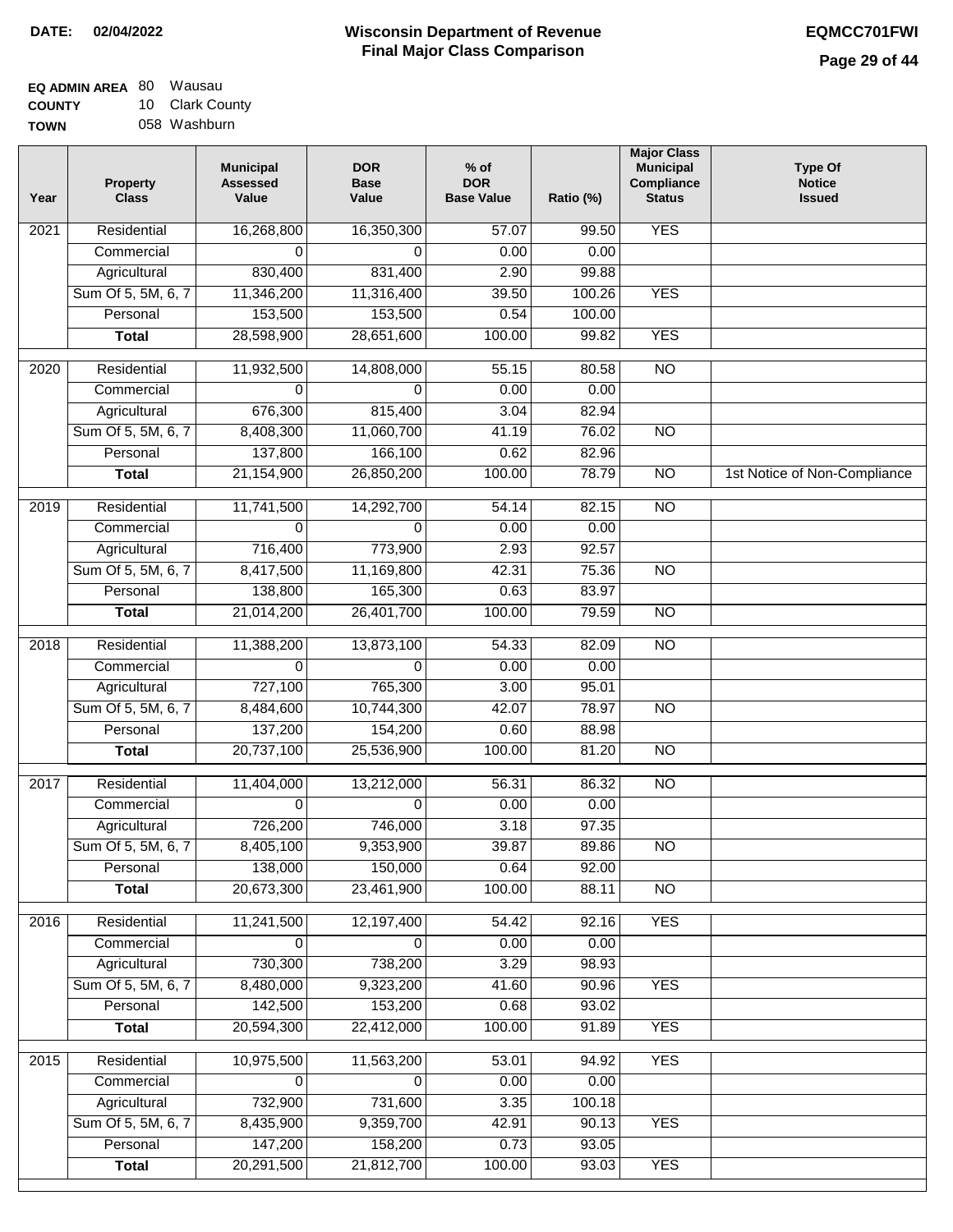**DATE:** 02/04/2022

# Wisconsin Department of Revenue
## Final Major Class Comparison

**EQMCC701FWI**

**EQ ADMIN AREA** 80 Wausau
**COUNTY** 10 Clark County
**TOWN** 058 Washburn

| Year | Property Class | Municipal Assessed Value | DOR Base Value | % of DOR Base Value | Ratio (%) | Major Class Municipal Compliance Status | Type Of Notice Issued |
|---|---|---|---|---|---|---|---|
| 2021 | Residential | 16,268,800 | 16,350,300 | 57.07 | 99.50 | YES | |
| | Commercial | 0 | 0 | 0.00 | 0.00 | | |
| | Agricultural | 830,400 | 831,400 | 2.90 | 99.88 | | |
| | Sum Of 5, 5M, 6, 7 | 11,346,200 | 11,316,400 | 39.50 | 100.26 | YES | |
| | Personal | 153,500 | 153,500 | 0.54 | 100.00 | | |
| | **Total** | 28,598,900 | 28,651,600 | 100.00 | 99.82 | YES | |
| 2020 | Residential | 11,932,500 | 14,808,000 | 55.15 | 80.58 | NO | |
| | Commercial | 0 | 0 | 0.00 | 0.00 | | |
| | Agricultural | 676,300 | 815,400 | 3.04 | 82.94 | | |
| | Sum Of 5, 5M, 6, 7 | 8,408,300 | 11,060,700 | 41.19 | 76.02 | NO | |
| | Personal | 137,800 | 166,100 | 0.62 | 82.96 | | |
| | **Total** | 21,154,900 | 26,850,200 | 100.00 | 78.79 | NO | 1st Notice of Non-Compliance |
| 2019 | Residential | 11,741,500 | 14,292,700 | 54.14 | 82.15 | NO | |
| | Commercial | 0 | 0 | 0.00 | 0.00 | | |
| | Agricultural | 716,400 | 773,900 | 2.93 | 92.57 | | |
| | Sum Of 5, 5M, 6, 7 | 8,417,500 | 11,169,800 | 42.31 | 75.36 | NO | |
| | Personal | 138,800 | 165,300 | 0.63 | 83.97 | | |
| | **Total** | 21,014,200 | 26,401,700 | 100.00 | 79.59 | NO | |
| 2018 | Residential | 11,388,200 | 13,873,100 | 54.33 | 82.09 | NO | |
| | Commercial | 0 | 0 | 0.00 | 0.00 | | |
| | Agricultural | 727,100 | 765,300 | 3.00 | 95.01 | | |
| | Sum Of 5, 5M, 6, 7 | 8,484,600 | 10,744,300 | 42.07 | 78.97 | NO | |
| | Personal | 137,200 | 154,200 | 0.60 | 88.98 | | |
| | **Total** | 20,737,100 | 25,536,900 | 100.00 | 81.20 | NO | |
| 2017 | Residential | 11,404,000 | 13,212,000 | 56.31 | 86.32 | NO | |
| | Commercial | 0 | 0 | 0.00 | 0.00 | | |
| | Agricultural | 726,200 | 746,000 | 3.18 | 97.35 | | |
| | Sum Of 5, 5M, 6, 7 | 8,405,100 | 9,353,900 | 39.87 | 89.86 | NO | |
| | Personal | 138,000 | 150,000 | 0.64 | 92.00 | | |
| | **Total** | 20,673,300 | 23,461,900 | 100.00 | 88.11 | NO | |
| 2016 | Residential | 11,241,500 | 12,197,400 | 54.42 | 92.16 | YES | |
| | Commercial | 0 | 0 | 0.00 | 0.00 | | |
| | Agricultural | 730,300 | 738,200 | 3.29 | 98.93 | | |
| | Sum Of 5, 5M, 6, 7 | 8,480,000 | 9,323,200 | 41.60 | 90.96 | YES | |
| | Personal | 142,500 | 153,200 | 0.68 | 93.02 | | |
| | **Total** | 20,594,300 | 22,412,000 | 100.00 | 91.89 | YES | |
| 2015 | Residential | 10,975,500 | 11,563,200 | 53.01 | 94.92 | YES | |
| | Commercial | 0 | 0 | 0.00 | 0.00 | | |
| | Agricultural | 732,900 | 731,600 | 3.35 | 100.18 | | |
| | Sum Of 5, 5M, 6, 7 | 8,435,900 | 9,359,700 | 42.91 | 90.13 | YES | |
| | Personal | 147,200 | 158,200 | 0.73 | 93.05 | | |
| | **Total** | 20,291,500 | 21,812,700 | 100.00 | 93.03 | YES | |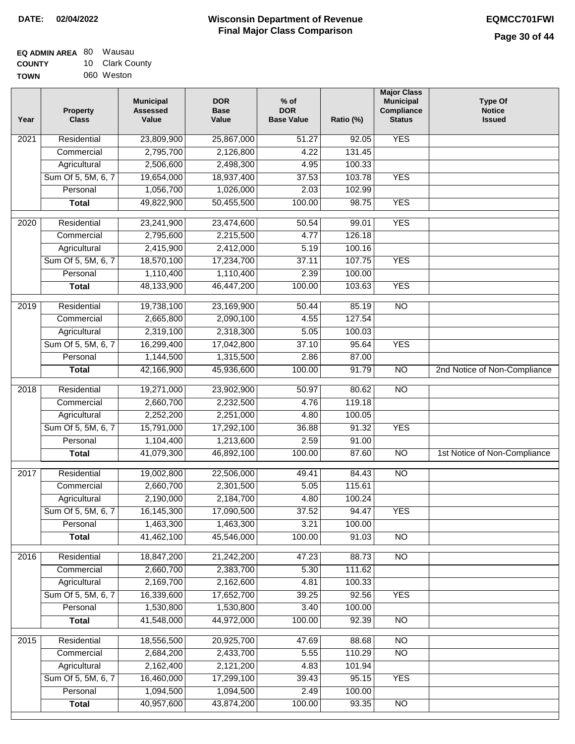**DATE: 02/04/2022**

# Wisconsin Department of Revenue
## Final Major Class Comparison

**EQMCC701FWI**

**EQ ADMIN AREA** 80 Wausau
**COUNTY** 10 Clark County
**TOWN** 060 Weston

| Year | Property Class | Municipal Assessed Value | DOR Base Value | % of DOR Base Value | Ratio (%) | Major Class Municipal Compliance Status | Type Of Notice Issued |
|---|---|---|---|---|---|---|---|
| 2021 | Residential | 23,809,900 | 25,867,000 | 51.27 | 92.05 | YES | |
| | Commercial | 2,795,700 | 2,126,800 | 4.22 | 131.45 | | |
| | Agricultural | 2,506,600 | 2,498,300 | 4.95 | 100.33 | | |
| | Sum Of 5, 5M, 6, 7 | 19,654,000 | 18,937,400 | 37.53 | 103.78 | YES | |
| | Personal | 1,056,700 | 1,026,000 | 2.03 | 102.99 | | |
| | **Total** | 49,822,900 | 50,455,500 | 100.00 | 98.75 | YES | |
| 2020 | Residential | 23,241,900 | 23,474,600 | 50.54 | 99.01 | YES | |
| | Commercial | 2,795,600 | 2,215,500 | 4.77 | 126.18 | | |
| | Agricultural | 2,415,900 | 2,412,000 | 5.19 | 100.16 | | |
| | Sum Of 5, 5M, 6, 7 | 18,570,100 | 17,234,700 | 37.11 | 107.75 | YES | |
| | Personal | 1,110,400 | 1,110,400 | 2.39 | 100.00 | | |
| | **Total** | 48,133,900 | 46,447,200 | 100.00 | 103.63 | YES | |
| 2019 | Residential | 19,738,100 | 23,169,900 | 50.44 | 85.19 | NO | |
| | Commercial | 2,665,800 | 2,090,100 | 4.55 | 127.54 | | |
| | Agricultural | 2,319,100 | 2,318,300 | 5.05 | 100.03 | | |
| | Sum Of 5, 5M, 6, 7 | 16,299,400 | 17,042,800 | 37.10 | 95.64 | YES | |
| | Personal | 1,144,500 | 1,315,500 | 2.86 | 87.00 | | |
| | **Total** | 42,166,900 | 45,936,600 | 100.00 | 91.79 | NO | 2nd Notice of Non-Compliance |
| 2018 | Residential | 19,271,000 | 23,902,900 | 50.97 | 80.62 | NO | |
| | Commercial | 2,660,700 | 2,232,500 | 4.76 | 119.18 | | |
| | Agricultural | 2,252,200 | 2,251,000 | 4.80 | 100.05 | | |
| | Sum Of 5, 5M, 6, 7 | 15,791,000 | 17,292,100 | 36.88 | 91.32 | YES | |
| | Personal | 1,104,400 | 1,213,600 | 2.59 | 91.00 | | |
| | **Total** | 41,079,300 | 46,892,100 | 100.00 | 87.60 | NO | 1st Notice of Non-Compliance |
| 2017 | Residential | 19,002,800 | 22,506,000 | 49.41 | 84.43 | NO | |
| | Commercial | 2,660,700 | 2,301,500 | 5.05 | 115.61 | | |
| | Agricultural | 2,190,000 | 2,184,700 | 4.80 | 100.24 | | |
| | Sum Of 5, 5M, 6, 7 | 16,145,300 | 17,090,500 | 37.52 | 94.47 | YES | |
| | Personal | 1,463,300 | 1,463,300 | 3.21 | 100.00 | | |
| | **Total** | 41,462,100 | 45,546,000 | 100.00 | 91.03 | NO | |
| 2016 | Residential | 18,847,200 | 21,242,200 | 47.23 | 88.73 | NO | |
| | Commercial | 2,660,700 | 2,383,700 | 5.30 | 111.62 | | |
| | Agricultural | 2,169,700 | 2,162,600 | 4.81 | 100.33 | | |
| | Sum Of 5, 5M, 6, 7 | 16,339,600 | 17,652,700 | 39.25 | 92.56 | YES | |
| | Personal | 1,530,800 | 1,530,800 | 3.40 | 100.00 | | |
| | **Total** | 41,548,000 | 44,972,000 | 100.00 | 92.39 | NO | |
| 2015 | Residential | 18,556,500 | 20,925,700 | 47.69 | 88.68 | NO | |
| | Commercial | 2,684,200 | 2,433,700 | 5.55 | 110.29 | NO | |
| | Agricultural | 2,162,400 | 2,121,200 | 4.83 | 101.94 | | |
| | Sum Of 5, 5M, 6, 7 | 16,460,000 | 17,299,100 | 39.43 | 95.15 | YES | |
| | Personal | 1,094,500 | 1,094,500 | 2.49 | 100.00 | | |
| | **Total** | 40,957,600 | 43,874,200 | 100.00 | 93.35 | NO | |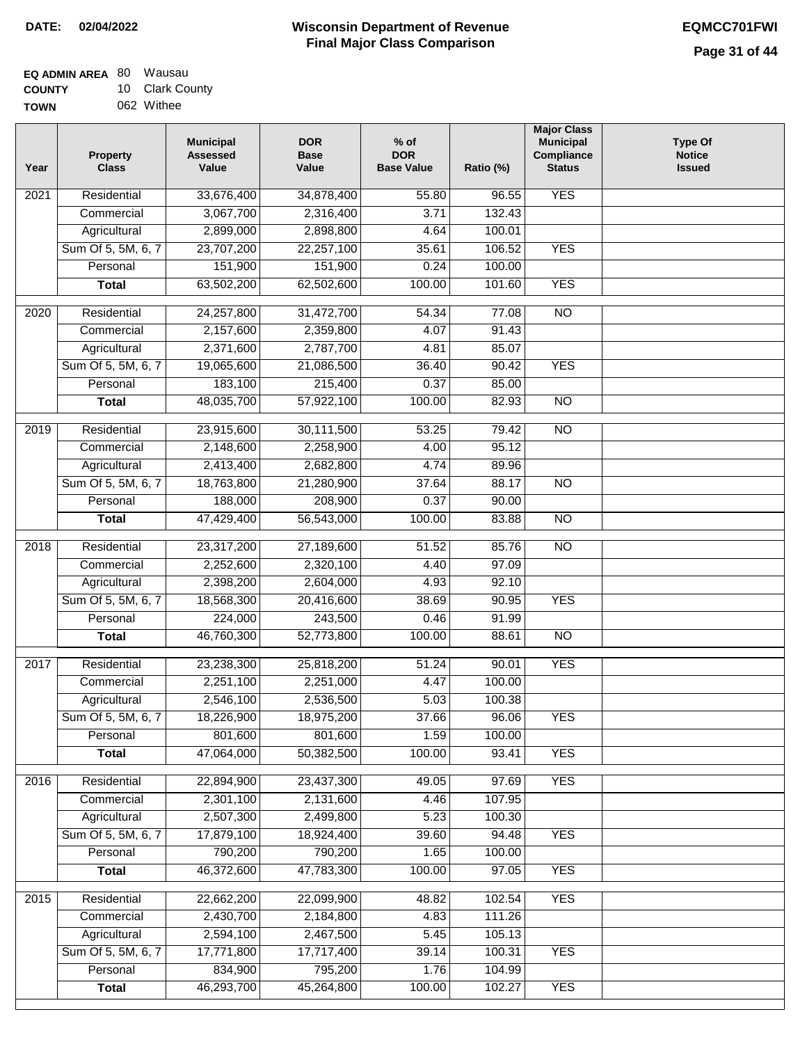**DATE: 02/04/2022**

# Wisconsin Department of Revenue
## Final Major Class Comparison

**EQMCC701FWI**

**EQ ADMIN AREA** 80 Wausau
**COUNTY** 10 Clark County
**TOWN** 062 Withee

| Year | Property Class | Municipal Assessed Value | DOR Base Value | % of DOR Base Value | Ratio (%) | Major Class Municipal Compliance Status | Type Of Notice Issued |
|---|---|---|---|---|---|---|---|
| 2021 | Residential | 33,676,400 | 34,878,400 | 55.80 | 96.55 | YES | |
| | Commercial | 3,067,700 | 2,316,400 | 3.71 | 132.43 | | |
| | Agricultural | 2,899,000 | 2,898,800 | 4.64 | 100.01 | | |
| | Sum Of 5, 5M, 6, 7 | 23,707,200 | 22,257,100 | 35.61 | 106.52 | YES | |
| | Personal | 151,900 | 151,900 | 0.24 | 100.00 | | |
| | **Total** | 63,502,200 | 62,502,600 | 100.00 | 101.60 | YES | |
| 2020 | Residential | 24,257,800 | 31,472,700 | 54.34 | 77.08 | NO | |
| | Commercial | 2,157,600 | 2,359,800 | 4.07 | 91.43 | | |
| | Agricultural | 2,371,600 | 2,787,700 | 4.81 | 85.07 | | |
| | Sum Of 5, 5M, 6, 7 | 19,065,600 | 21,086,500 | 36.40 | 90.42 | YES | |
| | Personal | 183,100 | 215,400 | 0.37 | 85.00 | | |
| | **Total** | 48,035,700 | 57,922,100 | 100.00 | 82.93 | NO | |
| 2019 | Residential | 23,915,600 | 30,111,500 | 53.25 | 79.42 | NO | |
| | Commercial | 2,148,600 | 2,258,900 | 4.00 | 95.12 | | |
| | Agricultural | 2,413,400 | 2,682,800 | 4.74 | 89.96 | | |
| | Sum Of 5, 5M, 6, 7 | 18,763,800 | 21,280,900 | 37.64 | 88.17 | NO | |
| | Personal | 188,000 | 208,900 | 0.37 | 90.00 | | |
| | **Total** | 47,429,400 | 56,543,000 | 100.00 | 83.88 | NO | |
| 2018 | Residential | 23,317,200 | 27,189,600 | 51.52 | 85.76 | NO | |
| | Commercial | 2,252,600 | 2,320,100 | 4.40 | 97.09 | | |
| | Agricultural | 2,398,200 | 2,604,000 | 4.93 | 92.10 | | |
| | Sum Of 5, 5M, 6, 7 | 18,568,300 | 20,416,600 | 38.69 | 90.95 | YES | |
| | Personal | 224,000 | 243,500 | 0.46 | 91.99 | | |
| | **Total** | 46,760,300 | 52,773,800 | 100.00 | 88.61 | NO | |
| 2017 | Residential | 23,238,300 | 25,818,200 | 51.24 | 90.01 | YES | |
| | Commercial | 2,251,100 | 2,251,000 | 4.47 | 100.00 | | |
| | Agricultural | 2,546,100 | 2,536,500 | 5.03 | 100.38 | | |
| | Sum Of 5, 5M, 6, 7 | 18,226,900 | 18,975,200 | 37.66 | 96.06 | YES | |
| | Personal | 801,600 | 801,600 | 1.59 | 100.00 | | |
| | **Total** | 47,064,000 | 50,382,500 | 100.00 | 93.41 | YES | |
| 2016 | Residential | 22,894,900 | 23,437,300 | 49.05 | 97.69 | YES | |
| | Commercial | 2,301,100 | 2,131,600 | 4.46 | 107.95 | | |
| | Agricultural | 2,507,300 | 2,499,800 | 5.23 | 100.30 | | |
| | Sum Of 5, 5M, 6, 7 | 17,879,100 | 18,924,400 | 39.60 | 94.48 | YES | |
| | Personal | 790,200 | 790,200 | 1.65 | 100.00 | | |
| | **Total** | 46,372,600 | 47,783,300 | 100.00 | 97.05 | YES | |
| 2015 | Residential | 22,662,200 | 22,099,900 | 48.82 | 102.54 | YES | |
| | Commercial | 2,430,700 | 2,184,800 | 4.83 | 111.26 | | |
| | Agricultural | 2,594,100 | 2,467,500 | 5.45 | 105.13 | | |
| | Sum Of 5, 5M, 6, 7 | 17,771,800 | 17,717,400 | 39.14 | 100.31 | YES | |
| | Personal | 834,900 | 795,200 | 1.76 | 104.99 | | |
| | **Total** | 46,293,700 | 45,264,800 | 100.00 | 102.27 | YES | |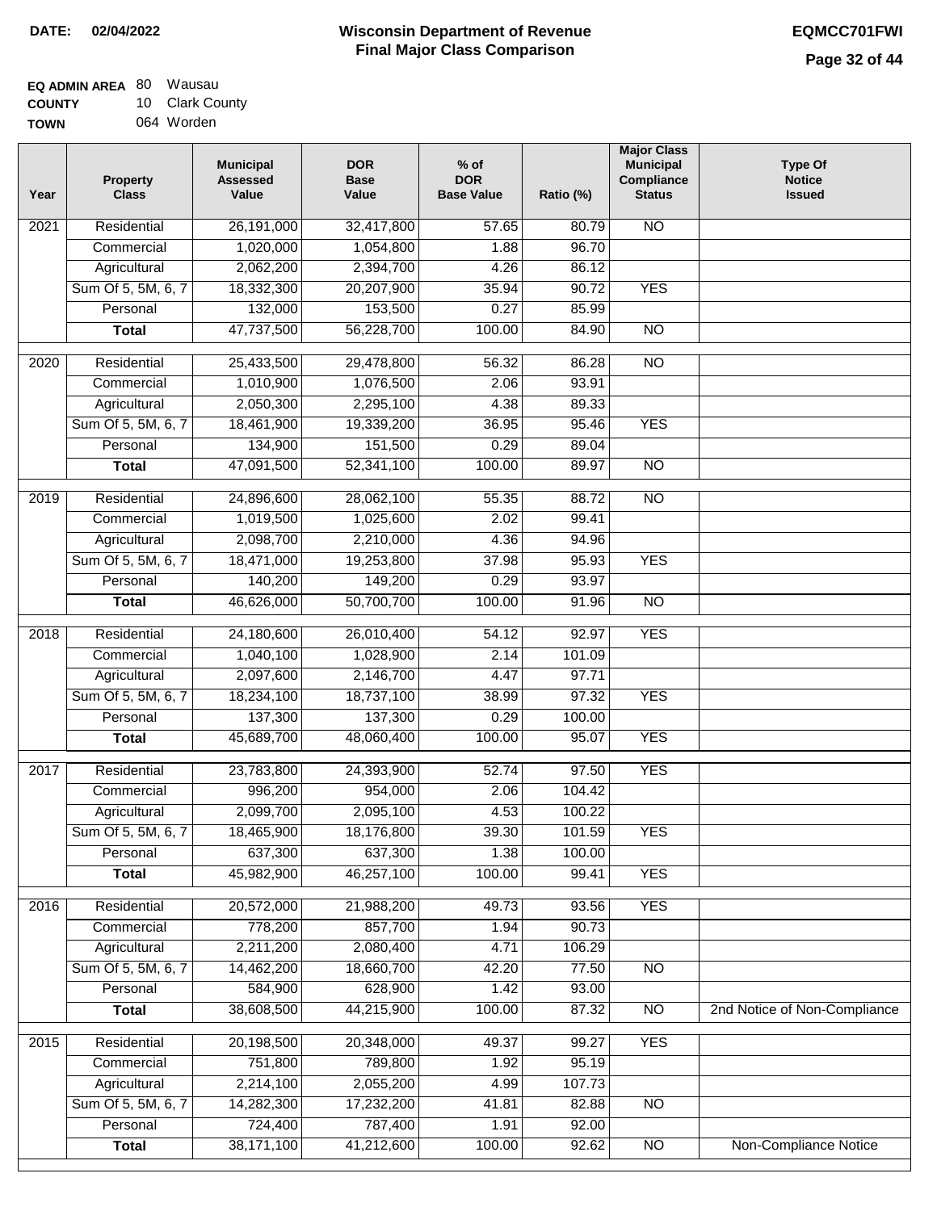**DATE: 02/04/2022**

# Wisconsin Department of Revenue
## Final Major Class Comparison

**EQMCC701FWI**

**EQ ADMIN AREA** 80 Wausau
**COUNTY** 10 Clark County
**TOWN** 064 Worden

| Year | Property Class | Municipal Assessed Value | DOR Base Value | % of DOR Base Value | Ratio (%) | Major Class Municipal Compliance Status | Type Of Notice Issued |
|---|---|---|---|---|---|---|---|
| 2021 | Residential | 26,191,000 | 32,417,800 | 57.65 | 80.79 | NO | |
| | Commercial | 1,020,000 | 1,054,800 | 1.88 | 96.70 | | |
| | Agricultural | 2,062,200 | 2,394,700 | 4.26 | 86.12 | | |
| | Sum Of 5, 5M, 6, 7 | 18,332,300 | 20,207,900 | 35.94 | 90.72 | YES | |
| | Personal | 132,000 | 153,500 | 0.27 | 85.99 | | |
| | **Total** | 47,737,500 | 56,228,700 | 100.00 | 84.90 | NO | |
| 2020 | Residential | 25,433,500 | 29,478,800 | 56.32 | 86.28 | NO | |
| | Commercial | 1,010,900 | 1,076,500 | 2.06 | 93.91 | | |
| | Agricultural | 2,050,300 | 2,295,100 | 4.38 | 89.33 | | |
| | Sum Of 5, 5M, 6, 7 | 18,461,900 | 19,339,200 | 36.95 | 95.46 | YES | |
| | Personal | 134,900 | 151,500 | 0.29 | 89.04 | | |
| | **Total** | 47,091,500 | 52,341,100 | 100.00 | 89.97 | NO | |
| 2019 | Residential | 24,896,600 | 28,062,100 | 55.35 | 88.72 | NO | |
| | Commercial | 1,019,500 | 1,025,600 | 2.02 | 99.41 | | |
| | Agricultural | 2,098,700 | 2,210,000 | 4.36 | 94.96 | | |
| | Sum Of 5, 5M, 6, 7 | 18,471,000 | 19,253,800 | 37.98 | 95.93 | YES | |
| | Personal | 140,200 | 149,200 | 0.29 | 93.97 | | |
| | **Total** | 46,626,000 | 50,700,700 | 100.00 | 91.96 | NO | |
| 2018 | Residential | 24,180,600 | 26,010,400 | 54.12 | 92.97 | YES | |
| | Commercial | 1,040,100 | 1,028,900 | 2.14 | 101.09 | | |
| | Agricultural | 2,097,600 | 2,146,700 | 4.47 | 97.71 | | |
| | Sum Of 5, 5M, 6, 7 | 18,234,100 | 18,737,100 | 38.99 | 97.32 | YES | |
| | Personal | 137,300 | 137,300 | 0.29 | 100.00 | | |
| | **Total** | 45,689,700 | 48,060,400 | 100.00 | 95.07 | YES | |
| 2017 | Residential | 23,783,800 | 24,393,900 | 52.74 | 97.50 | YES | |
| | Commercial | 996,200 | 954,000 | 2.06 | 104.42 | | |
| | Agricultural | 2,099,700 | 2,095,100 | 4.53 | 100.22 | | |
| | Sum Of 5, 5M, 6, 7 | 18,465,900 | 18,176,800 | 39.30 | 101.59 | YES | |
| | Personal | 637,300 | 637,300 | 1.38 | 100.00 | | |
| | **Total** | 45,982,900 | 46,257,100 | 100.00 | 99.41 | YES | |
| 2016 | Residential | 20,572,000 | 21,988,200 | 49.73 | 93.56 | YES | |
| | Commercial | 778,200 | 857,700 | 1.94 | 90.73 | | |
| | Agricultural | 2,211,200 | 2,080,400 | 4.71 | 106.29 | | |
| | Sum Of 5, 5M, 6, 7 | 14,462,200 | 18,660,700 | 42.20 | 77.50 | NO | |
| | Personal | 584,900 | 628,900 | 1.42 | 93.00 | | |
| | **Total** | 38,608,500 | 44,215,900 | 100.00 | 87.32 | NO | 2nd Notice of Non-Compliance |
| 2015 | Residential | 20,198,500 | 20,348,000 | 49.37 | 99.27 | YES | |
| | Commercial | 751,800 | 789,800 | 1.92 | 95.19 | | |
| | Agricultural | 2,214,100 | 2,055,200 | 4.99 | 107.73 | | |
| | Sum Of 5, 5M, 6, 7 | 14,282,300 | 17,232,200 | 41.81 | 82.88 | NO | |
| | Personal | 724,400 | 787,400 | 1.91 | 92.00 | | |
| | **Total** | 38,171,100 | 41,212,600 | 100.00 | 92.62 | NO | Non-Compliance Notice |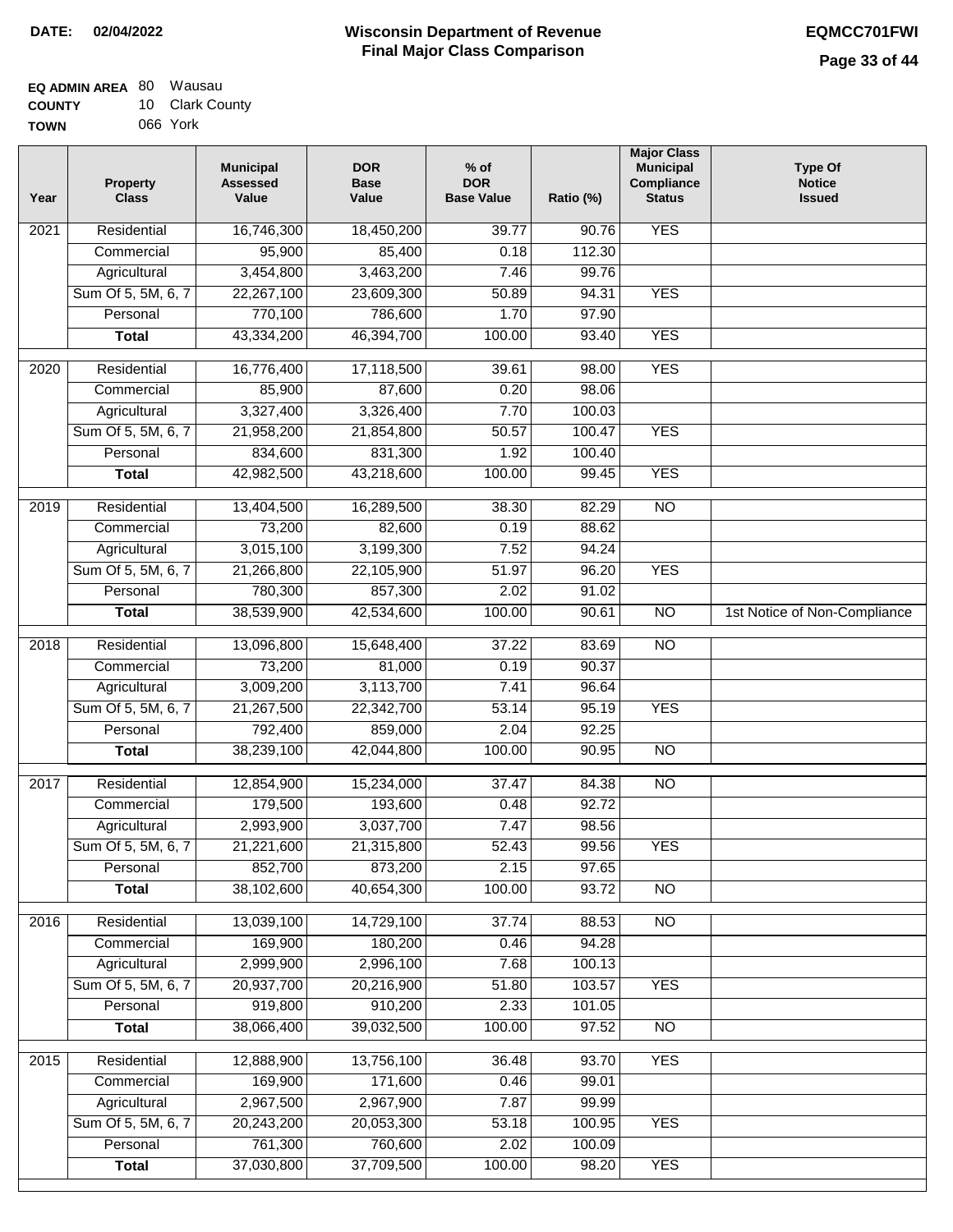**DATE: 02/04/2022**

# Wisconsin Department of Revenue
## Final Major Class Comparison

**EQMCC701FWI**

**EQ ADMIN AREA** 80 Wausau
**COUNTY** 10 Clark County
**TOWN** 066 York

| Year | Property Class | Municipal Assessed Value | DOR Base Value | % of DOR Base Value | Ratio (%) | Major Class Municipal Compliance Status | Type Of Notice Issued |
|---|---|---|---|---|---|---|---|
| 2021 | Residential | 16,746,300 | 18,450,200 | 39.77 | 90.76 | YES | |
| | Commercial | 95,900 | 85,400 | 0.18 | 112.30 | | |
| | Agricultural | 3,454,800 | 3,463,200 | 7.46 | 99.76 | | |
| | Sum Of 5, 5M, 6, 7 | 22,267,100 | 23,609,300 | 50.89 | 94.31 | YES | |
| | Personal | 770,100 | 786,600 | 1.70 | 97.90 | | |
| | **Total** | 43,334,200 | 46,394,700 | 100.00 | 93.40 | YES | |
| 2020 | Residential | 16,776,400 | 17,118,500 | 39.61 | 98.00 | YES | |
| | Commercial | 85,900 | 87,600 | 0.20 | 98.06 | | |
| | Agricultural | 3,327,400 | 3,326,400 | 7.70 | 100.03 | | |
| | Sum Of 5, 5M, 6, 7 | 21,958,200 | 21,854,800 | 50.57 | 100.47 | YES | |
| | Personal | 834,600 | 831,300 | 1.92 | 100.40 | | |
| | **Total** | 42,982,500 | 43,218,600 | 100.00 | 99.45 | YES | |
| 2019 | Residential | 13,404,500 | 16,289,500 | 38.30 | 82.29 | NO | |
| | Commercial | 73,200 | 82,600 | 0.19 | 88.62 | | |
| | Agricultural | 3,015,100 | 3,199,300 | 7.52 | 94.24 | | |
| | Sum Of 5, 5M, 6, 7 | 21,266,800 | 22,105,900 | 51.97 | 96.20 | YES | |
| | Personal | 780,300 | 857,300 | 2.02 | 91.02 | | |
| | **Total** | 38,539,900 | 42,534,600 | 100.00 | 90.61 | NO | 1st Notice of Non-Compliance |
| 2018 | Residential | 13,096,800 | 15,648,400 | 37.22 | 83.69 | NO | |
| | Commercial | 73,200 | 81,000 | 0.19 | 90.37 | | |
| | Agricultural | 3,009,200 | 3,113,700 | 7.41 | 96.64 | | |
| | Sum Of 5, 5M, 6, 7 | 21,267,500 | 22,342,700 | 53.14 | 95.19 | YES | |
| | Personal | 792,400 | 859,000 | 2.04 | 92.25 | | |
| | **Total** | 38,239,100 | 42,044,800 | 100.00 | 90.95 | NO | |
| 2017 | Residential | 12,854,900 | 15,234,000 | 37.47 | 84.38 | NO | |
| | Commercial | 179,500 | 193,600 | 0.48 | 92.72 | | |
| | Agricultural | 2,993,900 | 3,037,700 | 7.47 | 98.56 | | |
| | Sum Of 5, 5M, 6, 7 | 21,221,600 | 21,315,800 | 52.43 | 99.56 | YES | |
| | Personal | 852,700 | 873,200 | 2.15 | 97.65 | | |
| | **Total** | 38,102,600 | 40,654,300 | 100.00 | 93.72 | NO | |
| 2016 | Residential | 13,039,100 | 14,729,100 | 37.74 | 88.53 | NO | |
| | Commercial | 169,900 | 180,200 | 0.46 | 94.28 | | |
| | Agricultural | 2,999,900 | 2,996,100 | 7.68 | 100.13 | | |
| | Sum Of 5, 5M, 6, 7 | 20,937,700 | 20,216,900 | 51.80 | 103.57 | YES | |
| | Personal | 919,800 | 910,200 | 2.33 | 101.05 | | |
| | **Total** | 38,066,400 | 39,032,500 | 100.00 | 97.52 | NO | |
| 2015 | Residential | 12,888,900 | 13,756,100 | 36.48 | 93.70 | YES | |
| | Commercial | 169,900 | 171,600 | 0.46 | 99.01 | | |
| | Agricultural | 2,967,500 | 2,967,900 | 7.87 | 99.99 | | |
| | Sum Of 5, 5M, 6, 7 | 20,243,200 | 20,053,300 | 53.18 | 100.95 | YES | |
| | Personal | 761,300 | 760,600 | 2.02 | 100.09 | | |
| | **Total** | 37,030,800 | 37,709,500 | 100.00 | 98.20 | YES | |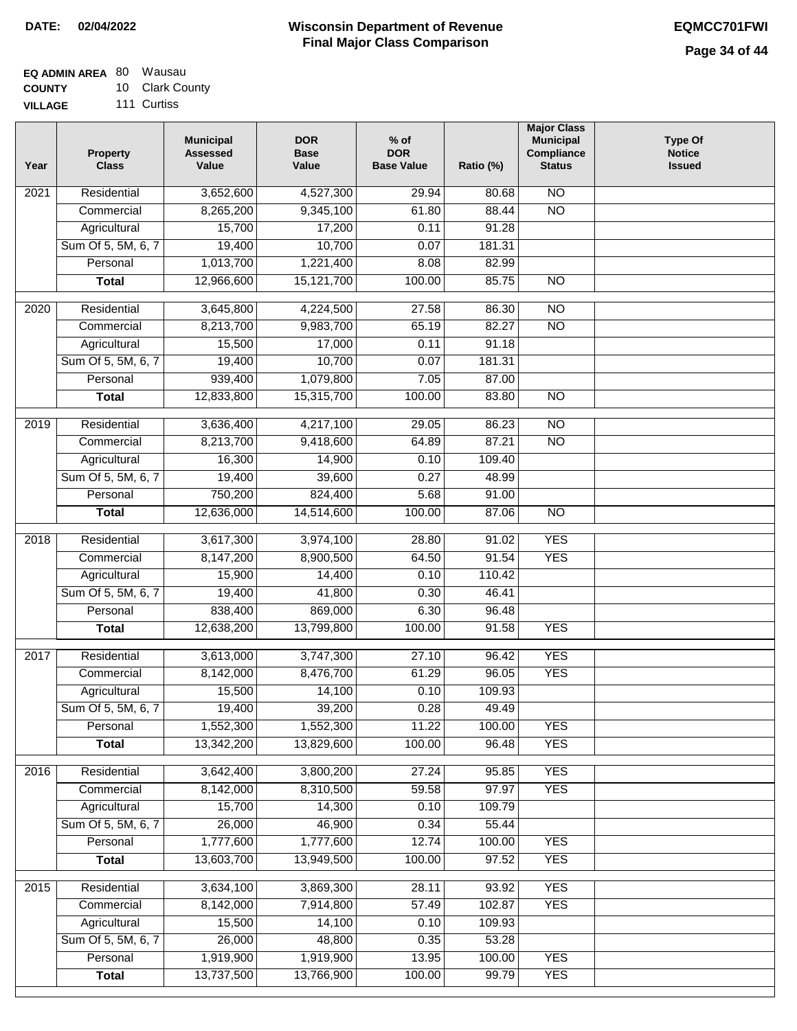**DATE: 02/04/2022**

# Wisconsin Department of Revenue
## Final Major Class Comparison

**EQMCC701FWI**

**EQ ADMIN AREA** 80 Wausau
**COUNTY** 10 Clark County
**VILLAGE** 111 Curtiss

| Year | Property Class | Municipal Assessed Value | DOR Base Value | % of DOR Base Value | Ratio (%) | Major Class Municipal Compliance Status | Type Of Notice Issued |
|---|---|---|---|---|---|---|---|
| 2021 | Residential | 3,652,600 | 4,527,300 | 29.94 | 80.68 | NO | |
| | Commercial | 8,265,200 | 9,345,100 | 61.80 | 88.44 | NO | |
| | Agricultural | 15,700 | 17,200 | 0.11 | 91.28 | | |
| | Sum Of 5, 5M, 6, 7 | 19,400 | 10,700 | 0.07 | 181.31 | | |
| | Personal | 1,013,700 | 1,221,400 | 8.08 | 82.99 | | |
| | **Total** | 12,966,600 | 15,121,700 | 100.00 | 85.75 | NO | |
| 2020 | Residential | 3,645,800 | 4,224,500 | 27.58 | 86.30 | NO | |
| | Commercial | 8,213,700 | 9,983,700 | 65.19 | 82.27 | NO | |
| | Agricultural | 15,500 | 17,000 | 0.11 | 91.18 | | |
| | Sum Of 5, 5M, 6, 7 | 19,400 | 10,700 | 0.07 | 181.31 | | |
| | Personal | 939,400 | 1,079,800 | 7.05 | 87.00 | | |
| | **Total** | 12,833,800 | 15,315,700 | 100.00 | 83.80 | NO | |
| 2019 | Residential | 3,636,400 | 4,217,100 | 29.05 | 86.23 | NO | |
| | Commercial | 8,213,700 | 9,418,600 | 64.89 | 87.21 | NO | |
| | Agricultural | 16,300 | 14,900 | 0.10 | 109.40 | | |
| | Sum Of 5, 5M, 6, 7 | 19,400 | 39,600 | 0.27 | 48.99 | | |
| | Personal | 750,200 | 824,400 | 5.68 | 91.00 | | |
| | **Total** | 12,636,000 | 14,514,600 | 100.00 | 87.06 | NO | |
| 2018 | Residential | 3,617,300 | 3,974,100 | 28.80 | 91.02 | YES | |
| | Commercial | 8,147,200 | 8,900,500 | 64.50 | 91.54 | YES | |
| | Agricultural | 15,900 | 14,400 | 0.10 | 110.42 | | |
| | Sum Of 5, 5M, 6, 7 | 19,400 | 41,800 | 0.30 | 46.41 | | |
| | Personal | 838,400 | 869,000 | 6.30 | 96.48 | | |
| | **Total** | 12,638,200 | 13,799,800 | 100.00 | 91.58 | YES | |
| 2017 | Residential | 3,613,000 | 3,747,300 | 27.10 | 96.42 | YES | |
| | Commercial | 8,142,000 | 8,476,700 | 61.29 | 96.05 | YES | |
| | Agricultural | 15,500 | 14,100 | 0.10 | 109.93 | | |
| | Sum Of 5, 5M, 6, 7 | 19,400 | 39,200 | 0.28 | 49.49 | | |
| | Personal | 1,552,300 | 1,552,300 | 11.22 | 100.00 | YES | |
| | **Total** | 13,342,200 | 13,829,600 | 100.00 | 96.48 | YES | |
| 2016 | Residential | 3,642,400 | 3,800,200 | 27.24 | 95.85 | YES | |
| | Commercial | 8,142,000 | 8,310,500 | 59.58 | 97.97 | YES | |
| | Agricultural | 15,700 | 14,300 | 0.10 | 109.79 | | |
| | Sum Of 5, 5M, 6, 7 | 26,000 | 46,900 | 0.34 | 55.44 | | |
| | Personal | 1,777,600 | 1,777,600 | 12.74 | 100.00 | YES | |
| | **Total** | 13,603,700 | 13,949,500 | 100.00 | 97.52 | YES | |
| 2015 | Residential | 3,634,100 | 3,869,300 | 28.11 | 93.92 | YES | |
| | Commercial | 8,142,000 | 7,914,800 | 57.49 | 102.87 | YES | |
| | Agricultural | 15,500 | 14,100 | 0.10 | 109.93 | | |
| | Sum Of 5, 5M, 6, 7 | 26,000 | 48,800 | 0.35 | 53.28 | | |
| | Personal | 1,919,900 | 1,919,900 | 13.95 | 100.00 | YES | |
| | **Total** | 13,737,500 | 13,766,900 | 100.00 | 99.79 | YES | |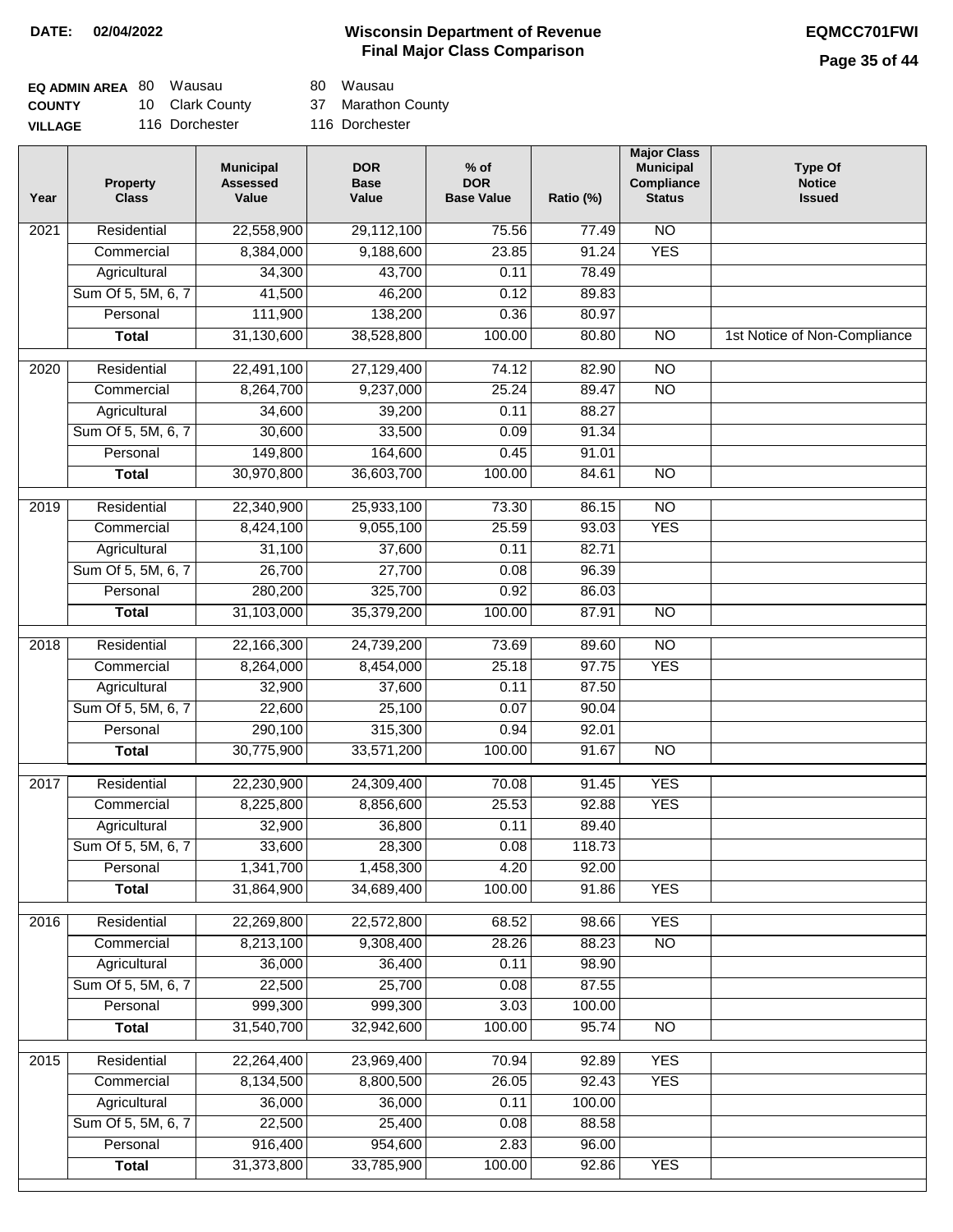**DATE: 02/04/2022**

# Wisconsin Department of Revenue
## Final Major Class Comparison

**EQMCC701FWI**

| | | | | |
|---|---|---|---|---|
| **EQ ADMIN AREA** | 80 | Wausau | 80 | Wausau |
| **COUNTY** | 10 | Clark County | 37 | Marathon County |
| **VILLAGE** | 116 | Dorchester | 116 | Dorchester |

| Year | Property Class | Municipal Assessed Value | DOR Base Value | % of DOR Base Value | Ratio (%) | Major Class Municipal Compliance Status | Type Of Notice Issued |
|---|---|---|---|---|---|---|---|
| 2021 | Residential | 22,558,900 | 29,112,100 | 75.56 | 77.49 | NO | |
| | Commercial | 8,384,000 | 9,188,600 | 23.85 | 91.24 | YES | |
| | Agricultural | 34,300 | 43,700 | 0.11 | 78.49 | | |
| | Sum Of 5, 5M, 6, 7 | 41,500 | 46,200 | 0.12 | 89.83 | | |
| | Personal | 111,900 | 138,200 | 0.36 | 80.97 | | |
| | **Total** | 31,130,600 | 38,528,800 | 100.00 | 80.80 | NO | 1st Notice of Non-Compliance |
| 2020 | Residential | 22,491,100 | 27,129,400 | 74.12 | 82.90 | NO | |
| | Commercial | 8,264,700 | 9,237,000 | 25.24 | 89.47 | NO | |
| | Agricultural | 34,600 | 39,200 | 0.11 | 88.27 | | |
| | Sum Of 5, 5M, 6, 7 | 30,600 | 33,500 | 0.09 | 91.34 | | |
| | Personal | 149,800 | 164,600 | 0.45 | 91.01 | | |
| | **Total** | 30,970,800 | 36,603,700 | 100.00 | 84.61 | NO | |
| 2019 | Residential | 22,340,900 | 25,933,100 | 73.30 | 86.15 | NO | |
| | Commercial | 8,424,100 | 9,055,100 | 25.59 | 93.03 | YES | |
| | Agricultural | 31,100 | 37,600 | 0.11 | 82.71 | | |
| | Sum Of 5, 5M, 6, 7 | 26,700 | 27,700 | 0.08 | 96.39 | | |
| | Personal | 280,200 | 325,700 | 0.92 | 86.03 | | |
| | **Total** | 31,103,000 | 35,379,200 | 100.00 | 87.91 | NO | |
| 2018 | Residential | 22,166,300 | 24,739,200 | 73.69 | 89.60 | NO | |
| | Commercial | 8,264,000 | 8,454,000 | 25.18 | 97.75 | YES | |
| | Agricultural | 32,900 | 37,600 | 0.11 | 87.50 | | |
| | Sum Of 5, 5M, 6, 7 | 22,600 | 25,100 | 0.07 | 90.04 | | |
| | Personal | 290,100 | 315,300 | 0.94 | 92.01 | | |
| | **Total** | 30,775,900 | 33,571,200 | 100.00 | 91.67 | NO | |
| 2017 | Residential | 22,230,900 | 24,309,400 | 70.08 | 91.45 | YES | |
| | Commercial | 8,225,800 | 8,856,600 | 25.53 | 92.88 | YES | |
| | Agricultural | 32,900 | 36,800 | 0.11 | 89.40 | | |
| | Sum Of 5, 5M, 6, 7 | 33,600 | 28,300 | 0.08 | 118.73 | | |
| | Personal | 1,341,700 | 1,458,300 | 4.20 | 92.00 | | |
| | **Total** | 31,864,900 | 34,689,400 | 100.00 | 91.86 | YES | |
| 2016 | Residential | 22,269,800 | 22,572,800 | 68.52 | 98.66 | YES | |
| | Commercial | 8,213,100 | 9,308,400 | 28.26 | 88.23 | NO | |
| | Agricultural | 36,000 | 36,400 | 0.11 | 98.90 | | |
| | Sum Of 5, 5M, 6, 7 | 22,500 | 25,700 | 0.08 | 87.55 | | |
| | Personal | 999,300 | 999,300 | 3.03 | 100.00 | | |
| | **Total** | 31,540,700 | 32,942,600 | 100.00 | 95.74 | NO | |
| 2015 | Residential | 22,264,400 | 23,969,400 | 70.94 | 92.89 | YES | |
| | Commercial | 8,134,500 | 8,800,500 | 26.05 | 92.43 | YES | |
| | Agricultural | 36,000 | 36,000 | 0.11 | 100.00 | | |
| | Sum Of 5, 5M, 6, 7 | 22,500 | 25,400 | 0.08 | 88.58 | | |
| | Personal | 916,400 | 954,600 | 2.83 | 96.00 | | |
| | **Total** | 31,373,800 | 33,785,900 | 100.00 | 92.86 | YES | |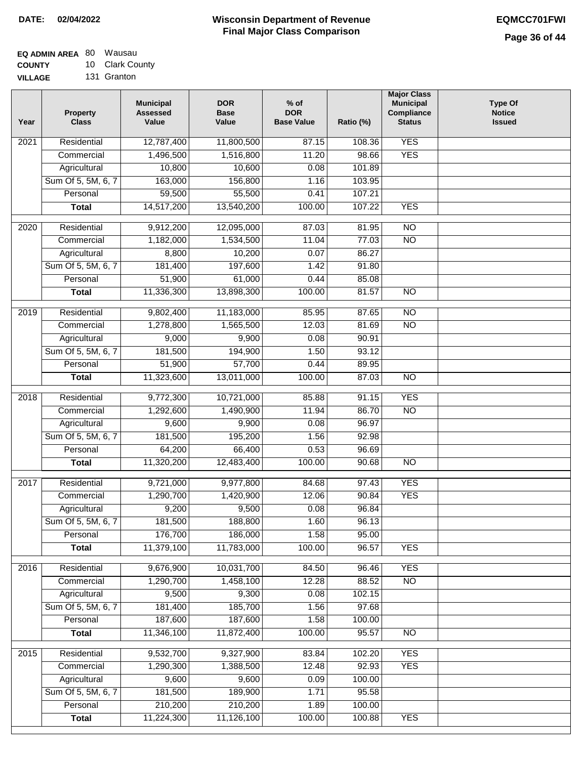**DATE:** 02/04/2022

# Wisconsin Department of Revenue
## Final Major Class Comparison

**EQMCC701FWI**

**EQ ADMIN AREA** 80 Wausau
**COUNTY** 10 Clark County
**VILLAGE** 131 Granton

| Year | Property Class | Municipal Assessed Value | DOR Base Value | % of DOR Base Value | Ratio (%) | Major Class Municipal Compliance Status | Type Of Notice Issued |
|---|---|---|---|---|---|---|---|
| 2021 | Residential | 12,787,400 | 11,800,500 | 87.15 | 108.36 | YES | |
| | Commercial | 1,496,500 | 1,516,800 | 11.20 | 98.66 | YES | |
| | Agricultural | 10,800 | 10,600 | 0.08 | 101.89 | | |
| | Sum Of 5, 5M, 6, 7 | 163,000 | 156,800 | 1.16 | 103.95 | | |
| | Personal | 59,500 | 55,500 | 0.41 | 107.21 | | |
| | **Total** | 14,517,200 | 13,540,200 | 100.00 | 107.22 | YES | |
| 2020 | Residential | 9,912,200 | 12,095,000 | 87.03 | 81.95 | NO | |
| | Commercial | 1,182,000 | 1,534,500 | 11.04 | 77.03 | NO | |
| | Agricultural | 8,800 | 10,200 | 0.07 | 86.27 | | |
| | Sum Of 5, 5M, 6, 7 | 181,400 | 197,600 | 1.42 | 91.80 | | |
| | Personal | 51,900 | 61,000 | 0.44 | 85.08 | | |
| | **Total** | 11,336,300 | 13,898,300 | 100.00 | 81.57 | NO | |
| 2019 | Residential | 9,802,400 | 11,183,000 | 85.95 | 87.65 | NO | |
| | Commercial | 1,278,800 | 1,565,500 | 12.03 | 81.69 | NO | |
| | Agricultural | 9,000 | 9,900 | 0.08 | 90.91 | | |
| | Sum Of 5, 5M, 6, 7 | 181,500 | 194,900 | 1.50 | 93.12 | | |
| | Personal | 51,900 | 57,700 | 0.44 | 89.95 | | |
| | **Total** | 11,323,600 | 13,011,000 | 100.00 | 87.03 | NO | |
| 2018 | Residential | 9,772,300 | 10,721,000 | 85.88 | 91.15 | YES | |
| | Commercial | 1,292,600 | 1,490,900 | 11.94 | 86.70 | NO | |
| | Agricultural | 9,600 | 9,900 | 0.08 | 96.97 | | |
| | Sum Of 5, 5M, 6, 7 | 181,500 | 195,200 | 1.56 | 92.98 | | |
| | Personal | 64,200 | 66,400 | 0.53 | 96.69 | | |
| | **Total** | 11,320,200 | 12,483,400 | 100.00 | 90.68 | NO | |
| 2017 | Residential | 9,721,000 | 9,977,800 | 84.68 | 97.43 | YES | |
| | Commercial | 1,290,700 | 1,420,900 | 12.06 | 90.84 | YES | |
| | Agricultural | 9,200 | 9,500 | 0.08 | 96.84 | | |
| | Sum Of 5, 5M, 6, 7 | 181,500 | 188,800 | 1.60 | 96.13 | | |
| | Personal | 176,700 | 186,000 | 1.58 | 95.00 | | |
| | **Total** | 11,379,100 | 11,783,000 | 100.00 | 96.57 | YES | |
| 2016 | Residential | 9,676,900 | 10,031,700 | 84.50 | 96.46 | YES | |
| | Commercial | 1,290,700 | 1,458,100 | 12.28 | 88.52 | NO | |
| | Agricultural | 9,500 | 9,300 | 0.08 | 102.15 | | |
| | Sum Of 5, 5M, 6, 7 | 181,400 | 185,700 | 1.56 | 97.68 | | |
| | Personal | 187,600 | 187,600 | 1.58 | 100.00 | | |
| | **Total** | 11,346,100 | 11,872,400 | 100.00 | 95.57 | NO | |
| 2015 | Residential | 9,532,700 | 9,327,900 | 83.84 | 102.20 | YES | |
| | Commercial | 1,290,300 | 1,388,500 | 12.48 | 92.93 | YES | |
| | Agricultural | 9,600 | 9,600 | 0.09 | 100.00 | | |
| | Sum Of 5, 5M, 6, 7 | 181,500 | 189,900 | 1.71 | 95.58 | | |
| | Personal | 210,200 | 210,200 | 1.89 | 100.00 | | |
| | **Total** | 11,224,300 | 11,126,100 | 100.00 | 100.88 | YES | |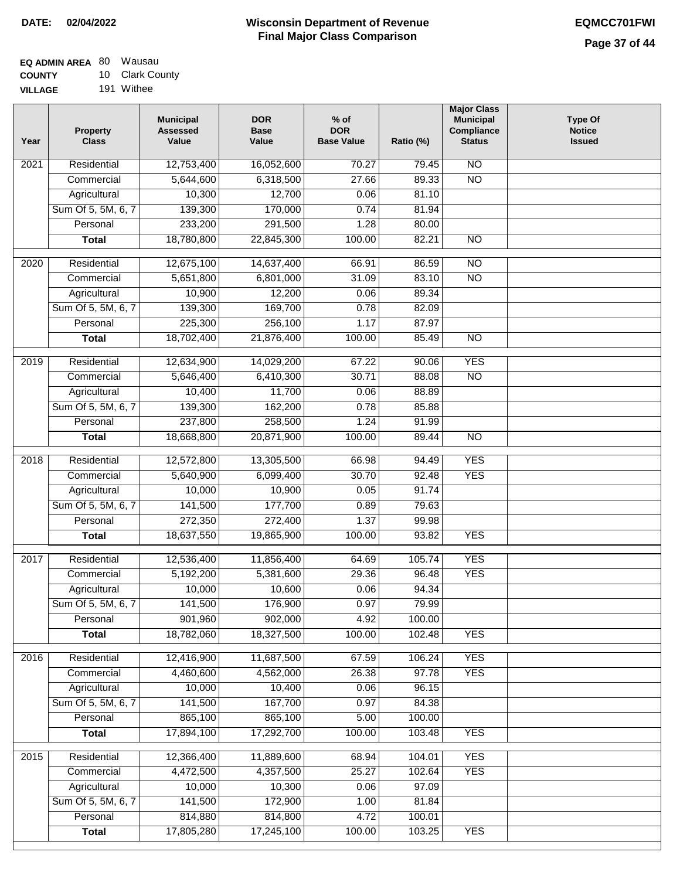**DATE: 02/04/2022**

# Wisconsin Department of Revenue
## Final Major Class Comparison

**EQMCC701FWI**

**EQ ADMIN AREA** 80 Wausau
**COUNTY** 10 Clark County
**VILLAGE** 191 Withee

| Year | Property Class | Municipal Assessed Value | DOR Base Value | % of DOR Base Value | Ratio (%) | Major Class Municipal Compliance Status | Type Of Notice Issued |
|---|---|---|---|---|---|---|---|
| 2021 | Residential | 12,753,400 | 16,052,600 | 70.27 | 79.45 | NO | |
| | Commercial | 5,644,600 | 6,318,500 | 27.66 | 89.33 | NO | |
| | Agricultural | 10,300 | 12,700 | 0.06 | 81.10 | | |
| | Sum Of 5, 5M, 6, 7 | 139,300 | 170,000 | 0.74 | 81.94 | | |
| | Personal | 233,200 | 291,500 | 1.28 | 80.00 | | |
| | **Total** | 18,780,800 | 22,845,300 | 100.00 | 82.21 | NO | |
| 2020 | Residential | 12,675,100 | 14,637,400 | 66.91 | 86.59 | NO | |
| | Commercial | 5,651,800 | 6,801,000 | 31.09 | 83.10 | NO | |
| | Agricultural | 10,900 | 12,200 | 0.06 | 89.34 | | |
| | Sum Of 5, 5M, 6, 7 | 139,300 | 169,700 | 0.78 | 82.09 | | |
| | Personal | 225,300 | 256,100 | 1.17 | 87.97 | | |
| | **Total** | 18,702,400 | 21,876,400 | 100.00 | 85.49 | NO | |
| 2019 | Residential | 12,634,900 | 14,029,200 | 67.22 | 90.06 | YES | |
| | Commercial | 5,646,400 | 6,410,300 | 30.71 | 88.08 | NO | |
| | Agricultural | 10,400 | 11,700 | 0.06 | 88.89 | | |
| | Sum Of 5, 5M, 6, 7 | 139,300 | 162,200 | 0.78 | 85.88 | | |
| | Personal | 237,800 | 258,500 | 1.24 | 91.99 | | |
| | **Total** | 18,668,800 | 20,871,900 | 100.00 | 89.44 | NO | |
| 2018 | Residential | 12,572,800 | 13,305,500 | 66.98 | 94.49 | YES | |
| | Commercial | 5,640,900 | 6,099,400 | 30.70 | 92.48 | YES | |
| | Agricultural | 10,000 | 10,900 | 0.05 | 91.74 | | |
| | Sum Of 5, 5M, 6, 7 | 141,500 | 177,700 | 0.89 | 79.63 | | |
| | Personal | 272,350 | 272,400 | 1.37 | 99.98 | | |
| | **Total** | 18,637,550 | 19,865,900 | 100.00 | 93.82 | YES | |
| 2017 | Residential | 12,536,400 | 11,856,400 | 64.69 | 105.74 | YES | |
| | Commercial | 5,192,200 | 5,381,600 | 29.36 | 96.48 | YES | |
| | Agricultural | 10,000 | 10,600 | 0.06 | 94.34 | | |
| | Sum Of 5, 5M, 6, 7 | 141,500 | 176,900 | 0.97 | 79.99 | | |
| | Personal | 901,960 | 902,000 | 4.92 | 100.00 | | |
| | **Total** | 18,782,060 | 18,327,500 | 100.00 | 102.48 | YES | |
| 2016 | Residential | 12,416,900 | 11,687,500 | 67.59 | 106.24 | YES | |
| | Commercial | 4,460,600 | 4,562,000 | 26.38 | 97.78 | YES | |
| | Agricultural | 10,000 | 10,400 | 0.06 | 96.15 | | |
| | Sum Of 5, 5M, 6, 7 | 141,500 | 167,700 | 0.97 | 84.38 | | |
| | Personal | 865,100 | 865,100 | 5.00 | 100.00 | | |
| | **Total** | 17,894,100 | 17,292,700 | 100.00 | 103.48 | YES | |
| 2015 | Residential | 12,366,400 | 11,889,600 | 68.94 | 104.01 | YES | |
| | Commercial | 4,472,500 | 4,357,500 | 25.27 | 102.64 | YES | |
| | Agricultural | 10,000 | 10,300 | 0.06 | 97.09 | | |
| | Sum Of 5, 5M, 6, 7 | 141,500 | 172,900 | 1.00 | 81.84 | | |
| | Personal | 814,880 | 814,800 | 4.72 | 100.01 | | |
| | **Total** | 17,805,280 | 17,245,100 | 100.00 | 103.25 | YES | |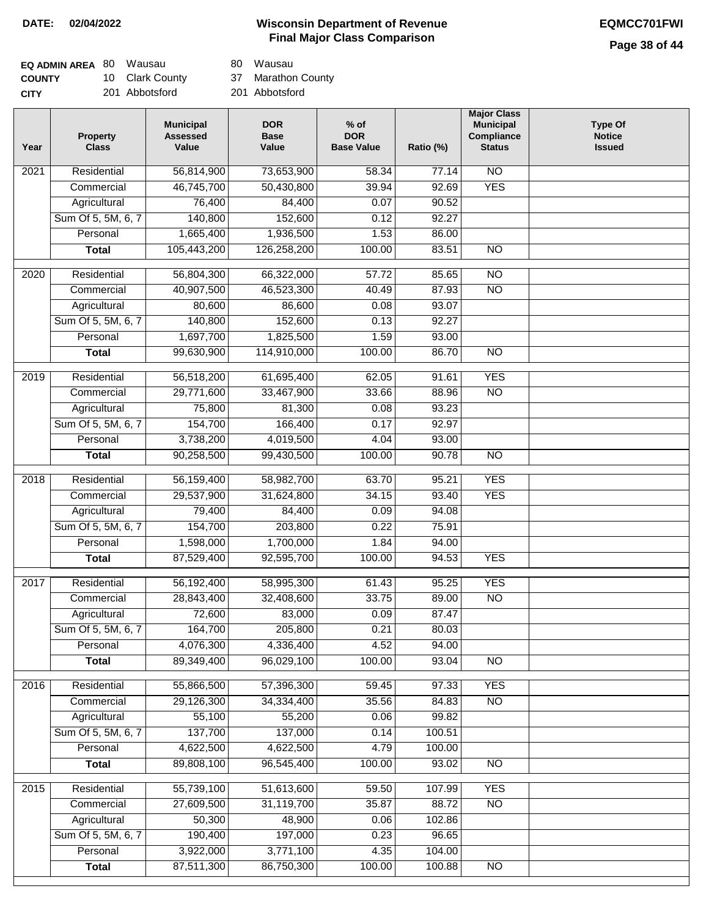**DATE: 02/04/2022**

# Wisconsin Department of Revenue
## Final Major Class Comparison

**EQMCC701FWI**

| | | | | |
|---|---|---|---|---|
| **EQ ADMIN AREA** | 80 | Wausau | 80 | Wausau |
| **COUNTY** | 10 | Clark County | 37 | Marathon County |
| **CITY** | 201 | Abbotsford | 201 | Abbotsford |

| Year | Property Class | Municipal Assessed Value | DOR Base Value | % of DOR Base Value | Ratio (%) | Major Class Municipal Compliance Status | Type Of Notice Issued |
|---|---|---|---|---|---|---|---|
| 2021 | Residential | 56,814,900 | 73,653,900 | 58.34 | 77.14 | NO | |
| | Commercial | 46,745,700 | 50,430,800 | 39.94 | 92.69 | YES | |
| | Agricultural | 76,400 | 84,400 | 0.07 | 90.52 | | |
| | Sum Of 5, 5M, 6, 7 | 140,800 | 152,600 | 0.12 | 92.27 | | |
| | Personal | 1,665,400 | 1,936,500 | 1.53 | 86.00 | | |
| | **Total** | 105,443,200 | 126,258,200 | 100.00 | 83.51 | NO | |
| 2020 | Residential | 56,804,300 | 66,322,000 | 57.72 | 85.65 | NO | |
| | Commercial | 40,907,500 | 46,523,300 | 40.49 | 87.93 | NO | |
| | Agricultural | 80,600 | 86,600 | 0.08 | 93.07 | | |
| | Sum Of 5, 5M, 6, 7 | 140,800 | 152,600 | 0.13 | 92.27 | | |
| | Personal | 1,697,700 | 1,825,500 | 1.59 | 93.00 | | |
| | **Total** | 99,630,900 | 114,910,000 | 100.00 | 86.70 | NO | |
| 2019 | Residential | 56,518,200 | 61,695,400 | 62.05 | 91.61 | YES | |
| | Commercial | 29,771,600 | 33,467,900 | 33.66 | 88.96 | NO | |
| | Agricultural | 75,800 | 81,300 | 0.08 | 93.23 | | |
| | Sum Of 5, 5M, 6, 7 | 154,700 | 166,400 | 0.17 | 92.97 | | |
| | Personal | 3,738,200 | 4,019,500 | 4.04 | 93.00 | | |
| | **Total** | 90,258,500 | 99,430,500 | 100.00 | 90.78 | NO | |
| 2018 | Residential | 56,159,400 | 58,982,700 | 63.70 | 95.21 | YES | |
| | Commercial | 29,537,900 | 31,624,800 | 34.15 | 93.40 | YES | |
| | Agricultural | 79,400 | 84,400 | 0.09 | 94.08 | | |
| | Sum Of 5, 5M, 6, 7 | 154,700 | 203,800 | 0.22 | 75.91 | | |
| | Personal | 1,598,000 | 1,700,000 | 1.84 | 94.00 | | |
| | **Total** | 87,529,400 | 92,595,700 | 100.00 | 94.53 | YES | |
| 2017 | Residential | 56,192,400 | 58,995,300 | 61.43 | 95.25 | YES | |
| | Commercial | 28,843,400 | 32,408,600 | 33.75 | 89.00 | NO | |
| | Agricultural | 72,600 | 83,000 | 0.09 | 87.47 | | |
| | Sum Of 5, 5M, 6, 7 | 164,700 | 205,800 | 0.21 | 80.03 | | |
| | Personal | 4,076,300 | 4,336,400 | 4.52 | 94.00 | | |
| | **Total** | 89,349,400 | 96,029,100 | 100.00 | 93.04 | NO | |
| 2016 | Residential | 55,866,500 | 57,396,300 | 59.45 | 97.33 | YES | |
| | Commercial | 29,126,300 | 34,334,400 | 35.56 | 84.83 | NO | |
| | Agricultural | 55,100 | 55,200 | 0.06 | 99.82 | | |
| | Sum Of 5, 5M, 6, 7 | 137,700 | 137,000 | 0.14 | 100.51 | | |
| | Personal | 4,622,500 | 4,622,500 | 4.79 | 100.00 | | |
| | **Total** | 89,808,100 | 96,545,400 | 100.00 | 93.02 | NO | |
| 2015 | Residential | 55,739,100 | 51,613,600 | 59.50 | 107.99 | YES | |
| | Commercial | 27,609,500 | 31,119,700 | 35.87 | 88.72 | NO | |
| | Agricultural | 50,300 | 48,900 | 0.06 | 102.86 | | |
| | Sum Of 5, 5M, 6, 7 | 190,400 | 197,000 | 0.23 | 96.65 | | |
| | Personal | 3,922,000 | 3,771,100 | 4.35 | 104.00 | | |
| | **Total** | 87,511,300 | 86,750,300 | 100.00 | 100.88 | NO | |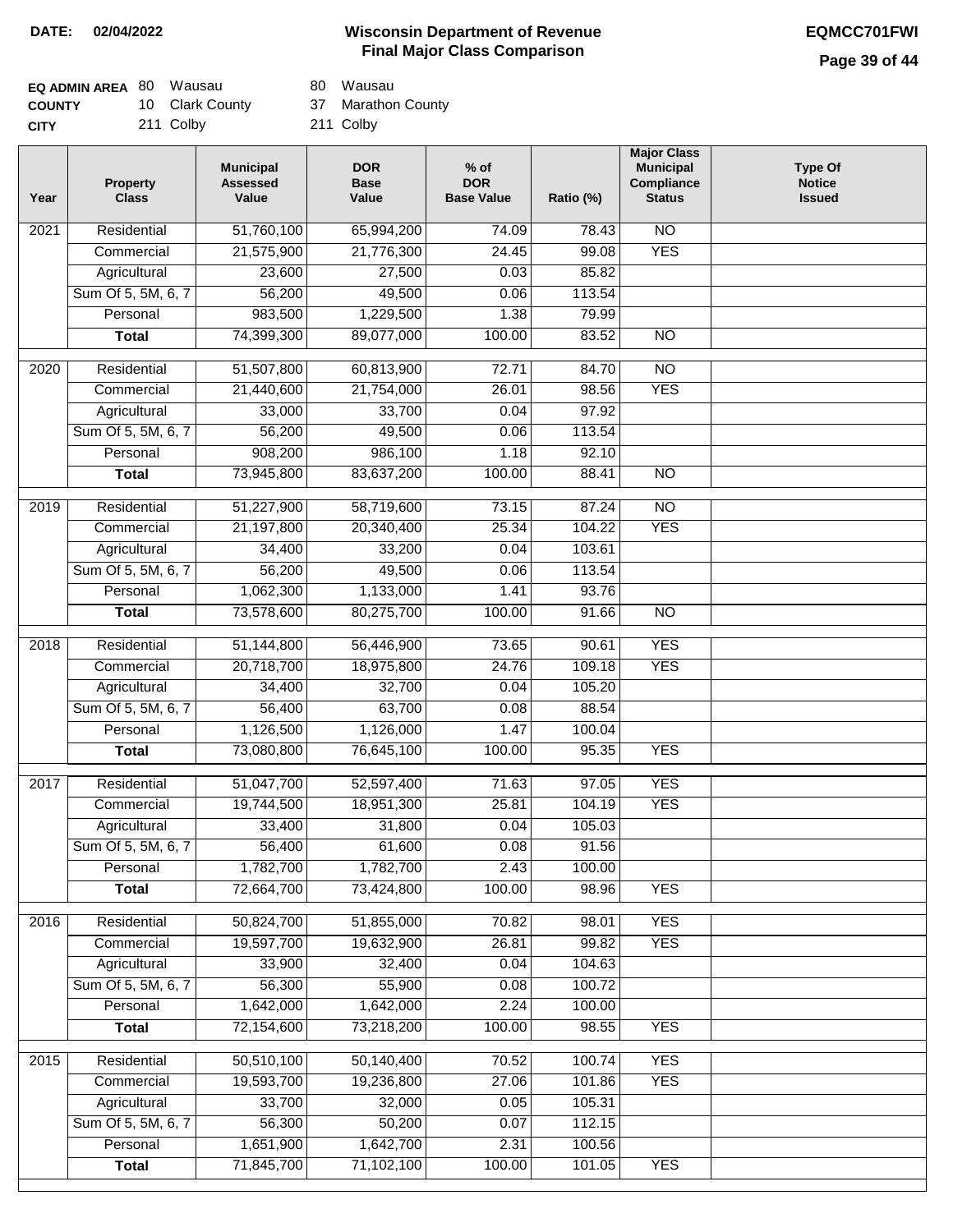**DATE:** 02/04/2022

# Wisconsin Department of Revenue
## Final Major Class Comparison

**EQMCC701FWI**

| | | | | |
|---|---|---|---|---|
| **EQ ADMIN AREA** | 80 | Wausau | 80 | Wausau |
| **COUNTY** | 10 | Clark County | 37 | Marathon County |
| **CITY** | 211 | Colby | 211 | Colby |

| Year | Property Class | Municipal Assessed Value | DOR Base Value | % of DOR Base Value | Ratio (%) | Major Class Municipal Compliance Status | Type Of Notice Issued |
|---|---|---|---|---|---|---|---|
| 2021 | Residential | 51,760,100 | 65,994,200 | 74.09 | 78.43 | NO | |
| | Commercial | 21,575,900 | 21,776,300 | 24.45 | 99.08 | YES | |
| | Agricultural | 23,600 | 27,500 | 0.03 | 85.82 | | |
| | Sum Of 5, 5M, 6, 7 | 56,200 | 49,500 | 0.06 | 113.54 | | |
| | Personal | 983,500 | 1,229,500 | 1.38 | 79.99 | | |
| | **Total** | 74,399,300 | 89,077,000 | 100.00 | 83.52 | NO | |
| 2020 | Residential | 51,507,800 | 60,813,900 | 72.71 | 84.70 | NO | |
| | Commercial | 21,440,600 | 21,754,000 | 26.01 | 98.56 | YES | |
| | Agricultural | 33,000 | 33,700 | 0.04 | 97.92 | | |
| | Sum Of 5, 5M, 6, 7 | 56,200 | 49,500 | 0.06 | 113.54 | | |
| | Personal | 908,200 | 986,100 | 1.18 | 92.10 | | |
| | **Total** | 73,945,800 | 83,637,200 | 100.00 | 88.41 | NO | |
| 2019 | Residential | 51,227,900 | 58,719,600 | 73.15 | 87.24 | NO | |
| | Commercial | 21,197,800 | 20,340,400 | 25.34 | 104.22 | YES | |
| | Agricultural | 34,400 | 33,200 | 0.04 | 103.61 | | |
| | Sum Of 5, 5M, 6, 7 | 56,200 | 49,500 | 0.06 | 113.54 | | |
| | Personal | 1,062,300 | 1,133,000 | 1.41 | 93.76 | | |
| | **Total** | 73,578,600 | 80,275,700 | 100.00 | 91.66 | NO | |
| 2018 | Residential | 51,144,800 | 56,446,900 | 73.65 | 90.61 | YES | |
| | Commercial | 20,718,700 | 18,975,800 | 24.76 | 109.18 | YES | |
| | Agricultural | 34,400 | 32,700 | 0.04 | 105.20 | | |
| | Sum Of 5, 5M, 6, 7 | 56,400 | 63,700 | 0.08 | 88.54 | | |
| | Personal | 1,126,500 | 1,126,000 | 1.47 | 100.04 | | |
| | **Total** | 73,080,800 | 76,645,100 | 100.00 | 95.35 | YES | |
| 2017 | Residential | 51,047,700 | 52,597,400 | 71.63 | 97.05 | YES | |
| | Commercial | 19,744,500 | 18,951,300 | 25.81 | 104.19 | YES | |
| | Agricultural | 33,400 | 31,800 | 0.04 | 105.03 | | |
| | Sum Of 5, 5M, 6, 7 | 56,400 | 61,600 | 0.08 | 91.56 | | |
| | Personal | 1,782,700 | 1,782,700 | 2.43 | 100.00 | | |
| | **Total** | 72,664,700 | 73,424,800 | 100.00 | 98.96 | YES | |
| 2016 | Residential | 50,824,700 | 51,855,000 | 70.82 | 98.01 | YES | |
| | Commercial | 19,597,700 | 19,632,900 | 26.81 | 99.82 | YES | |
| | Agricultural | 33,900 | 32,400 | 0.04 | 104.63 | | |
| | Sum Of 5, 5M, 6, 7 | 56,300 | 55,900 | 0.08 | 100.72 | | |
| | Personal | 1,642,000 | 1,642,000 | 2.24 | 100.00 | | |
| | **Total** | 72,154,600 | 73,218,200 | 100.00 | 98.55 | YES | |
| 2015 | Residential | 50,510,100 | 50,140,400 | 70.52 | 100.74 | YES | |
| | Commercial | 19,593,700 | 19,236,800 | 27.06 | 101.86 | YES | |
| | Agricultural | 33,700 | 32,000 | 0.05 | 105.31 | | |
| | Sum Of 5, 5M, 6, 7 | 56,300 | 50,200 | 0.07 | 112.15 | | |
| | Personal | 1,651,900 | 1,642,700 | 2.31 | 100.56 | | |
| | **Total** | 71,845,700 | 71,102,100 | 100.00 | 101.05 | YES | |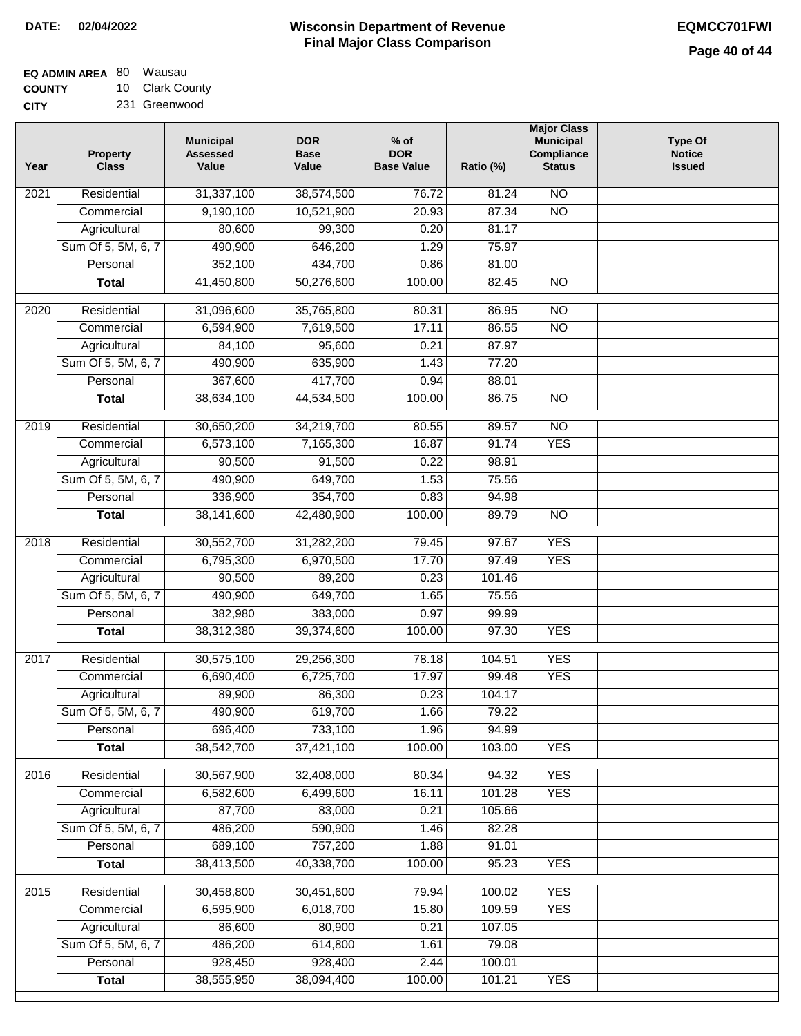**DATE: 02/04/2022**

# Wisconsin Department of Revenue
## Final Major Class Comparison

**EQMCC701FWI**

**EQ ADMIN AREA** 80 Wausau
**COUNTY** 10 Clark County
**CITY** 231 Greenwood

| Year | Property Class | Municipal Assessed Value | DOR Base Value | % of DOR Base Value | Ratio (%) | Major Class Municipal Compliance Status | Type Of Notice Issued |
|---|---|---|---|---|---|---|---|
| 2021 | Residential | 31,337,100 | 38,574,500 | 76.72 | 81.24 | NO | |
| | Commercial | 9,190,100 | 10,521,900 | 20.93 | 87.34 | NO | |
| | Agricultural | 80,600 | 99,300 | 0.20 | 81.17 | | |
| | Sum Of 5, 5M, 6, 7 | 490,900 | 646,200 | 1.29 | 75.97 | | |
| | Personal | 352,100 | 434,700 | 0.86 | 81.00 | | |
| | **Total** | 41,450,800 | 50,276,600 | 100.00 | 82.45 | NO | |
| 2020 | Residential | 31,096,600 | 35,765,800 | 80.31 | 86.95 | NO | |
| | Commercial | 6,594,900 | 7,619,500 | 17.11 | 86.55 | NO | |
| | Agricultural | 84,100 | 95,600 | 0.21 | 87.97 | | |
| | Sum Of 5, 5M, 6, 7 | 490,900 | 635,900 | 1.43 | 77.20 | | |
| | Personal | 367,600 | 417,700 | 0.94 | 88.01 | | |
| | **Total** | 38,634,100 | 44,534,500 | 100.00 | 86.75 | NO | |
| 2019 | Residential | 30,650,200 | 34,219,700 | 80.55 | 89.57 | NO | |
| | Commercial | 6,573,100 | 7,165,300 | 16.87 | 91.74 | YES | |
| | Agricultural | 90,500 | 91,500 | 0.22 | 98.91 | | |
| | Sum Of 5, 5M, 6, 7 | 490,900 | 649,700 | 1.53 | 75.56 | | |
| | Personal | 336,900 | 354,700 | 0.83 | 94.98 | | |
| | **Total** | 38,141,600 | 42,480,900 | 100.00 | 89.79 | NO | |
| 2018 | Residential | 30,552,700 | 31,282,200 | 79.45 | 97.67 | YES | |
| | Commercial | 6,795,300 | 6,970,500 | 17.70 | 97.49 | YES | |
| | Agricultural | 90,500 | 89,200 | 0.23 | 101.46 | | |
| | Sum Of 5, 5M, 6, 7 | 490,900 | 649,700 | 1.65 | 75.56 | | |
| | Personal | 382,980 | 383,000 | 0.97 | 99.99 | | |
| | **Total** | 38,312,380 | 39,374,600 | 100.00 | 97.30 | YES | |
| 2017 | Residential | 30,575,100 | 29,256,300 | 78.18 | 104.51 | YES | |
| | Commercial | 6,690,400 | 6,725,700 | 17.97 | 99.48 | YES | |
| | Agricultural | 89,900 | 86,300 | 0.23 | 104.17 | | |
| | Sum Of 5, 5M, 6, 7 | 490,900 | 619,700 | 1.66 | 79.22 | | |
| | Personal | 696,400 | 733,100 | 1.96 | 94.99 | | |
| | **Total** | 38,542,700 | 37,421,100 | 100.00 | 103.00 | YES | |
| 2016 | Residential | 30,567,900 | 32,408,000 | 80.34 | 94.32 | YES | |
| | Commercial | 6,582,600 | 6,499,600 | 16.11 | 101.28 | YES | |
| | Agricultural | 87,700 | 83,000 | 0.21 | 105.66 | | |
| | Sum Of 5, 5M, 6, 7 | 486,200 | 590,900 | 1.46 | 82.28 | | |
| | Personal | 689,100 | 757,200 | 1.88 | 91.01 | | |
| | **Total** | 38,413,500 | 40,338,700 | 100.00 | 95.23 | YES | |
| 2015 | Residential | 30,458,800 | 30,451,600 | 79.94 | 100.02 | YES | |
| | Commercial | 6,595,900 | 6,018,700 | 15.80 | 109.59 | YES | |
| | Agricultural | 86,600 | 80,900 | 0.21 | 107.05 | | |
| | Sum Of 5, 5M, 6, 7 | 486,200 | 614,800 | 1.61 | 79.08 | | |
| | Personal | 928,450 | 928,400 | 2.44 | 100.01 | | |
| | **Total** | 38,555,950 | 38,094,400 | 100.00 | 101.21 | YES | |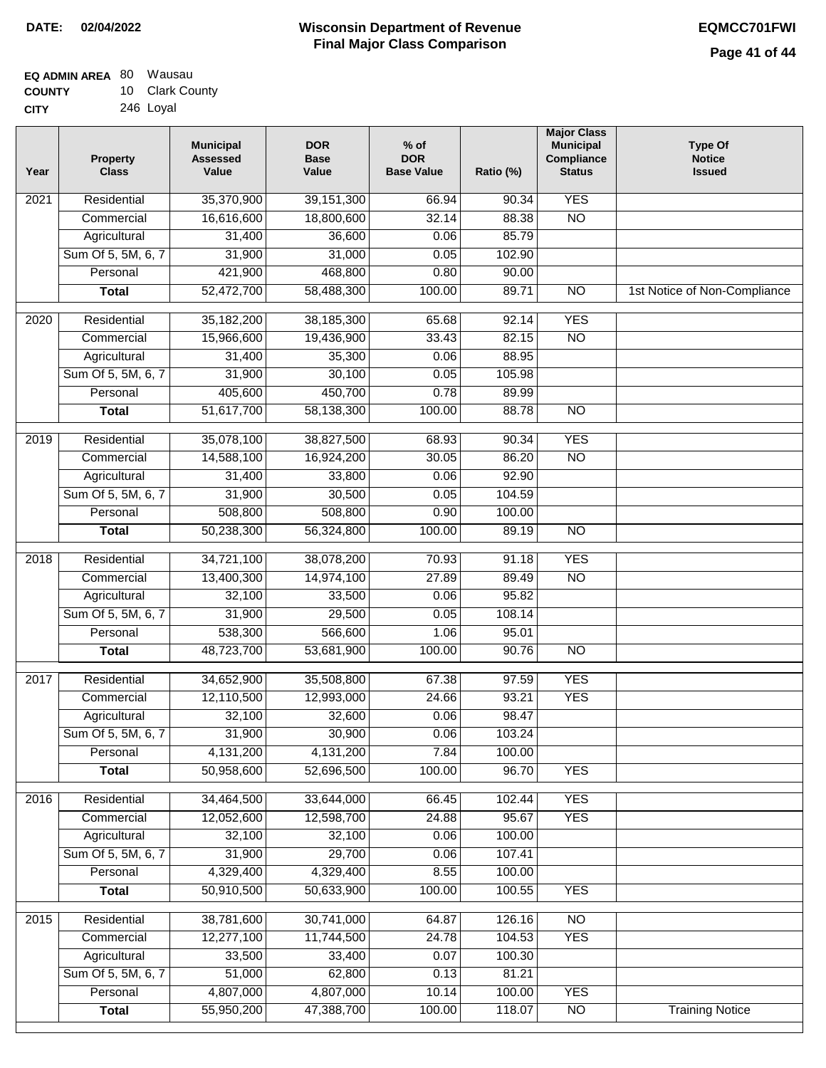**DATE: 02/04/2022**

# Wisconsin Department of Revenue
## Final Major Class Comparison

**EQMCC701FWI**

**EQ ADMIN AREA** 80 Wausau
**COUNTY** 10 Clark County
**CITY** 246 Loyal

| Year | Property Class | Municipal Assessed Value | DOR Base Value | % of DOR Base Value | Ratio (%) | Major Class Municipal Compliance Status | Type Of Notice Issued |
|---|---|---|---|---|---|---|---|
| 2021 | Residential | 35,370,900 | 39,151,300 | 66.94 | 90.34 | YES | |
| | Commercial | 16,616,600 | 18,800,600 | 32.14 | 88.38 | NO | |
| | Agricultural | 31,400 | 36,600 | 0.06 | 85.79 | | |
| | Sum Of 5, 5M, 6, 7 | 31,900 | 31,000 | 0.05 | 102.90 | | |
| | Personal | 421,900 | 468,800 | 0.80 | 90.00 | | |
| | **Total** | 52,472,700 | 58,488,300 | 100.00 | 89.71 | NO | 1st Notice of Non-Compliance |
| 2020 | Residential | 35,182,200 | 38,185,300 | 65.68 | 92.14 | YES | |
| | Commercial | 15,966,600 | 19,436,900 | 33.43 | 82.15 | NO | |
| | Agricultural | 31,400 | 35,300 | 0.06 | 88.95 | | |
| | Sum Of 5, 5M, 6, 7 | 31,900 | 30,100 | 0.05 | 105.98 | | |
| | Personal | 405,600 | 450,700 | 0.78 | 89.99 | | |
| | **Total** | 51,617,700 | 58,138,300 | 100.00 | 88.78 | NO | |
| 2019 | Residential | 35,078,100 | 38,827,500 | 68.93 | 90.34 | YES | |
| | Commercial | 14,588,100 | 16,924,200 | 30.05 | 86.20 | NO | |
| | Agricultural | 31,400 | 33,800 | 0.06 | 92.90 | | |
| | Sum Of 5, 5M, 6, 7 | 31,900 | 30,500 | 0.05 | 104.59 | | |
| | Personal | 508,800 | 508,800 | 0.90 | 100.00 | | |
| | **Total** | 50,238,300 | 56,324,800 | 100.00 | 89.19 | NO | |
| 2018 | Residential | 34,721,100 | 38,078,200 | 70.93 | 91.18 | YES | |
| | Commercial | 13,400,300 | 14,974,100 | 27.89 | 89.49 | NO | |
| | Agricultural | 32,100 | 33,500 | 0.06 | 95.82 | | |
| | Sum Of 5, 5M, 6, 7 | 31,900 | 29,500 | 0.05 | 108.14 | | |
| | Personal | 538,300 | 566,600 | 1.06 | 95.01 | | |
| | **Total** | 48,723,700 | 53,681,900 | 100.00 | 90.76 | NO | |
| 2017 | Residential | 34,652,900 | 35,508,800 | 67.38 | 97.59 | YES | |
| | Commercial | 12,110,500 | 12,993,000 | 24.66 | 93.21 | YES | |
| | Agricultural | 32,100 | 32,600 | 0.06 | 98.47 | | |
| | Sum Of 5, 5M, 6, 7 | 31,900 | 30,900 | 0.06 | 103.24 | | |
| | Personal | 4,131,200 | 4,131,200 | 7.84 | 100.00 | | |
| | **Total** | 50,958,600 | 52,696,500 | 100.00 | 96.70 | YES | |
| 2016 | Residential | 34,464,500 | 33,644,000 | 66.45 | 102.44 | YES | |
| | Commercial | 12,052,600 | 12,598,700 | 24.88 | 95.67 | YES | |
| | Agricultural | 32,100 | 32,100 | 0.06 | 100.00 | | |
| | Sum Of 5, 5M, 6, 7 | 31,900 | 29,700 | 0.06 | 107.41 | | |
| | Personal | 4,329,400 | 4,329,400 | 8.55 | 100.00 | | |
| | **Total** | 50,910,500 | 50,633,900 | 100.00 | 100.55 | YES | |
| 2015 | Residential | 38,781,600 | 30,741,000 | 64.87 | 126.16 | NO | |
| | Commercial | 12,277,100 | 11,744,500 | 24.78 | 104.53 | YES | |
| | Agricultural | 33,500 | 33,400 | 0.07 | 100.30 | | |
| | Sum Of 5, 5M, 6, 7 | 51,000 | 62,800 | 0.13 | 81.21 | | |
| | Personal | 4,807,000 | 4,807,000 | 10.14 | 100.00 | YES | |
| | **Total** | 55,950,200 | 47,388,700 | 100.00 | 118.07 | NO | Training Notice |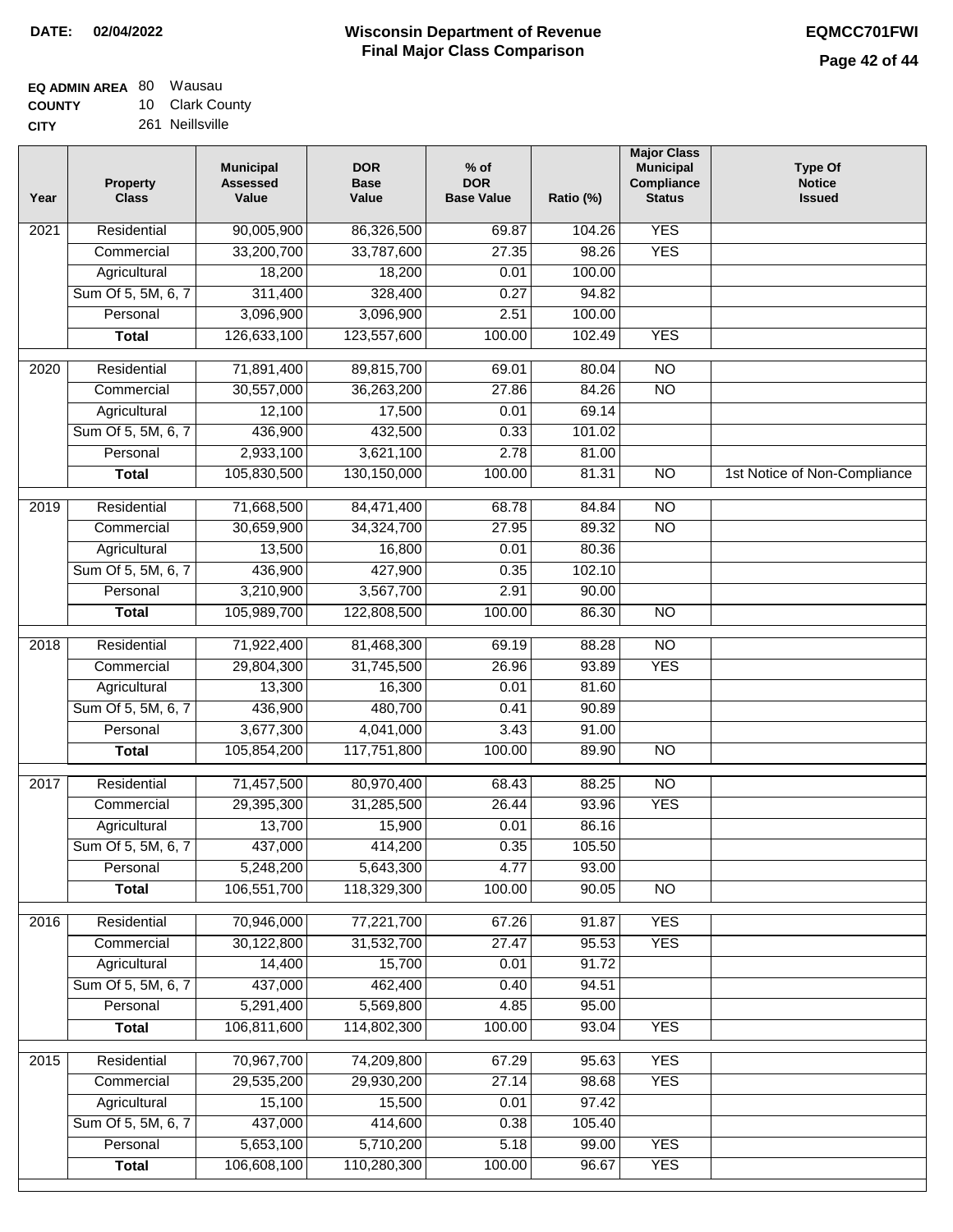**DATE: 02/04/2022**

# Wisconsin Department of Revenue
## Final Major Class Comparison

**EQMCC701FWI**

**EQ ADMIN AREA** 80 Wausau
**COUNTY** 10 Clark County
**CITY** 261 Neillsville

| Year | Property Class | Municipal Assessed Value | DOR Base Value | % of DOR Base Value | Ratio (%) | Major Class Municipal Compliance Status | Type Of Notice Issued |
|---|---|---|---|---|---|---|---|
| 2021 | Residential | 90,005,900 | 86,326,500 | 69.87 | 104.26 | YES | |
| | Commercial | 33,200,700 | 33,787,600 | 27.35 | 98.26 | YES | |
| | Agricultural | 18,200 | 18,200 | 0.01 | 100.00 | | |
| | Sum Of 5, 5M, 6, 7 | 311,400 | 328,400 | 0.27 | 94.82 | | |
| | Personal | 3,096,900 | 3,096,900 | 2.51 | 100.00 | | |
| | **Total** | 126,633,100 | 123,557,600 | 100.00 | 102.49 | YES | |
| 2020 | Residential | 71,891,400 | 89,815,700 | 69.01 | 80.04 | NO | |
| | Commercial | 30,557,000 | 36,263,200 | 27.86 | 84.26 | NO | |
| | Agricultural | 12,100 | 17,500 | 0.01 | 69.14 | | |
| | Sum Of 5, 5M, 6, 7 | 436,900 | 432,500 | 0.33 | 101.02 | | |
| | Personal | 2,933,100 | 3,621,100 | 2.78 | 81.00 | | |
| | **Total** | 105,830,500 | 130,150,000 | 100.00 | 81.31 | NO | 1st Notice of Non-Compliance |
| 2019 | Residential | 71,668,500 | 84,471,400 | 68.78 | 84.84 | NO | |
| | Commercial | 30,659,900 | 34,324,700 | 27.95 | 89.32 | NO | |
| | Agricultural | 13,500 | 16,800 | 0.01 | 80.36 | | |
| | Sum Of 5, 5M, 6, 7 | 436,900 | 427,900 | 0.35 | 102.10 | | |
| | Personal | 3,210,900 | 3,567,700 | 2.91 | 90.00 | | |
| | **Total** | 105,989,700 | 122,808,500 | 100.00 | 86.30 | NO | |
| 2018 | Residential | 71,922,400 | 81,468,300 | 69.19 | 88.28 | NO | |
| | Commercial | 29,804,300 | 31,745,500 | 26.96 | 93.89 | YES | |
| | Agricultural | 13,300 | 16,300 | 0.01 | 81.60 | | |
| | Sum Of 5, 5M, 6, 7 | 436,900 | 480,700 | 0.41 | 90.89 | | |
| | Personal | 3,677,300 | 4,041,000 | 3.43 | 91.00 | | |
| | **Total** | 105,854,200 | 117,751,800 | 100.00 | 89.90 | NO | |
| 2017 | Residential | 71,457,500 | 80,970,400 | 68.43 | 88.25 | NO | |
| | Commercial | 29,395,300 | 31,285,500 | 26.44 | 93.96 | YES | |
| | Agricultural | 13,700 | 15,900 | 0.01 | 86.16 | | |
| | Sum Of 5, 5M, 6, 7 | 437,000 | 414,200 | 0.35 | 105.50 | | |
| | Personal | 5,248,200 | 5,643,300 | 4.77 | 93.00 | | |
| | **Total** | 106,551,700 | 118,329,300 | 100.00 | 90.05 | NO | |
| 2016 | Residential | 70,946,000 | 77,221,700 | 67.26 | 91.87 | YES | |
| | Commercial | 30,122,800 | 31,532,700 | 27.47 | 95.53 | YES | |
| | Agricultural | 14,400 | 15,700 | 0.01 | 91.72 | | |
| | Sum Of 5, 5M, 6, 7 | 437,000 | 462,400 | 0.40 | 94.51 | | |
| | Personal | 5,291,400 | 5,569,800 | 4.85 | 95.00 | | |
| | **Total** | 106,811,600 | 114,802,300 | 100.00 | 93.04 | YES | |
| 2015 | Residential | 70,967,700 | 74,209,800 | 67.29 | 95.63 | YES | |
| | Commercial | 29,535,200 | 29,930,200 | 27.14 | 98.68 | YES | |
| | Agricultural | 15,100 | 15,500 | 0.01 | 97.42 | | |
| | Sum Of 5, 5M, 6, 7 | 437,000 | 414,600 | 0.38 | 105.40 | | |
| | Personal | 5,653,100 | 5,710,200 | 5.18 | 99.00 | YES | |
| | **Total** | 106,608,100 | 110,280,300 | 100.00 | 96.67 | YES | |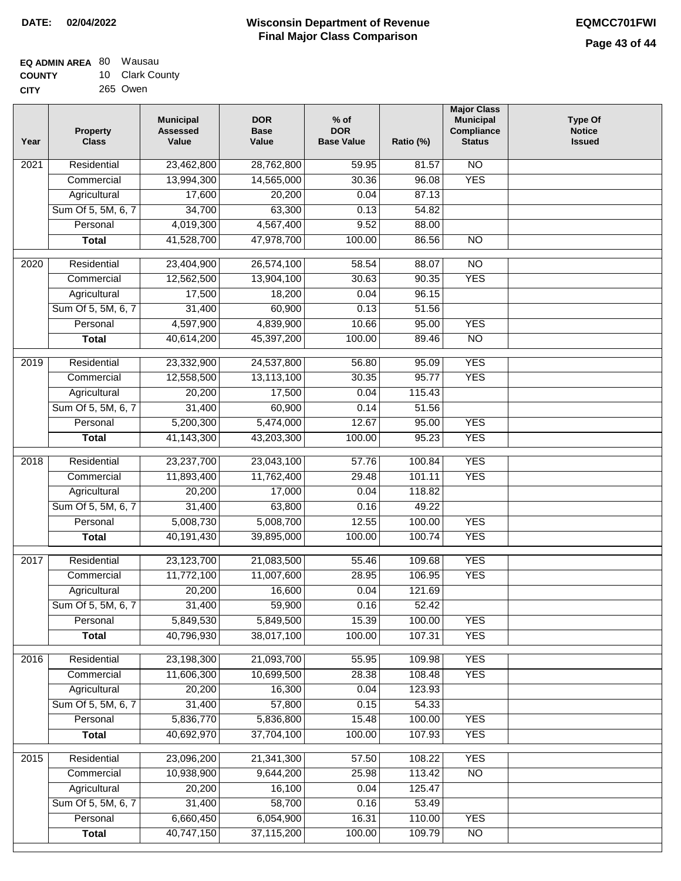**DATE: 02/04/2022**

# Wisconsin Department of Revenue
## Final Major Class Comparison

**EQMCC701FWI**

**EQ ADMIN AREA** 80 Wausau
**COUNTY** 10 Clark County
**CITY** 265 Owen

| Year | Property Class | Municipal Assessed Value | DOR Base Value | % of DOR Base Value | Ratio (%) | Major Class Municipal Compliance Status | Type Of Notice Issued |
|---|---|---|---|---|---|---|---|
| 2021 | Residential | 23,462,800 | 28,762,800 | 59.95 | 81.57 | NO | |
| | Commercial | 13,994,300 | 14,565,000 | 30.36 | 96.08 | YES | |
| | Agricultural | 17,600 | 20,200 | 0.04 | 87.13 | | |
| | Sum Of 5, 5M, 6, 7 | 34,700 | 63,300 | 0.13 | 54.82 | | |
| | Personal | 4,019,300 | 4,567,400 | 9.52 | 88.00 | | |
| | **Total** | 41,528,700 | 47,978,700 | 100.00 | 86.56 | NO | |
| 2020 | Residential | 23,404,900 | 26,574,100 | 58.54 | 88.07 | NO | |
| | Commercial | 12,562,500 | 13,904,100 | 30.63 | 90.35 | YES | |
| | Agricultural | 17,500 | 18,200 | 0.04 | 96.15 | | |
| | Sum Of 5, 5M, 6, 7 | 31,400 | 60,900 | 0.13 | 51.56 | | |
| | Personal | 4,597,900 | 4,839,900 | 10.66 | 95.00 | YES | |
| | **Total** | 40,614,200 | 45,397,200 | 100.00 | 89.46 | NO | |
| 2019 | Residential | 23,332,900 | 24,537,800 | 56.80 | 95.09 | YES | |
| | Commercial | 12,558,500 | 13,113,100 | 30.35 | 95.77 | YES | |
| | Agricultural | 20,200 | 17,500 | 0.04 | 115.43 | | |
| | Sum Of 5, 5M, 6, 7 | 31,400 | 60,900 | 0.14 | 51.56 | | |
| | Personal | 5,200,300 | 5,474,000 | 12.67 | 95.00 | YES | |
| | **Total** | 41,143,300 | 43,203,300 | 100.00 | 95.23 | YES | |
| 2018 | Residential | 23,237,700 | 23,043,100 | 57.76 | 100.84 | YES | |
| | Commercial | 11,893,400 | 11,762,400 | 29.48 | 101.11 | YES | |
| | Agricultural | 20,200 | 17,000 | 0.04 | 118.82 | | |
| | Sum Of 5, 5M, 6, 7 | 31,400 | 63,800 | 0.16 | 49.22 | | |
| | Personal | 5,008,730 | 5,008,700 | 12.55 | 100.00 | YES | |
| | **Total** | 40,191,430 | 39,895,000 | 100.00 | 100.74 | YES | |
| 2017 | Residential | 23,123,700 | 21,083,500 | 55.46 | 109.68 | YES | |
| | Commercial | 11,772,100 | 11,007,600 | 28.95 | 106.95 | YES | |
| | Agricultural | 20,200 | 16,600 | 0.04 | 121.69 | | |
| | Sum Of 5, 5M, 6, 7 | 31,400 | 59,900 | 0.16 | 52.42 | | |
| | Personal | 5,849,530 | 5,849,500 | 15.39 | 100.00 | YES | |
| | **Total** | 40,796,930 | 38,017,100 | 100.00 | 107.31 | YES | |
| 2016 | Residential | 23,198,300 | 21,093,700 | 55.95 | 109.98 | YES | |
| | Commercial | 11,606,300 | 10,699,500 | 28.38 | 108.48 | YES | |
| | Agricultural | 20,200 | 16,300 | 0.04 | 123.93 | | |
| | Sum Of 5, 5M, 6, 7 | 31,400 | 57,800 | 0.15 | 54.33 | | |
| | Personal | 5,836,770 | 5,836,800 | 15.48 | 100.00 | YES | |
| | **Total** | 40,692,970 | 37,704,100 | 100.00 | 107.93 | YES | |
| 2015 | Residential | 23,096,200 | 21,341,300 | 57.50 | 108.22 | YES | |
| | Commercial | 10,938,900 | 9,644,200 | 25.98 | 113.42 | NO | |
| | Agricultural | 20,200 | 16,100 | 0.04 | 125.47 | | |
| | Sum Of 5, 5M, 6, 7 | 31,400 | 58,700 | 0.16 | 53.49 | | |
| | Personal | 6,660,450 | 6,054,900 | 16.31 | 110.00 | YES | |
| | **Total** | 40,747,150 | 37,115,200 | 100.00 | 109.79 | NO | |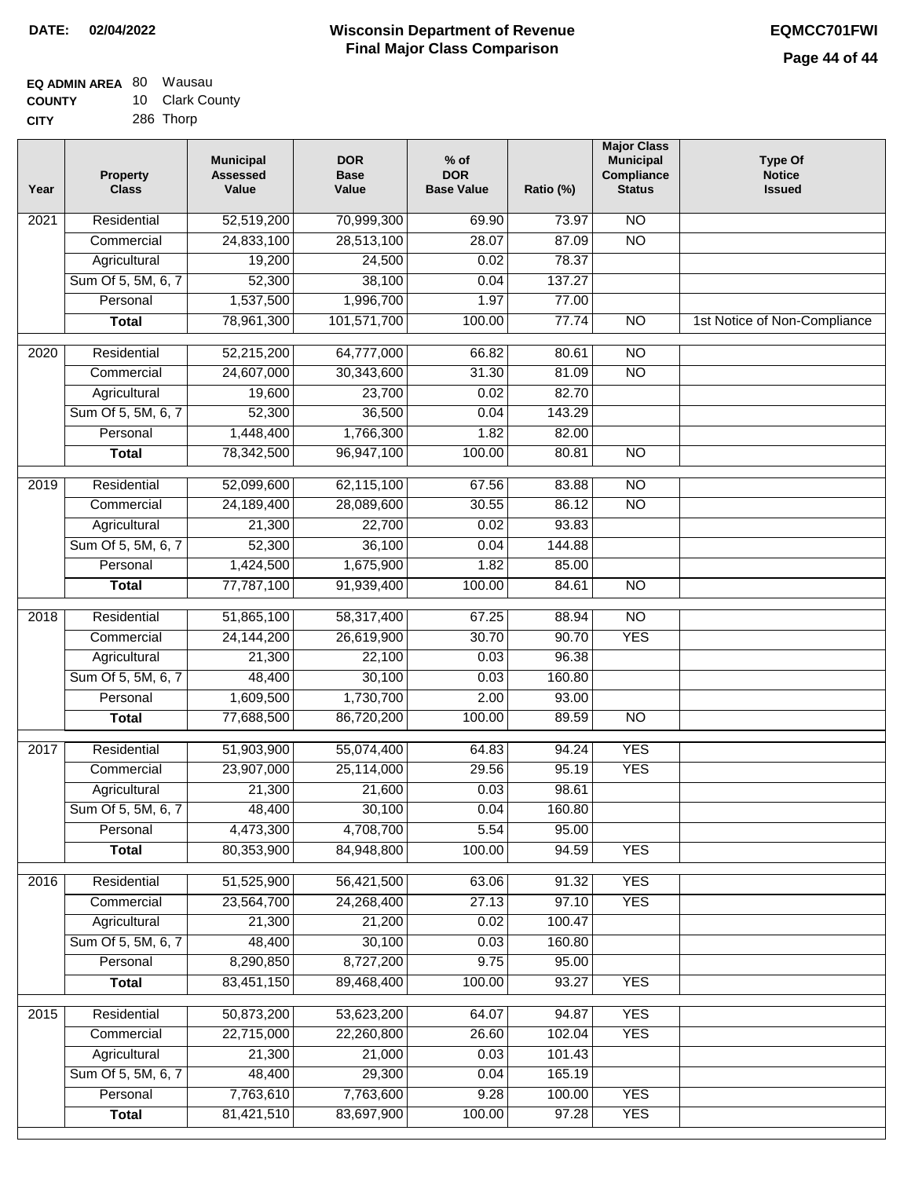**DATE:** 02/04/2022

# Wisconsin Department of Revenue
## Final Major Class Comparison

**EQMCC701FWI**

**EQ ADMIN AREA** 80 Wausau
**COUNTY** 10 Clark County
**CITY** 286 Thorp

| Year | Property Class | Municipal Assessed Value | DOR Base Value | % of DOR Base Value | Ratio (%) | Major Class Municipal Compliance Status | Type Of Notice Issued |
|---|---|---|---|---|---|---|---|
| 2021 | Residential | 52,519,200 | 70,999,300 | 69.90 | 73.97 | NO | |
| | Commercial | 24,833,100 | 28,513,100 | 28.07 | 87.09 | NO | |
| | Agricultural | 19,200 | 24,500 | 0.02 | 78.37 | | |
| | Sum Of 5, 5M, 6, 7 | 52,300 | 38,100 | 0.04 | 137.27 | | |
| | Personal | 1,537,500 | 1,996,700 | 1.97 | 77.00 | | |
| | **Total** | 78,961,300 | 101,571,700 | 100.00 | 77.74 | NO | 1st Notice of Non-Compliance |
| 2020 | Residential | 52,215,200 | 64,777,000 | 66.82 | 80.61 | NO | |
| | Commercial | 24,607,000 | 30,343,600 | 31.30 | 81.09 | NO | |
| | Agricultural | 19,600 | 23,700 | 0.02 | 82.70 | | |
| | Sum Of 5, 5M, 6, 7 | 52,300 | 36,500 | 0.04 | 143.29 | | |
| | Personal | 1,448,400 | 1,766,300 | 1.82 | 82.00 | | |
| | **Total** | 78,342,500 | 96,947,100 | 100.00 | 80.81 | NO | |
| 2019 | Residential | 52,099,600 | 62,115,100 | 67.56 | 83.88 | NO | |
| | Commercial | 24,189,400 | 28,089,600 | 30.55 | 86.12 | NO | |
| | Agricultural | 21,300 | 22,700 | 0.02 | 93.83 | | |
| | Sum Of 5, 5M, 6, 7 | 52,300 | 36,100 | 0.04 | 144.88 | | |
| | Personal | 1,424,500 | 1,675,900 | 1.82 | 85.00 | | |
| | **Total** | 77,787,100 | 91,939,400 | 100.00 | 84.61 | NO | |
| 2018 | Residential | 51,865,100 | 58,317,400 | 67.25 | 88.94 | NO | |
| | Commercial | 24,144,200 | 26,619,900 | 30.70 | 90.70 | YES | |
| | Agricultural | 21,300 | 22,100 | 0.03 | 96.38 | | |
| | Sum Of 5, 5M, 6, 7 | 48,400 | 30,100 | 0.03 | 160.80 | | |
| | Personal | 1,609,500 | 1,730,700 | 2.00 | 93.00 | | |
| | **Total** | 77,688,500 | 86,720,200 | 100.00 | 89.59 | NO | |
| 2017 | Residential | 51,903,900 | 55,074,400 | 64.83 | 94.24 | YES | |
| | Commercial | 23,907,000 | 25,114,000 | 29.56 | 95.19 | YES | |
| | Agricultural | 21,300 | 21,600 | 0.03 | 98.61 | | |
| | Sum Of 5, 5M, 6, 7 | 48,400 | 30,100 | 0.04 | 160.80 | | |
| | Personal | 4,473,300 | 4,708,700 | 5.54 | 95.00 | | |
| | **Total** | 80,353,900 | 84,948,800 | 100.00 | 94.59 | YES | |
| 2016 | Residential | 51,525,900 | 56,421,500 | 63.06 | 91.32 | YES | |
| | Commercial | 23,564,700 | 24,268,400 | 27.13 | 97.10 | YES | |
| | Agricultural | 21,300 | 21,200 | 0.02 | 100.47 | | |
| | Sum Of 5, 5M, 6, 7 | 48,400 | 30,100 | 0.03 | 160.80 | | |
| | Personal | 8,290,850 | 8,727,200 | 9.75 | 95.00 | | |
| | **Total** | 83,451,150 | 89,468,400 | 100.00 | 93.27 | YES | |
| 2015 | Residential | 50,873,200 | 53,623,200 | 64.07 | 94.87 | YES | |
| | Commercial | 22,715,000 | 22,260,800 | 26.60 | 102.04 | YES | |
| | Agricultural | 21,300 | 21,000 | 0.03 | 101.43 | | |
| | Sum Of 5, 5M, 6, 7 | 48,400 | 29,300 | 0.04 | 165.19 | | |
| | Personal | 7,763,610 | 7,763,600 | 9.28 | 100.00 | YES | |
| | **Total** | 81,421,510 | 83,697,900 | 100.00 | 97.28 | YES | |